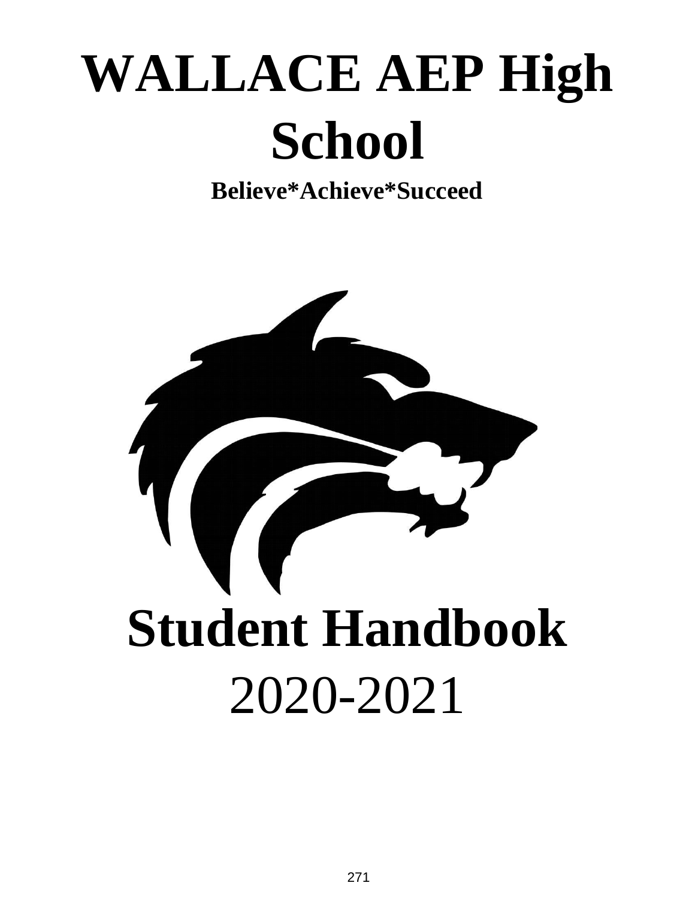# WALLACE AEP High School

**Believe*Achieve*Succeed**

# Student Handbook

2020-2021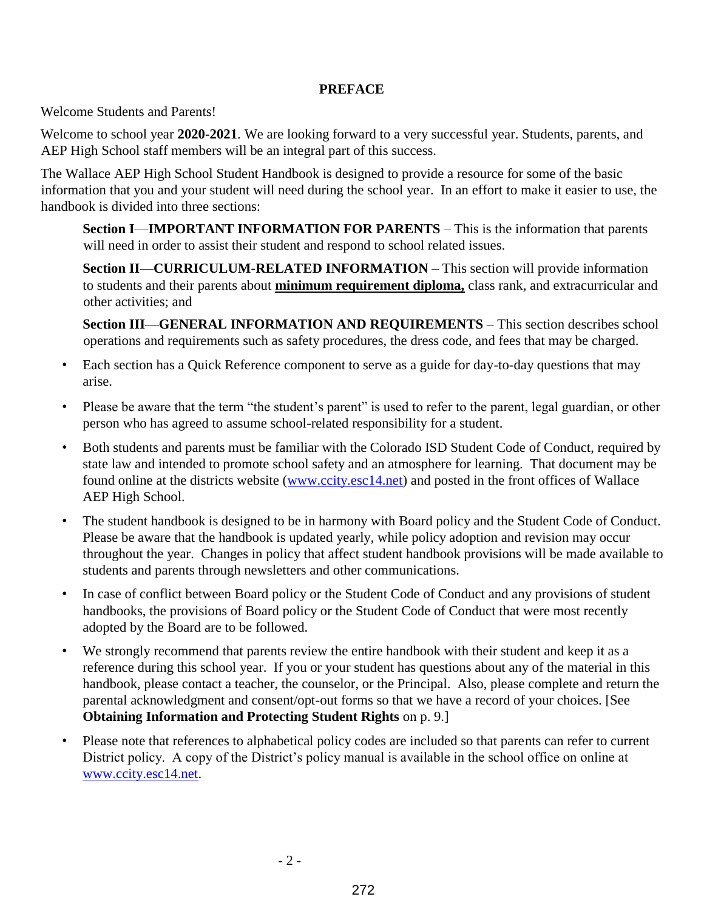# PREFACE

Welcome Students and Parents!

Welcome to school year **2020-2021**. We are looking forward to a very successful year. Students, parents, and AEP High School staff members will be an integral part of this success.

The Wallace AEP High School Student Handbook is designed to provide a resource for some of the basic information that you and your student will need during the school year. In an effort to make it easier to use, the handbook is divided into three sections:

**Section I**—**IMPORTANT INFORMATION FOR PARENTS** – This is the information that parents will need in order to assist their student and respond to school related issues.

**Section II**—**CURRICULUM-RELATED INFORMATION** – This section will provide information to students and their parents about **minimum requirement diploma,** class rank, and extracurricular and other activities; and

**Section III**—**GENERAL INFORMATION AND REQUIREMENTS** – This section describes school operations and requirements such as safety procedures, the dress code, and fees that may be charged.

- Each section has a Quick Reference component to serve as a guide for day-to-day questions that may arise.
- Please be aware that the term "the student's parent" is used to refer to the parent, legal guardian, or other person who has agreed to assume school-related responsibility for a student.
- Both students and parents must be familiar with the Colorado ISD Student Code of Conduct, required by state law and intended to promote school safety and an atmosphere for learning. That document may be found online at the districts website (www.ccity.esc14.net) and posted in the front offices of Wallace AEP High School.
- The student handbook is designed to be in harmony with Board policy and the Student Code of Conduct. Please be aware that the handbook is updated yearly, while policy adoption and revision may occur throughout the year. Changes in policy that affect student handbook provisions will be made available to students and parents through newsletters and other communications.
- In case of conflict between Board policy or the Student Code of Conduct and any provisions of student handbooks, the provisions of Board policy or the Student Code of Conduct that were most recently adopted by the Board are to be followed.
- We strongly recommend that parents review the entire handbook with their student and keep it as a reference during this school year. If you or your student has questions about any of the material in this handbook, please contact a teacher, the counselor, or the Principal. Also, please complete and return the parental acknowledgment and consent/opt-out forms so that we have a record of your choices. [See **Obtaining Information and Protecting Student Rights** on p. 9.]
- Please note that references to alphabetical policy codes are included so that parents can refer to current District policy. A copy of the District's policy manual is available in the school office on online at www.ccity.esc14.net.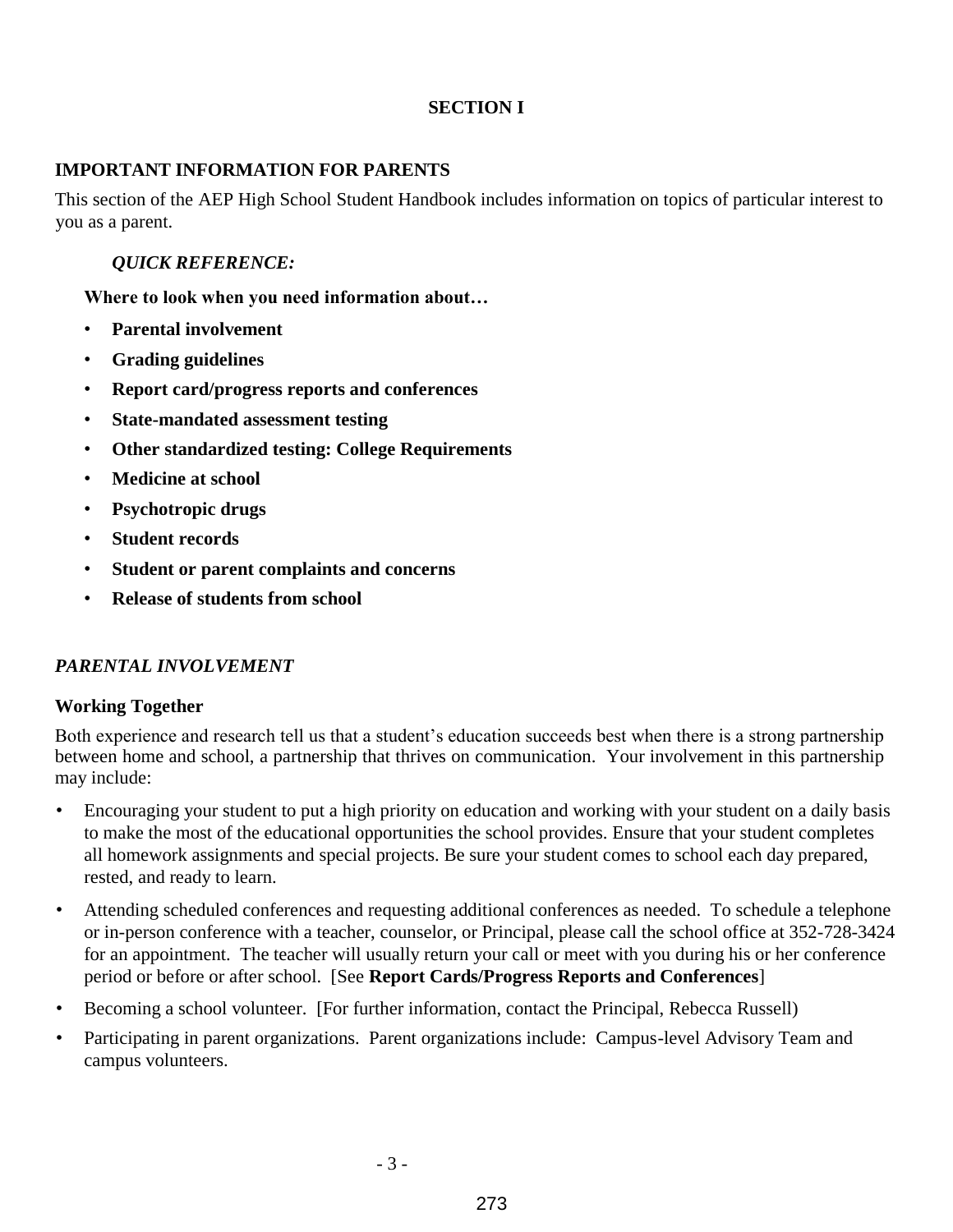# SECTION I

## IMPORTANT INFORMATION FOR PARENTS

This section of the AEP High School Student Handbook includes information on topics of particular interest to you as a parent.

***QUICK REFERENCE:***

**Where to look when you need information about…**

- **Parental involvement**
- **Grading guidelines**
- **Report card/progress reports and conferences**
- **State-mandated assessment testing**
- **Other standardized testing: College Requirements**
- **Medicine at school**
- **Psychotropic drugs**
- **Student records**
- **Student or parent complaints and concerns**
- **Release of students from school**

## *PARENTAL INVOLVEMENT*

### Working Together

Both experience and research tell us that a student's education succeeds best when there is a strong partnership between home and school, a partnership that thrives on communication. Your involvement in this partnership may include:

- Encouraging your student to put a high priority on education and working with your student on a daily basis to make the most of the educational opportunities the school provides. Ensure that your student completes all homework assignments and special projects. Be sure your student comes to school each day prepared, rested, and ready to learn.
- Attending scheduled conferences and requesting additional conferences as needed. To schedule a telephone or in-person conference with a teacher, counselor, or Principal, please call the school office at 352-728-3424 for an appointment. The teacher will usually return your call or meet with you during his or her conference period or before or after school. [See **Report Cards/Progress Reports and Conferences**]
- Becoming a school volunteer. [For further information, contact the Principal, Rebecca Russell)
- Participating in parent organizations. Parent organizations include: Campus-level Advisory Team and campus volunteers.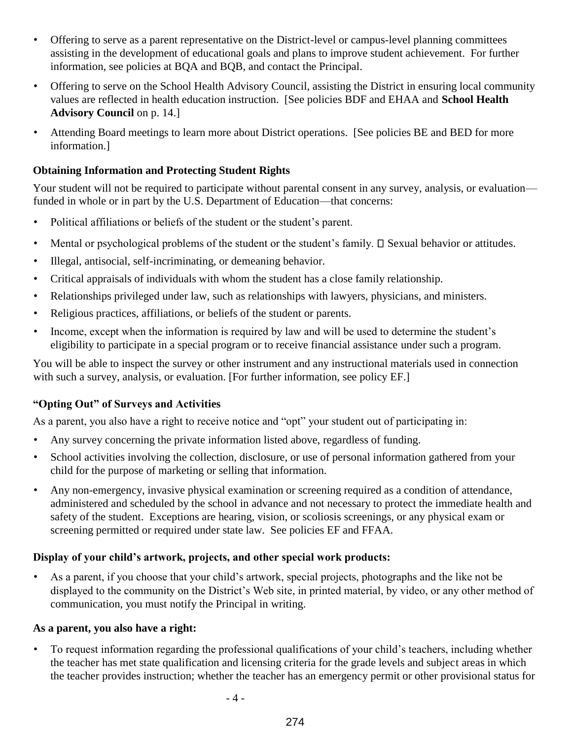- Offering to serve as a parent representative on the District-level or campus-level planning committees assisting in the development of educational goals and plans to improve student achievement. For further information, see policies at BQA and BQB, and contact the Principal.
- Offering to serve on the School Health Advisory Council, assisting the District in ensuring local community values are reflected in health education instruction. [See policies BDF and EHAA and **School Health Advisory Council** on p. 14.]
- Attending Board meetings to learn more about District operations. [See policies BE and BED for more information.]

**Obtaining Information and Protecting Student Rights**

Your student will not be required to participate without parental consent in any survey, analysis, or evaluation—funded in whole or in part by the U.S. Department of Education—that concerns:

- Political affiliations or beliefs of the student or the student's parent.
- Mental or psychological problems of the student or the student's family.  Sexual behavior or attitudes.
- Illegal, antisocial, self-incriminating, or demeaning behavior.
- Critical appraisals of individuals with whom the student has a close family relationship.
- Relationships privileged under law, such as relationships with lawyers, physicians, and ministers.
- Religious practices, affiliations, or beliefs of the student or parents.
- Income, except when the information is required by law and will be used to determine the student's eligibility to participate in a special program or to receive financial assistance under such a program.

You will be able to inspect the survey or other instrument and any instructional materials used in connection with such a survey, analysis, or evaluation. [For further information, see policy EF.]

**"Opting Out" of Surveys and Activities**

As a parent, you also have a right to receive notice and "opt" your student out of participating in:

- Any survey concerning the private information listed above, regardless of funding.
- School activities involving the collection, disclosure, or use of personal information gathered from your child for the purpose of marketing or selling that information.
- Any non-emergency, invasive physical examination or screening required as a condition of attendance, administered and scheduled by the school in advance and not necessary to protect the immediate health and safety of the student. Exceptions are hearing, vision, or scoliosis screenings, or any physical exam or screening permitted or required under state law. See policies EF and FFAA.

**Display of your child's artwork, projects, and other special work products:**

- As a parent, if you choose that your child's artwork, special projects, photographs and the like not be displayed to the community on the District's Web site, in printed material, by video, or any other method of communication, you must notify the Principal in writing.

**As a parent, you also have a right:**

- To request information regarding the professional qualifications of your child's teachers, including whether the teacher has met state qualification and licensing criteria for the grade levels and subject areas in which the teacher provides instruction; whether the teacher has an emergency permit or other provisional status for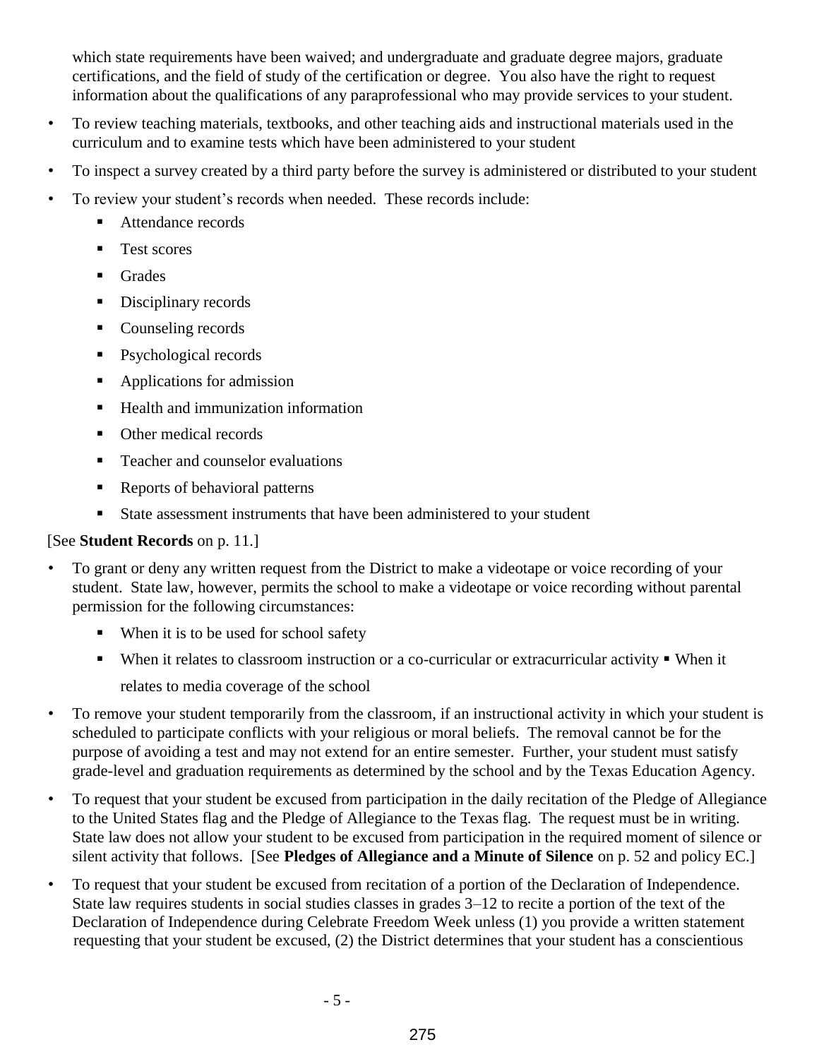which state requirements have been waived; and undergraduate and graduate degree majors, graduate certifications, and the field of study of the certification or degree. You also have the right to request information about the qualifications of any paraprofessional who may provide services to your student.

- To review teaching materials, textbooks, and other teaching aids and instructional materials used in the curriculum and to examine tests which have been administered to your student
- To inspect a survey created by a third party before the survey is administered or distributed to your student
- To review your student's records when needed. These records include:
  - Attendance records
  - Test scores
  - Grades
  - Disciplinary records
  - Counseling records
  - Psychological records
  - Applications for admission
  - Health and immunization information
  - Other medical records
  - Teacher and counselor evaluations
  - Reports of behavioral patterns
  - State assessment instruments that have been administered to your student

[See **Student Records** on p. 11.]

- To grant or deny any written request from the District to make a videotape or voice recording of your student. State law, however, permits the school to make a videotape or voice recording without parental permission for the following circumstances:
  - When it is to be used for school safety
  - When it relates to classroom instruction or a co-curricular or extracurricular activity
  - When it relates to media coverage of the school
- To remove your student temporarily from the classroom, if an instructional activity in which your student is scheduled to participate conflicts with your religious or moral beliefs. The removal cannot be for the purpose of avoiding a test and may not extend for an entire semester. Further, your student must satisfy grade-level and graduation requirements as determined by the school and by the Texas Education Agency.
- To request that your student be excused from participation in the daily recitation of the Pledge of Allegiance to the United States flag and the Pledge of Allegiance to the Texas flag. The request must be in writing. State law does not allow your student to be excused from participation in the required moment of silence or silent activity that follows. [See **Pledges of Allegiance and a Minute of Silence** on p. 52 and policy EC.]
- To request that your student be excused from recitation of a portion of the Declaration of Independence. State law requires students in social studies classes in grades 3–12 to recite a portion of the text of the Declaration of Independence during Celebrate Freedom Week unless (1) you provide a written statement requesting that your student be excused, (2) the District determines that your student has a conscientious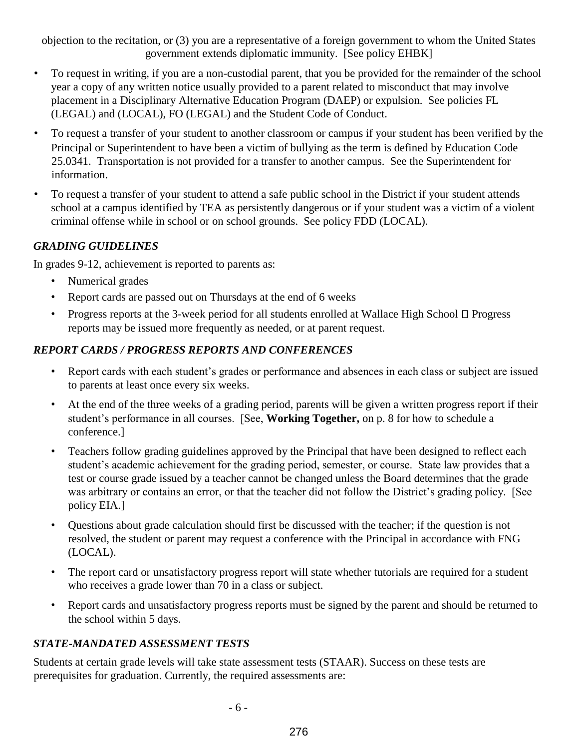objection to the recitation, or (3) you are a representative of a foreign government to whom the United States government extends diplomatic immunity. [See policy EHBK]

- To request in writing, if you are a non-custodial parent, that you be provided for the remainder of the school year a copy of any written notice usually provided to a parent related to misconduct that may involve placement in a Disciplinary Alternative Education Program (DAEP) or expulsion. See policies FL (LEGAL) and (LOCAL), FO (LEGAL) and the Student Code of Conduct.
- To request a transfer of your student to another classroom or campus if your student has been verified by the Principal or Superintendent to have been a victim of bullying as the term is defined by Education Code 25.0341. Transportation is not provided for a transfer to another campus. See the Superintendent for information.
- To request a transfer of your student to attend a safe public school in the District if your student attends school at a campus identified by TEA as persistently dangerous or if your student was a victim of a violent criminal offense while in school or on school grounds. See policy FDD (LOCAL).

### *GRADING GUIDELINES*

In grades 9-12, achievement is reported to parents as:

- Numerical grades
- Report cards are passed out on Thursdays at the end of 6 weeks
- Progress reports at the 3-week period for all students enrolled at Wallace High School  Progress reports may be issued more frequently as needed, or at parent request.

### *REPORT CARDS / PROGRESS REPORTS AND CONFERENCES*

- Report cards with each student's grades or performance and absences in each class or subject are issued to parents at least once every six weeks.
- At the end of the three weeks of a grading period, parents will be given a written progress report if their student's performance in all courses. [See, **Working Together,** on p. 8 for how to schedule a conference.]
- Teachers follow grading guidelines approved by the Principal that have been designed to reflect each student's academic achievement for the grading period, semester, or course. State law provides that a test or course grade issued by a teacher cannot be changed unless the Board determines that the grade was arbitrary or contains an error, or that the teacher did not follow the District's grading policy. [See policy EIA.]
- Questions about grade calculation should first be discussed with the teacher; if the question is not resolved, the student or parent may request a conference with the Principal in accordance with FNG (LOCAL).
- The report card or unsatisfactory progress report will state whether tutorials are required for a student who receives a grade lower than 70 in a class or subject.
- Report cards and unsatisfactory progress reports must be signed by the parent and should be returned to the school within 5 days.

### *STATE-MANDATED ASSESSMENT TESTS*

Students at certain grade levels will take state assessment tests (STAAR). Success on these tests are prerequisites for graduation. Currently, the required assessments are: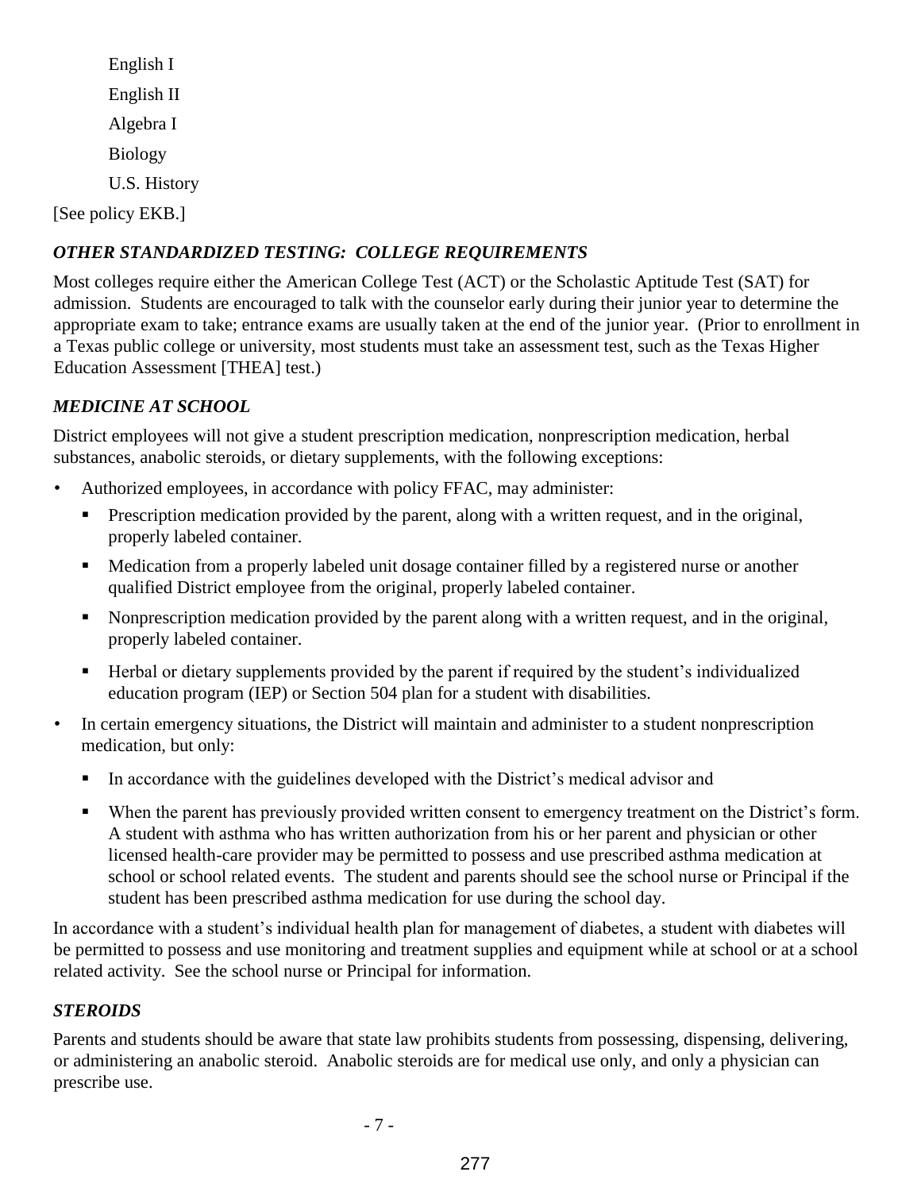English I

English II

Algebra I

Biology

U.S. History

[See policy EKB.]

### *OTHER STANDARDIZED TESTING: COLLEGE REQUIREMENTS*

Most colleges require either the American College Test (ACT) or the Scholastic Aptitude Test (SAT) for admission. Students are encouraged to talk with the counselor early during their junior year to determine the appropriate exam to take; entrance exams are usually taken at the end of the junior year. (Prior to enrollment in a Texas public college or university, most students must take an assessment test, such as the Texas Higher Education Assessment [THEA] test.)

### *MEDICINE AT SCHOOL*

District employees will not give a student prescription medication, nonprescription medication, herbal substances, anabolic steroids, or dietary supplements, with the following exceptions:

- Authorized employees, in accordance with policy FFAC, may administer:
  - Prescription medication provided by the parent, along with a written request, and in the original, properly labeled container.
  - Medication from a properly labeled unit dosage container filled by a registered nurse or another qualified District employee from the original, properly labeled container.
  - Nonprescription medication provided by the parent along with a written request, and in the original, properly labeled container.
  - Herbal or dietary supplements provided by the parent if required by the student's individualized education program (IEP) or Section 504 plan for a student with disabilities.
- In certain emergency situations, the District will maintain and administer to a student nonprescription medication, but only:
  - In accordance with the guidelines developed with the District's medical advisor and
  - When the parent has previously provided written consent to emergency treatment on the District's form. A student with asthma who has written authorization from his or her parent and physician or other licensed health-care provider may be permitted to possess and use prescribed asthma medication at school or school related events. The student and parents should see the school nurse or Principal if the student has been prescribed asthma medication for use during the school day.

In accordance with a student's individual health plan for management of diabetes, a student with diabetes will be permitted to possess and use monitoring and treatment supplies and equipment while at school or at a school related activity. See the school nurse or Principal for information.

### *STEROIDS*

Parents and students should be aware that state law prohibits students from possessing, dispensing, delivering, or administering an anabolic steroid. Anabolic steroids are for medical use only, and only a physician can prescribe use.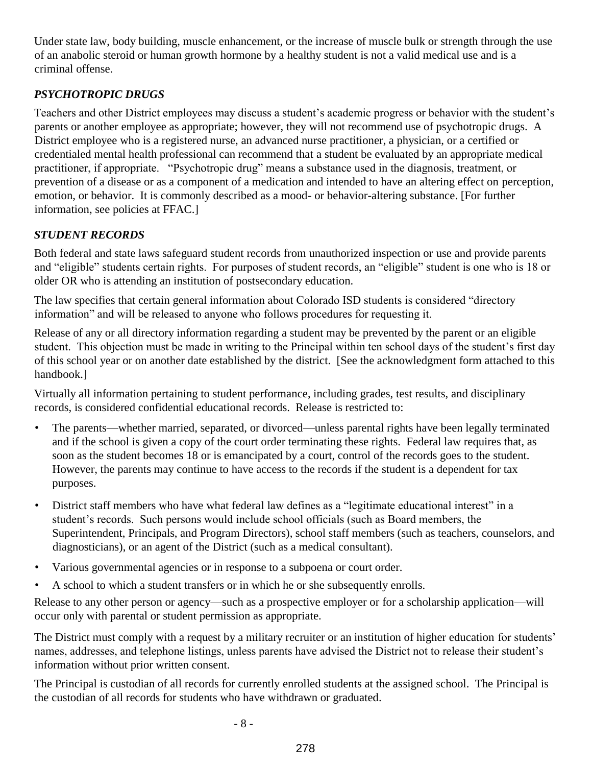Under state law, body building, muscle enhancement, or the increase of muscle bulk or strength through the use of an anabolic steroid or human growth hormone by a healthy student is not a valid medical use and is a criminal offense.

### *PSYCHOTROPIC DRUGS*

Teachers and other District employees may discuss a student's academic progress or behavior with the student's parents or another employee as appropriate; however, they will not recommend use of psychotropic drugs. A District employee who is a registered nurse, an advanced nurse practitioner, a physician, or a certified or credentialed mental health professional can recommend that a student be evaluated by an appropriate medical practitioner, if appropriate. "Psychotropic drug" means a substance used in the diagnosis, treatment, or prevention of a disease or as a component of a medication and intended to have an altering effect on perception, emotion, or behavior. It is commonly described as a mood- or behavior-altering substance. [For further information, see policies at FFAC.]

### *STUDENT RECORDS*

Both federal and state laws safeguard student records from unauthorized inspection or use and provide parents and "eligible" students certain rights. For purposes of student records, an "eligible" student is one who is 18 or older OR who is attending an institution of postsecondary education.

The law specifies that certain general information about Colorado ISD students is considered "directory information" and will be released to anyone who follows procedures for requesting it.

Release of any or all directory information regarding a student may be prevented by the parent or an eligible student. This objection must be made in writing to the Principal within ten school days of the student's first day of this school year or on another date established by the district. [See the acknowledgment form attached to this handbook.]

Virtually all information pertaining to student performance, including grades, test results, and disciplinary records, is considered confidential educational records. Release is restricted to:

- The parents—whether married, separated, or divorced—unless parental rights have been legally terminated and if the school is given a copy of the court order terminating these rights. Federal law requires that, as soon as the student becomes 18 or is emancipated by a court, control of the records goes to the student. However, the parents may continue to have access to the records if the student is a dependent for tax purposes.
- District staff members who have what federal law defines as a "legitimate educational interest" in a student's records. Such persons would include school officials (such as Board members, the Superintendent, Principals, and Program Directors), school staff members (such as teachers, counselors, and diagnosticians), or an agent of the District (such as a medical consultant).
- Various governmental agencies or in response to a subpoena or court order.
- A school to which a student transfers or in which he or she subsequently enrolls.

Release to any other person or agency—such as a prospective employer or for a scholarship application—will occur only with parental or student permission as appropriate.

The District must comply with a request by a military recruiter or an institution of higher education for students' names, addresses, and telephone listings, unless parents have advised the District not to release their student's information without prior written consent.

The Principal is custodian of all records for currently enrolled students at the assigned school. The Principal is the custodian of all records for students who have withdrawn or graduated.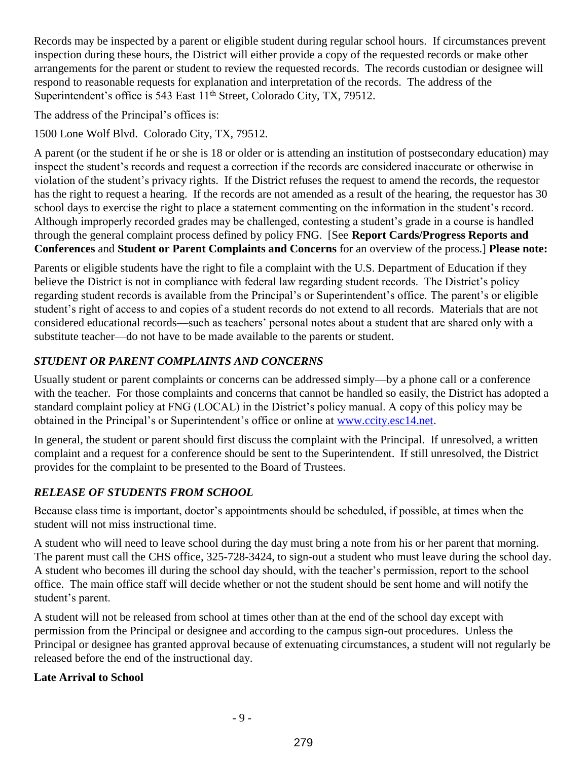Records may be inspected by a parent or eligible student during regular school hours. If circumstances prevent inspection during these hours, the District will either provide a copy of the requested records or make other arrangements for the parent or student to review the requested records. The records custodian or designee will respond to reasonable requests for explanation and interpretation of the records. The address of the Superintendent's office is 543 East 11th Street, Colorado City, TX, 79512.

The address of the Principal's offices is:

1500 Lone Wolf Blvd. Colorado City, TX, 79512.

A parent (or the student if he or she is 18 or older or is attending an institution of postsecondary education) may inspect the student's records and request a correction if the records are considered inaccurate or otherwise in violation of the student's privacy rights. If the District refuses the request to amend the records, the requestor has the right to request a hearing. If the records are not amended as a result of the hearing, the requestor has 30 school days to exercise the right to place a statement commenting on the information in the student's record. Although improperly recorded grades may be challenged, contesting a student's grade in a course is handled through the general complaint process defined by policy FNG. [See **Report Cards/Progress Reports and Conferences** and **Student or Parent Complaints and Concerns** for an overview of the process.] **Please note:**

Parents or eligible students have the right to file a complaint with the U.S. Department of Education if they believe the District is not in compliance with federal law regarding student records. The District's policy regarding student records is available from the Principal's or Superintendent's office. The parent's or eligible student's right of access to and copies of a student records do not extend to all records. Materials that are not considered educational records—such as teachers' personal notes about a student that are shared only with a substitute teacher—do not have to be made available to the parents or student.

### *STUDENT OR PARENT COMPLAINTS AND CONCERNS*

Usually student or parent complaints or concerns can be addressed simply—by a phone call or a conference with the teacher. For those complaints and concerns that cannot be handled so easily, the District has adopted a standard complaint policy at FNG (LOCAL) in the District's policy manual. A copy of this policy may be obtained in the Principal's or Superintendent's office or online at www.ccity.esc14.net.

In general, the student or parent should first discuss the complaint with the Principal. If unresolved, a written complaint and a request for a conference should be sent to the Superintendent. If still unresolved, the District provides for the complaint to be presented to the Board of Trustees.

### *RELEASE OF STUDENTS FROM SCHOOL*

Because class time is important, doctor's appointments should be scheduled, if possible, at times when the student will not miss instructional time.

A student who will need to leave school during the day must bring a note from his or her parent that morning. The parent must call the CHS office, 325-728-3424, to sign-out a student who must leave during the school day. A student who becomes ill during the school day should, with the teacher's permission, report to the school office. The main office staff will decide whether or not the student should be sent home and will notify the student's parent.

A student will not be released from school at times other than at the end of the school day except with permission from the Principal or designee and according to the campus sign-out procedures. Unless the Principal or designee has granted approval because of extenuating circumstances, a student will not regularly be released before the end of the instructional day.

#### Late Arrival to School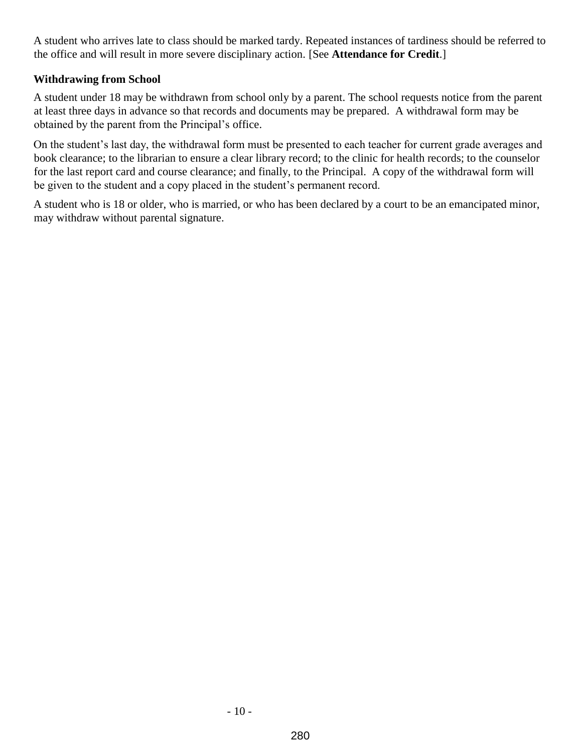A student who arrives late to class should be marked tardy. Repeated instances of tardiness should be referred to the office and will result in more severe disciplinary action. [See **Attendance for Credit**.]

**Withdrawing from School**

A student under 18 may be withdrawn from school only by a parent. The school requests notice from the parent at least three days in advance so that records and documents may be prepared. A withdrawal form may be obtained by the parent from the Principal's office.

On the student's last day, the withdrawal form must be presented to each teacher for current grade averages and book clearance; to the librarian to ensure a clear library record; to the clinic for health records; to the counselor for the last report card and course clearance; and finally, to the Principal. A copy of the withdrawal form will be given to the student and a copy placed in the student's permanent record.

A student who is 18 or older, who is married, or who has been declared by a court to be an emancipated minor, may withdraw without parental signature.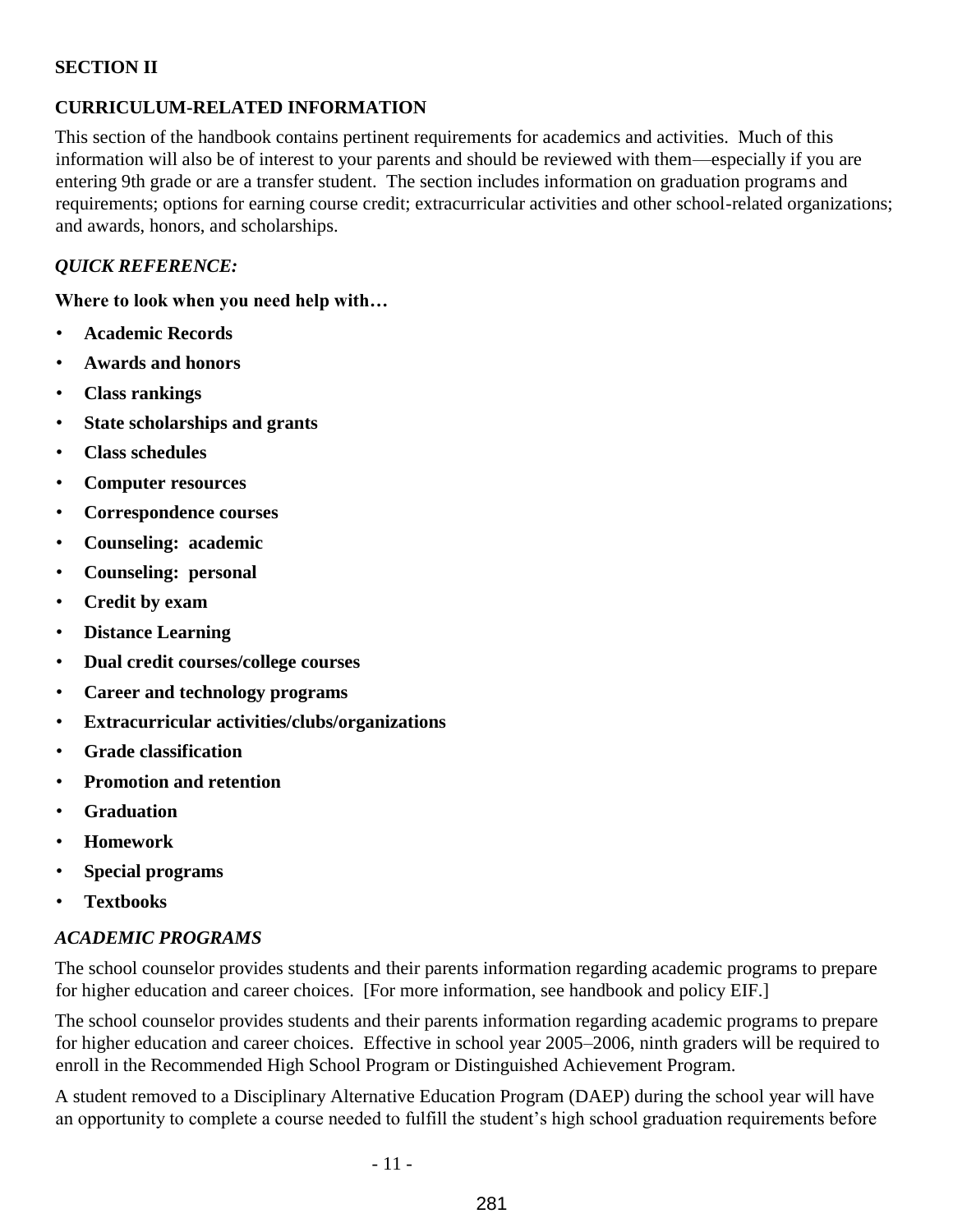## SECTION II

## CURRICULUM-RELATED INFORMATION

This section of the handbook contains pertinent requirements for academics and activities. Much of this information will also be of interest to your parents and should be reviewed with them—especially if you are entering 9th grade or are a transfer student. The section includes information on graduation programs and requirements; options for earning course credit; extracurricular activities and other school-related organizations; and awards, honors, and scholarships.

### *QUICK REFERENCE:*

**Where to look when you need help with…**

- **Academic Records**
- **Awards and honors**
- **Class rankings**
- **State scholarships and grants**
- **Class schedules**
- **Computer resources**
- **Correspondence courses**
- **Counseling: academic**
- **Counseling: personal**
- **Credit by exam**
- **Distance Learning**
- **Dual credit courses/college courses**
- **Career and technology programs**
- **Extracurricular activities/clubs/organizations**
- **Grade classification**
- **Promotion and retention**
- **Graduation**
- **Homework**
- **Special programs**
- **Textbooks**

### *ACADEMIC PROGRAMS*

The school counselor provides students and their parents information regarding academic programs to prepare for higher education and career choices. [For more information, see handbook and policy EIF.]

The school counselor provides students and their parents information regarding academic programs to prepare for higher education and career choices. Effective in school year 2005–2006, ninth graders will be required to enroll in the Recommended High School Program or Distinguished Achievement Program.

A student removed to a Disciplinary Alternative Education Program (DAEP) during the school year will have an opportunity to complete a course needed to fulfill the student's high school graduation requirements before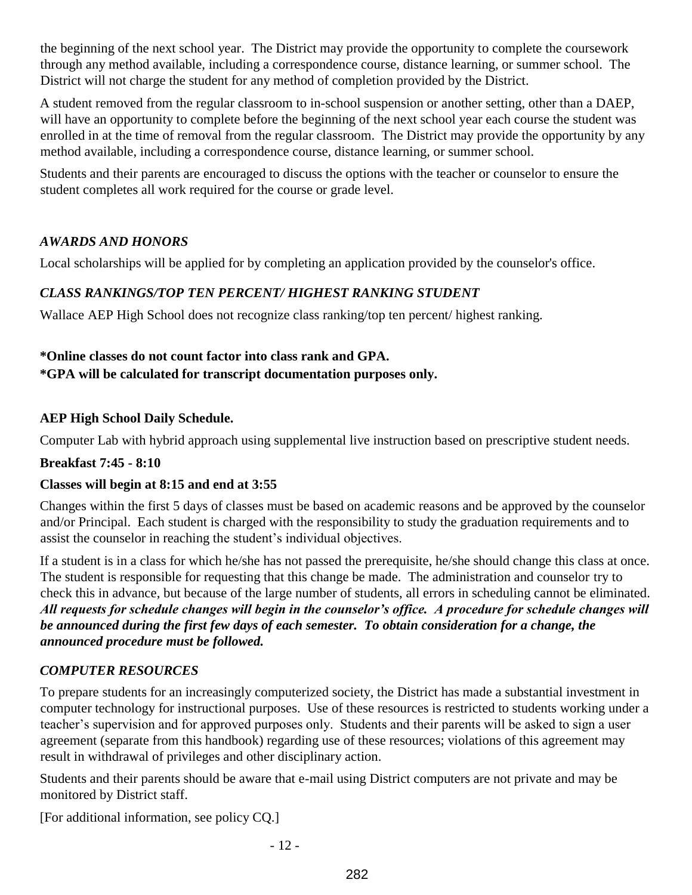the beginning of the next school year. The District may provide the opportunity to complete the coursework through any method available, including a correspondence course, distance learning, or summer school. The District will not charge the student for any method of completion provided by the District.

A student removed from the regular classroom to in-school suspension or another setting, other than a DAEP, will have an opportunity to complete before the beginning of the next school year each course the student was enrolled in at the time of removal from the regular classroom. The District may provide the opportunity by any method available, including a correspondence course, distance learning, or summer school.

Students and their parents are encouraged to discuss the options with the teacher or counselor to ensure the student completes all work required for the course or grade level.

### *AWARDS AND HONORS*

Local scholarships will be applied for by completing an application provided by the counselor's office.

### *CLASS RANKINGS/TOP TEN PERCENT/ HIGHEST RANKING STUDENT*

Wallace AEP High School does not recognize class ranking/top ten percent/ highest ranking.

**\*Online classes do not count factor into class rank and GPA.**
**\*GPA will be calculated for transcript documentation purposes only.**

### AEP High School Daily Schedule.

Computer Lab with hybrid approach using supplemental live instruction based on prescriptive student needs.

**Breakfast 7:45 - 8:10**

**Classes will begin at 8:15 and end at 3:55**

Changes within the first 5 days of classes must be based on academic reasons and be approved by the counselor and/or Principal. Each student is charged with the responsibility to study the graduation requirements and to assist the counselor in reaching the student's individual objectives.

If a student is in a class for which he/she has not passed the prerequisite, he/she should change this class at once. The student is responsible for requesting that this change be made. The administration and counselor try to check this in advance, but because of the large number of students, all errors in scheduling cannot be eliminated. ***All requests for schedule changes will begin in the counselor's office. A procedure for schedule changes will be announced during the first few days of each semester. To obtain consideration for a change, the announced procedure must be followed.***

### *COMPUTER RESOURCES*

To prepare students for an increasingly computerized society, the District has made a substantial investment in computer technology for instructional purposes. Use of these resources is restricted to students working under a teacher's supervision and for approved purposes only. Students and their parents will be asked to sign a user agreement (separate from this handbook) regarding use of these resources; violations of this agreement may result in withdrawal of privileges and other disciplinary action.

Students and their parents should be aware that e-mail using District computers are not private and may be monitored by District staff.

[For additional information, see policy CQ.]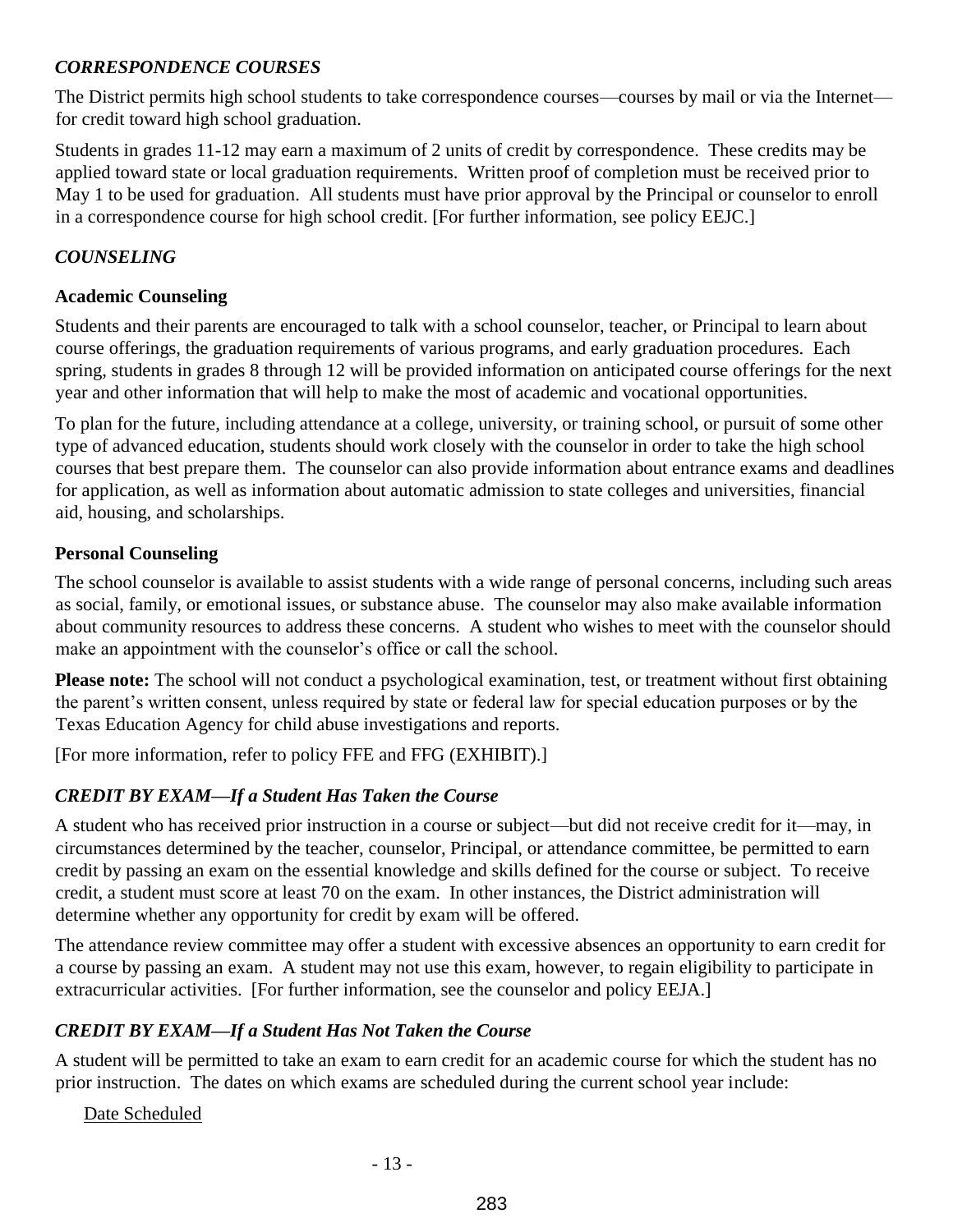### *CORRESPONDENCE COURSES*

The District permits high school students to take correspondence courses—courses by mail or via the Internet—for credit toward high school graduation.

Students in grades 11-12 may earn a maximum of 2 units of credit by correspondence. These credits may be applied toward state or local graduation requirements. Written proof of completion must be received prior to May 1 to be used for graduation. All students must have prior approval by the Principal or counselor to enroll in a correspondence course for high school credit. [For further information, see policy EEJC.]

### *COUNSELING*

#### **Academic Counseling**

Students and their parents are encouraged to talk with a school counselor, teacher, or Principal to learn about course offerings, the graduation requirements of various programs, and early graduation procedures. Each spring, students in grades 8 through 12 will be provided information on anticipated course offerings for the next year and other information that will help to make the most of academic and vocational opportunities.

To plan for the future, including attendance at a college, university, or training school, or pursuit of some other type of advanced education, students should work closely with the counselor in order to take the high school courses that best prepare them. The counselor can also provide information about entrance exams and deadlines for application, as well as information about automatic admission to state colleges and universities, financial aid, housing, and scholarships.

#### **Personal Counseling**

The school counselor is available to assist students with a wide range of personal concerns, including such areas as social, family, or emotional issues, or substance abuse. The counselor may also make available information about community resources to address these concerns. A student who wishes to meet with the counselor should make an appointment with the counselor's office or call the school.

**Please note:** The school will not conduct a psychological examination, test, or treatment without first obtaining the parent's written consent, unless required by state or federal law for special education purposes or by the Texas Education Agency for child abuse investigations and reports.

[For more information, refer to policy FFE and FFG (EXHIBIT).]

### *CREDIT BY EXAM—If a Student Has Taken the Course*

A student who has received prior instruction in a course or subject—but did not receive credit for it—may, in circumstances determined by the teacher, counselor, Principal, or attendance committee, be permitted to earn credit by passing an exam on the essential knowledge and skills defined for the course or subject. To receive credit, a student must score at least 70 on the exam. In other instances, the District administration will determine whether any opportunity for credit by exam will be offered.

The attendance review committee may offer a student with excessive absences an opportunity to earn credit for a course by passing an exam. A student may not use this exam, however, to regain eligibility to participate in extracurricular activities. [For further information, see the counselor and policy EEJA.]

### *CREDIT BY EXAM—If a Student Has Not Taken the Course*

A student will be permitted to take an exam to earn credit for an academic course for which the student has no prior instruction. The dates on which exams are scheduled during the current school year include:

Date Scheduled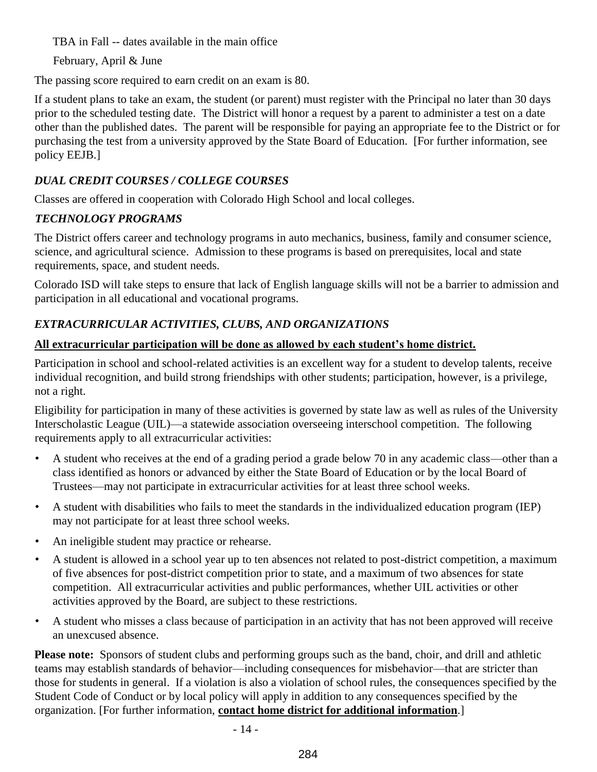TBA in Fall -- dates available in the main office

February, April & June

The passing score required to earn credit on an exam is 80.

If a student plans to take an exam, the student (or parent) must register with the Principal no later than 30 days prior to the scheduled testing date. The District will honor a request by a parent to administer a test on a date other than the published dates. The parent will be responsible for paying an appropriate fee to the District or for purchasing the test from a university approved by the State Board of Education. [For further information, see policy EEJB.]

### *DUAL CREDIT COURSES / COLLEGE COURSES*

Classes are offered in cooperation with Colorado High School and local colleges.

### *TECHNOLOGY PROGRAMS*

The District offers career and technology programs in auto mechanics, business, family and consumer science, science, and agricultural science. Admission to these programs is based on prerequisites, local and state requirements, space, and student needs.

Colorado ISD will take steps to ensure that lack of English language skills will not be a barrier to admission and participation in all educational and vocational programs.

### *EXTRACURRICULAR ACTIVITIES, CLUBS, AND ORGANIZATIONS*

**<u>All extracurricular participation will be done as allowed by each student's home district.</u>**

Participation in school and school-related activities is an excellent way for a student to develop talents, receive individual recognition, and build strong friendships with other students; participation, however, is a privilege, not a right.

Eligibility for participation in many of these activities is governed by state law as well as rules of the University Interscholastic League (UIL)—a statewide association overseeing interschool competition. The following requirements apply to all extracurricular activities:

- A student who receives at the end of a grading period a grade below 70 in any academic class—other than a class identified as honors or advanced by either the State Board of Education or by the local Board of Trustees—may not participate in extracurricular activities for at least three school weeks.
- A student with disabilities who fails to meet the standards in the individualized education program (IEP) may not participate for at least three school weeks.
- An ineligible student may practice or rehearse.
- A student is allowed in a school year up to ten absences not related to post-district competition, a maximum of five absences for post-district competition prior to state, and a maximum of two absences for state competition. All extracurricular activities and public performances, whether UIL activities or other activities approved by the Board, are subject to these restrictions.
- A student who misses a class because of participation in an activity that has not been approved will receive an unexcused absence.

**Please note:** Sponsors of student clubs and performing groups such as the band, choir, and drill and athletic teams may establish standards of behavior—including consequences for misbehavior—that are stricter than those for students in general. If a violation is also a violation of school rules, the consequences specified by the Student Code of Conduct or by local policy will apply in addition to any consequences specified by the organization. [For further information, **<u>contact home district for additional information</u>**.]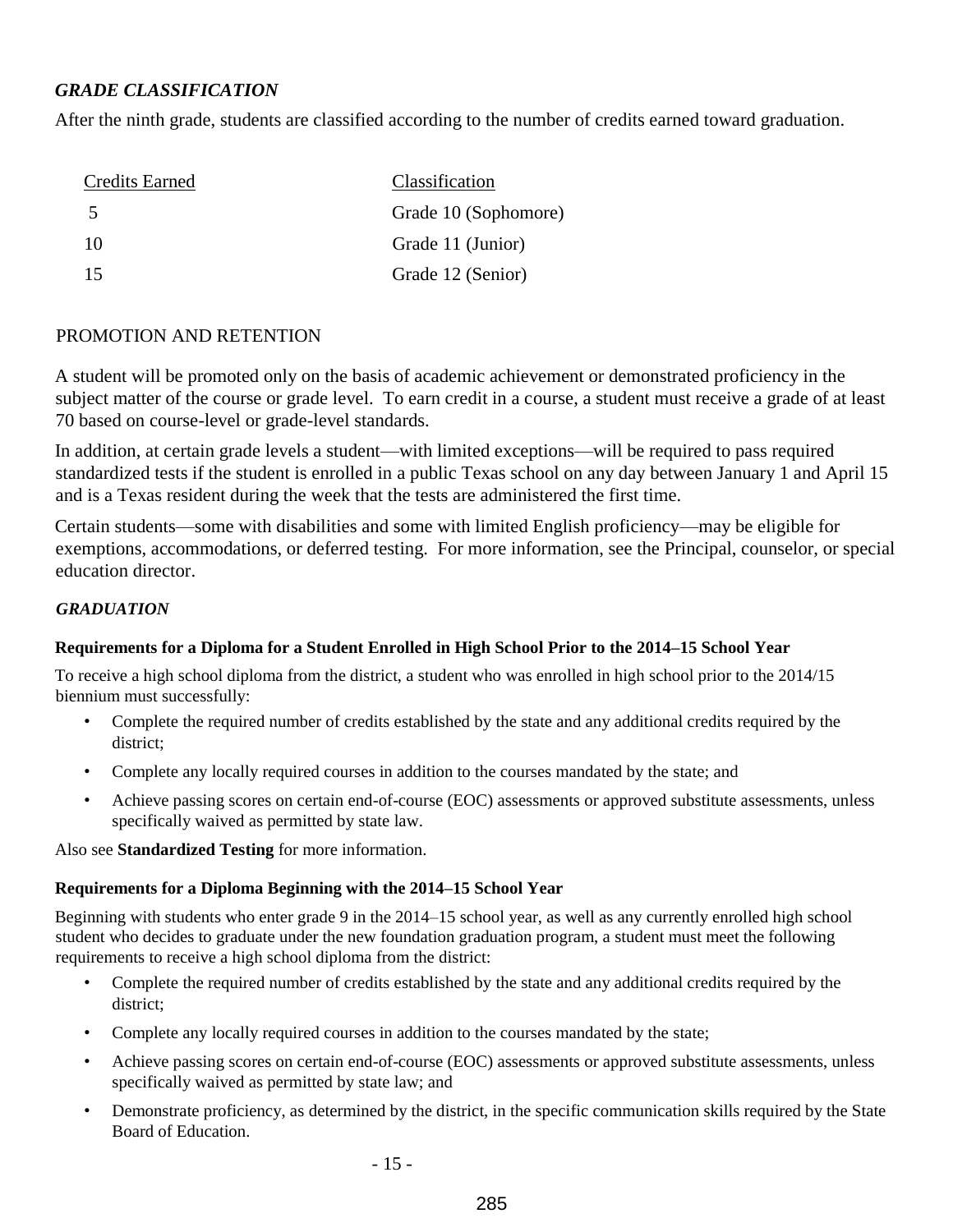### *GRADE CLASSIFICATION*

After the ninth grade, students are classified according to the number of credits earned toward graduation.

| Credits Earned | Classification |
|---|---|
| 5 | Grade 10 (Sophomore) |
| 10 | Grade 11 (Junior) |
| 15 | Grade 12 (Senior) |

### PROMOTION AND RETENTION

A student will be promoted only on the basis of academic achievement or demonstrated proficiency in the subject matter of the course or grade level. To earn credit in a course, a student must receive a grade of at least 70 based on course-level or grade-level standards.

In addition, at certain grade levels a student—with limited exceptions—will be required to pass required standardized tests if the student is enrolled in a public Texas school on any day between January 1 and April 15 and is a Texas resident during the week that the tests are administered the first time.

Certain students—some with disabilities and some with limited English proficiency—may be eligible for exemptions, accommodations, or deferred testing. For more information, see the Principal, counselor, or special education director.

### *GRADUATION*

#### Requirements for a Diploma for a Student Enrolled in High School Prior to the 2014–15 School Year

To receive a high school diploma from the district, a student who was enrolled in high school prior to the 2014/15 biennium must successfully:

- Complete the required number of credits established by the state and any additional credits required by the district;
- Complete any locally required courses in addition to the courses mandated by the state; and
- Achieve passing scores on certain end-of-course (EOC) assessments or approved substitute assessments, unless specifically waived as permitted by state law.

Also see **Standardized Testing** for more information.

#### Requirements for a Diploma Beginning with the 2014–15 School Year

Beginning with students who enter grade 9 in the 2014–15 school year, as well as any currently enrolled high school student who decides to graduate under the new foundation graduation program, a student must meet the following requirements to receive a high school diploma from the district:

- Complete the required number of credits established by the state and any additional credits required by the district;
- Complete any locally required courses in addition to the courses mandated by the state;
- Achieve passing scores on certain end-of-course (EOC) assessments or approved substitute assessments, unless specifically waived as permitted by state law; and
- Demonstrate proficiency, as determined by the district, in the specific communication skills required by the State Board of Education.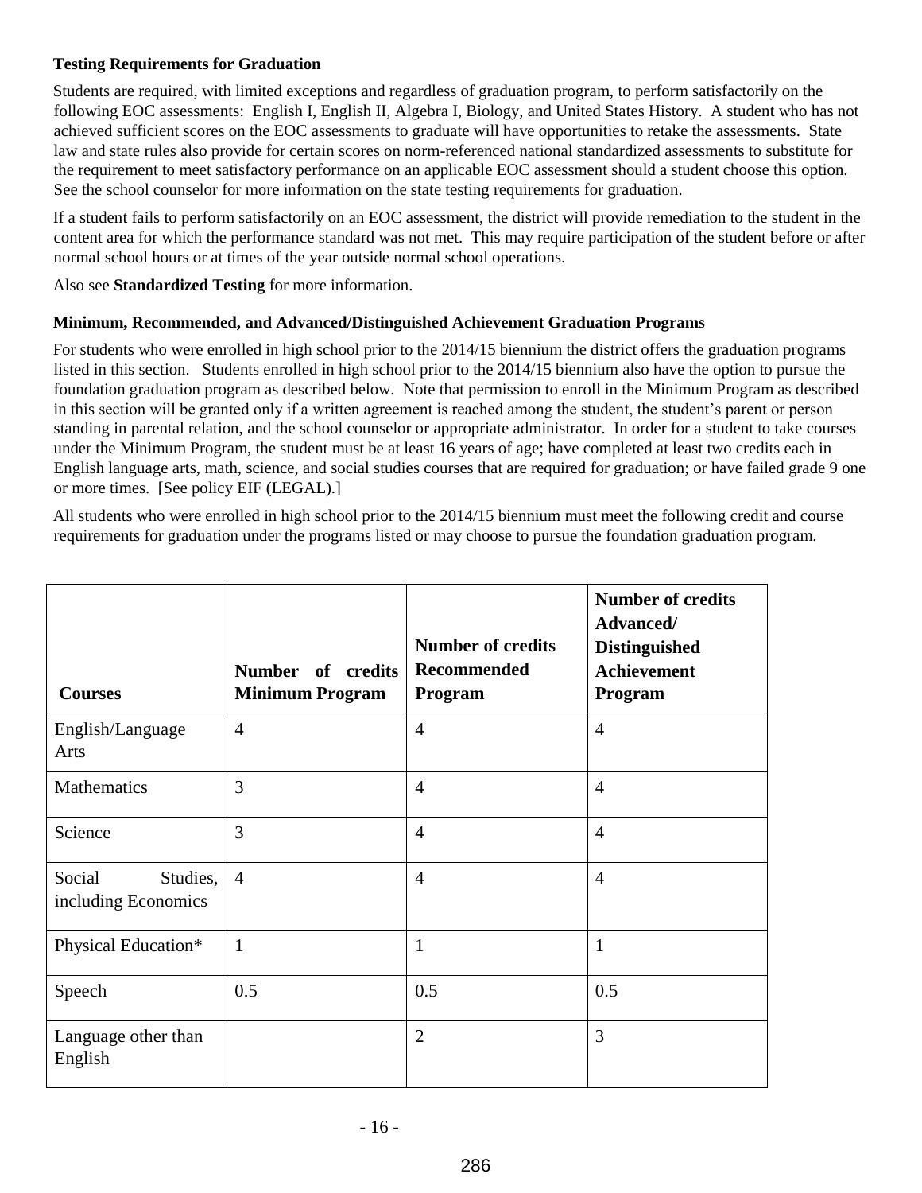### Testing Requirements for Graduation

Students are required, with limited exceptions and regardless of graduation program, to perform satisfactorily on the following EOC assessments: English I, English II, Algebra I, Biology, and United States History. A student who has not achieved sufficient scores on the EOC assessments to graduate will have opportunities to retake the assessments. State law and state rules also provide for certain scores on norm-referenced national standardized assessments to substitute for the requirement to meet satisfactory performance on an applicable EOC assessment should a student choose this option. See the school counselor for more information on the state testing requirements for graduation.

If a student fails to perform satisfactorily on an EOC assessment, the district will provide remediation to the student in the content area for which the performance standard was not met. This may require participation of the student before or after normal school hours or at times of the year outside normal school operations.

Also see **Standardized Testing** for more information.

### Minimum, Recommended, and Advanced/Distinguished Achievement Graduation Programs

For students who were enrolled in high school prior to the 2014/15 biennium the district offers the graduation programs listed in this section. Students enrolled in high school prior to the 2014/15 biennium also have the option to pursue the foundation graduation program as described below. Note that permission to enroll in the Minimum Program as described in this section will be granted only if a written agreement is reached among the student, the student's parent or person standing in parental relation, and the school counselor or appropriate administrator. In order for a student to take courses under the Minimum Program, the student must be at least 16 years of age; have completed at least two credits each in English language arts, math, science, and social studies courses that are required for graduation; or have failed grade 9 one or more times. [See policy EIF (LEGAL).]

All students who were enrolled in high school prior to the 2014/15 biennium must meet the following credit and course requirements for graduation under the programs listed or may choose to pursue the foundation graduation program.

| Courses | Number of credits Minimum Program | Number of credits Recommended Program | Number of credits Advanced/ Distinguished Achievement Program |
|---|---|---|---|
| English/Language Arts | 4 | 4 | 4 |
| Mathematics | 3 | 4 | 4 |
| Science | 3 | 4 | 4 |
| Social Studies, including Economics | 4 | 4 | 4 |
| Physical Education* | 1 | 1 | 1 |
| Speech | 0.5 | 0.5 | 0.5 |
| Language other than English | | 2 | 3 |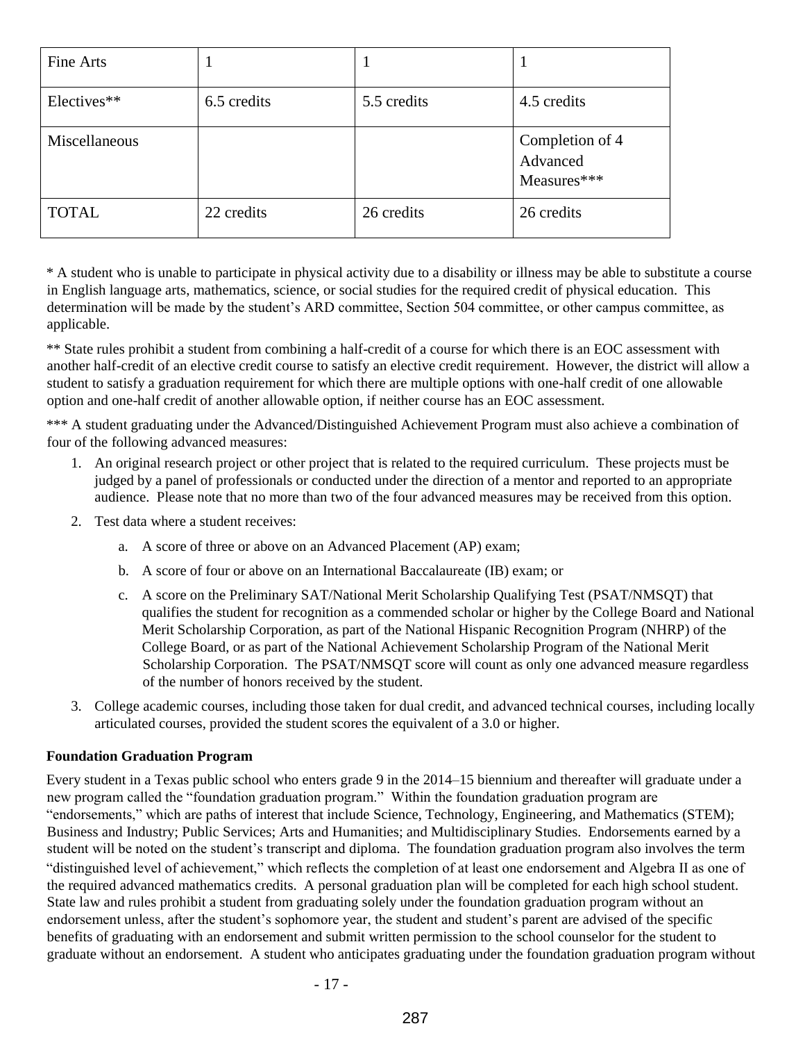| Fine Arts | 1 | 1 | 1 |
|---|---|---|---|
| Electives** | 6.5 credits | 5.5 credits | 4.5 credits |
| Miscellaneous | | | Completion of 4 Advanced Measures*** |
| TOTAL | 22 credits | 26 credits | 26 credits |

* A student who is unable to participate in physical activity due to a disability or illness may be able to substitute a course in English language arts, mathematics, science, or social studies for the required credit of physical education. This determination will be made by the student's ARD committee, Section 504 committee, or other campus committee, as applicable.

** State rules prohibit a student from combining a half-credit of a course for which there is an EOC assessment with another half-credit of an elective credit course to satisfy an elective credit requirement. However, the district will allow a student to satisfy a graduation requirement for which there are multiple options with one-half credit of one allowable option and one-half credit of another allowable option, if neither course has an EOC assessment.

*** A student graduating under the Advanced/Distinguished Achievement Program must also achieve a combination of four of the following advanced measures:

1. An original research project or other project that is related to the required curriculum. These projects must be judged by a panel of professionals or conducted under the direction of a mentor and reported to an appropriate audience. Please note that no more than two of the four advanced measures may be received from this option.
2. Test data where a student receives:
   a. A score of three or above on an Advanced Placement (AP) exam;
   b. A score of four or above on an International Baccalaureate (IB) exam; or
   c. A score on the Preliminary SAT/National Merit Scholarship Qualifying Test (PSAT/NMSQT) that qualifies the student for recognition as a commended scholar or higher by the College Board and National Merit Scholarship Corporation, as part of the National Hispanic Recognition Program (NHRP) of the College Board, or as part of the National Achievement Scholarship Program of the National Merit Scholarship Corporation. The PSAT/NMSQT score will count as only one advanced measure regardless of the number of honors received by the student.
3. College academic courses, including those taken for dual credit, and advanced technical courses, including locally articulated courses, provided the student scores the equivalent of a 3.0 or higher.

**Foundation Graduation Program**

Every student in a Texas public school who enters grade 9 in the 2014–15 biennium and thereafter will graduate under a new program called the "foundation graduation program." Within the foundation graduation program are "endorsements," which are paths of interest that include Science, Technology, Engineering, and Mathematics (STEM); Business and Industry; Public Services; Arts and Humanities; and Multidisciplinary Studies. Endorsements earned by a student will be noted on the student's transcript and diploma. The foundation graduation program also involves the term "distinguished level of achievement," which reflects the completion of at least one endorsement and Algebra II as one of the required advanced mathematics credits. A personal graduation plan will be completed for each high school student. State law and rules prohibit a student from graduating solely under the foundation graduation program without an endorsement unless, after the student's sophomore year, the student and student's parent are advised of the specific benefits of graduating with an endorsement and submit written permission to the school counselor for the student to graduate without an endorsement. A student who anticipates graduating under the foundation graduation program without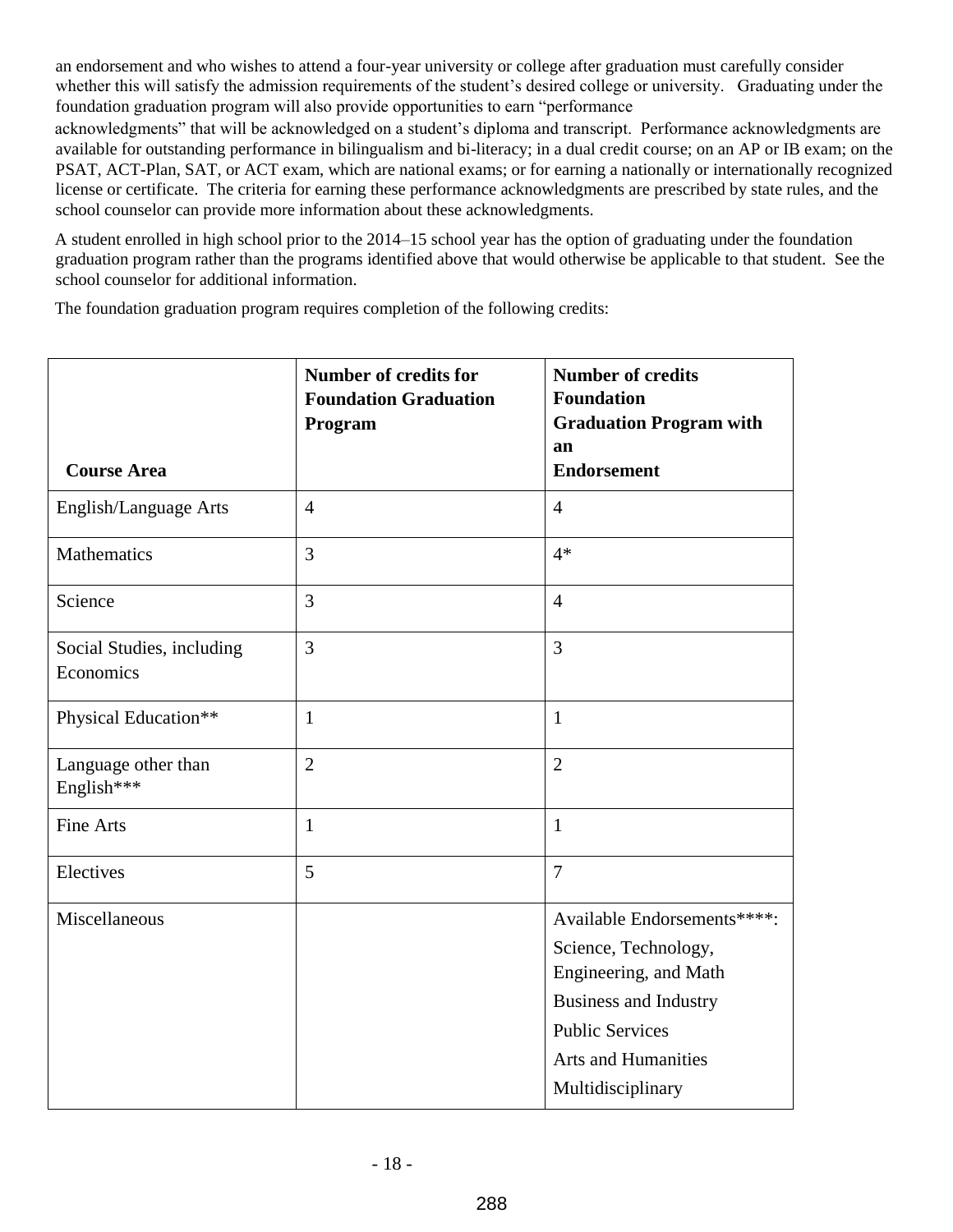an endorsement and who wishes to attend a four-year university or college after graduation must carefully consider whether this will satisfy the admission requirements of the student's desired college or university. Graduating under the foundation graduation program will also provide opportunities to earn "performance acknowledgments" that will be acknowledged on a student's diploma and transcript. Performance acknowledgments are available for outstanding performance in bilingualism and bi-literacy; in a dual credit course; on an AP or IB exam; on the PSAT, ACT-Plan, SAT, or ACT exam, which are national exams; or for earning a nationally or internationally recognized license or certificate. The criteria for earning these performance acknowledgments are prescribed by state rules, and the school counselor can provide more information about these acknowledgments.

A student enrolled in high school prior to the 2014–15 school year has the option of graduating under the foundation graduation program rather than the programs identified above that would otherwise be applicable to that student. See the school counselor for additional information.

The foundation graduation program requires completion of the following credits:

| **Course Area** | **Number of credits for Foundation Graduation Program** | **Number of credits Foundation Graduation Program with an Endorsement** |
|---|---|---|
| English/Language Arts | 4 | 4 |
| Mathematics | 3 | 4* |
| Science | 3 | 4 |
| Social Studies, including Economics | 3 | 3 |
| Physical Education** | 1 | 1 |
| Language other than English*** | 2 | 2 |
| Fine Arts | 1 | 1 |
| Electives | 5 | 7 |
| Miscellaneous | | Available Endorsements****: Science, Technology, Engineering, and Math; Business and Industry; Public Services; Arts and Humanities; Multidisciplinary |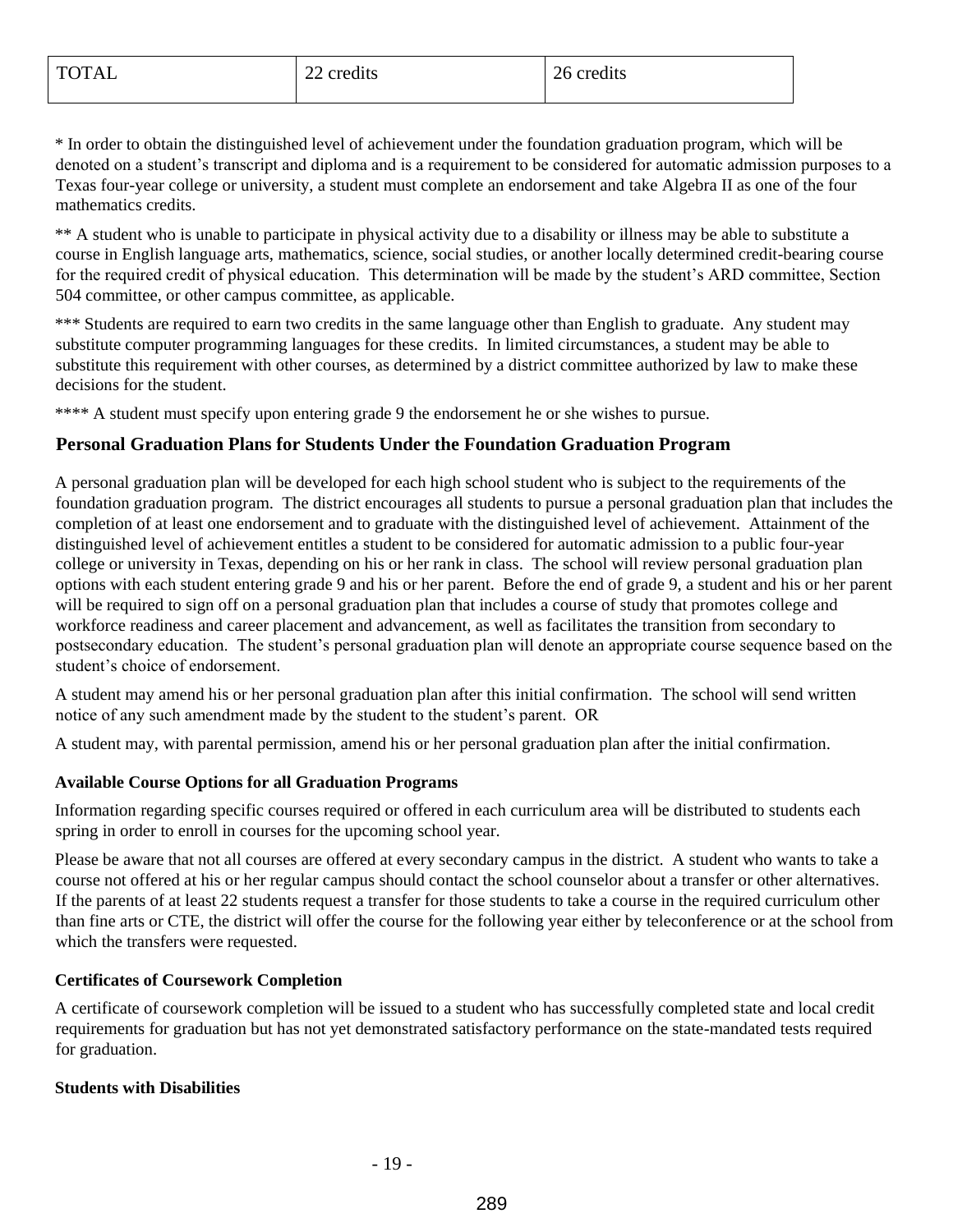| TOTAL | 22 credits | 26 credits |
|---|---|---|

* In order to obtain the distinguished level of achievement under the foundation graduation program, which will be denoted on a student's transcript and diploma and is a requirement to be considered for automatic admission purposes to a Texas four-year college or university, a student must complete an endorsement and take Algebra II as one of the four mathematics credits.

** A student who is unable to participate in physical activity due to a disability or illness may be able to substitute a course in English language arts, mathematics, science, social studies, or another locally determined credit-bearing course for the required credit of physical education. This determination will be made by the student's ARD committee, Section 504 committee, or other campus committee, as applicable.

*** Students are required to earn two credits in the same language other than English to graduate. Any student may substitute computer programming languages for these credits. In limited circumstances, a student may be able to substitute this requirement with other courses, as determined by a district committee authorized by law to make these decisions for the student.

**** A student must specify upon entering grade 9 the endorsement he or she wishes to pursue.

## Personal Graduation Plans for Students Under the Foundation Graduation Program

A personal graduation plan will be developed for each high school student who is subject to the requirements of the foundation graduation program. The district encourages all students to pursue a personal graduation plan that includes the completion of at least one endorsement and to graduate with the distinguished level of achievement. Attainment of the distinguished level of achievement entitles a student to be considered for automatic admission to a public four-year college or university in Texas, depending on his or her rank in class. The school will review personal graduation plan options with each student entering grade 9 and his or her parent. Before the end of grade 9, a student and his or her parent will be required to sign off on a personal graduation plan that includes a course of study that promotes college and workforce readiness and career placement and advancement, as well as facilitates the transition from secondary to postsecondary education. The student's personal graduation plan will denote an appropriate course sequence based on the student's choice of endorsement.

A student may amend his or her personal graduation plan after this initial confirmation. The school will send written notice of any such amendment made by the student to the student's parent. OR

A student may, with parental permission, amend his or her personal graduation plan after the initial confirmation.

### Available Course Options for all Graduation Programs

Information regarding specific courses required or offered in each curriculum area will be distributed to students each spring in order to enroll in courses for the upcoming school year.

Please be aware that not all courses are offered at every secondary campus in the district. A student who wants to take a course not offered at his or her regular campus should contact the school counselor about a transfer or other alternatives. If the parents of at least 22 students request a transfer for those students to take a course in the required curriculum other than fine arts or CTE, the district will offer the course for the following year either by teleconference or at the school from which the transfers were requested.

### Certificates of Coursework Completion

A certificate of coursework completion will be issued to a student who has successfully completed state and local credit requirements for graduation but has not yet demonstrated satisfactory performance on the state-mandated tests required for graduation.

### Students with Disabilities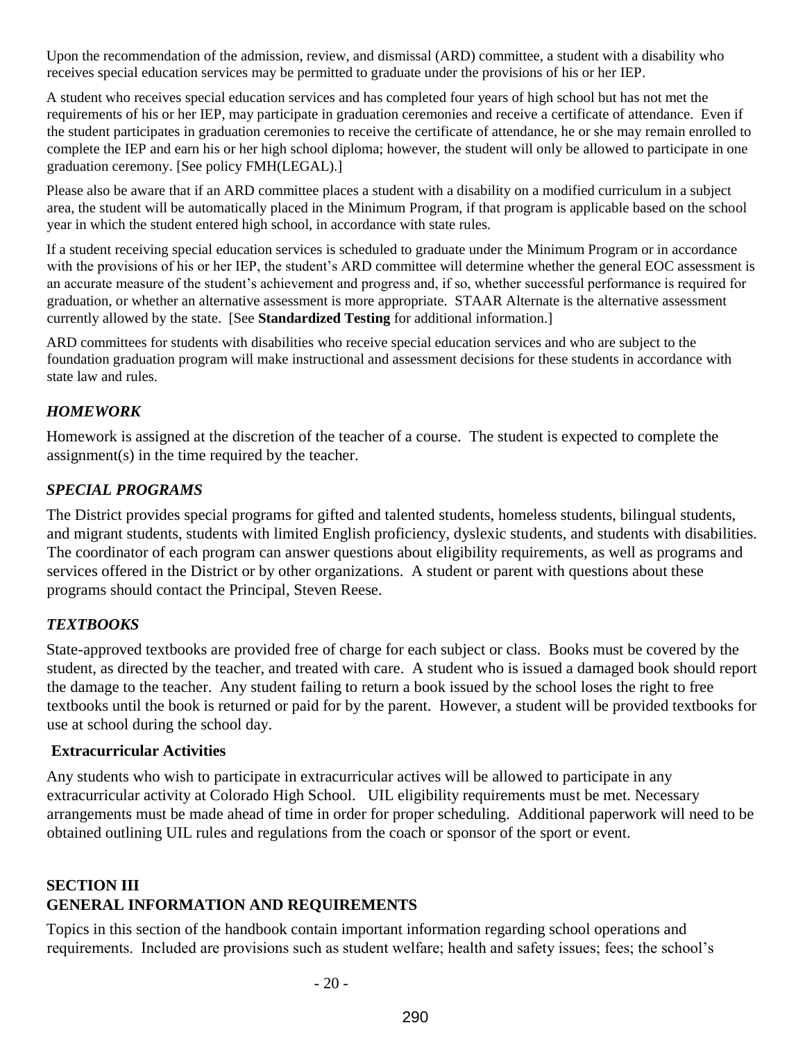Upon the recommendation of the admission, review, and dismissal (ARD) committee, a student with a disability who receives special education services may be permitted to graduate under the provisions of his or her IEP.

A student who receives special education services and has completed four years of high school but has not met the requirements of his or her IEP, may participate in graduation ceremonies and receive a certificate of attendance. Even if the student participates in graduation ceremonies to receive the certificate of attendance, he or she may remain enrolled to complete the IEP and earn his or her high school diploma; however, the student will only be allowed to participate in one graduation ceremony. [See policy FMH(LEGAL).]

Please also be aware that if an ARD committee places a student with a disability on a modified curriculum in a subject area, the student will be automatically placed in the Minimum Program, if that program is applicable based on the school year in which the student entered high school, in accordance with state rules.

If a student receiving special education services is scheduled to graduate under the Minimum Program or in accordance with the provisions of his or her IEP, the student's ARD committee will determine whether the general EOC assessment is an accurate measure of the student's achievement and progress and, if so, whether successful performance is required for graduation, or whether an alternative assessment is more appropriate. STAAR Alternate is the alternative assessment currently allowed by the state. [See **Standardized Testing** for additional information.]

ARD committees for students with disabilities who receive special education services and who are subject to the foundation graduation program will make instructional and assessment decisions for these students in accordance with state law and rules.

### *HOMEWORK*

Homework is assigned at the discretion of the teacher of a course. The student is expected to complete the assignment(s) in the time required by the teacher.

### *SPECIAL PROGRAMS*

The District provides special programs for gifted and talented students, homeless students, bilingual students, and migrant students, students with limited English proficiency, dyslexic students, and students with disabilities. The coordinator of each program can answer questions about eligibility requirements, as well as programs and services offered in the District or by other organizations. A student or parent with questions about these programs should contact the Principal, Steven Reese.

### *TEXTBOOKS*

State-approved textbooks are provided free of charge for each subject or class. Books must be covered by the student, as directed by the teacher, and treated with care. A student who is issued a damaged book should report the damage to the teacher. Any student failing to return a book issued by the school loses the right to free textbooks until the book is returned or paid for by the parent. However, a student will be provided textbooks for use at school during the school day.

### **Extracurricular Activities**

Any students who wish to participate in extracurricular actives will be allowed to participate in any extracurricular activity at Colorado High School. UIL eligibility requirements must be met. Necessary arrangements must be made ahead of time in order for proper scheduling. Additional paperwork will need to be obtained outlining UIL rules and regulations from the coach or sponsor of the sport or event.

## SECTION III
## GENERAL INFORMATION AND REQUIREMENTS

Topics in this section of the handbook contain important information regarding school operations and requirements. Included are provisions such as student welfare; health and safety issues; fees; the school's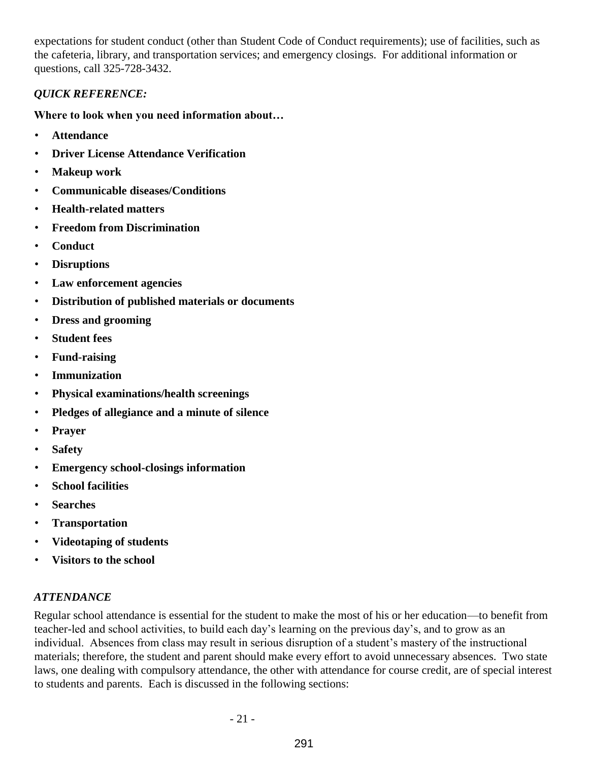expectations for student conduct (other than Student Code of Conduct requirements); use of facilities, such as the cafeteria, library, and transportation services; and emergency closings. For additional information or questions, call 325-728-3432.

### *QUICK REFERENCE:*

**Where to look when you need information about…**

- **Attendance**
- **Driver License Attendance Verification**
- **Makeup work**
- **Communicable diseases/Conditions**
- **Health-related matters**
- **Freedom from Discrimination**
- **Conduct**
- **Disruptions**
- **Law enforcement agencies**
- **Distribution of published materials or documents**
- **Dress and grooming**
- **Student fees**
- **Fund-raising**
- **Immunization**
- **Physical examinations/health screenings**
- **Pledges of allegiance and a minute of silence**
- **Prayer**
- **Safety**
- **Emergency school-closings information**
- **School facilities**
- **Searches**
- **Transportation**
- **Videotaping of students**
- **Visitors to the school**

### *ATTENDANCE*

Regular school attendance is essential for the student to make the most of his or her education—to benefit from teacher-led and school activities, to build each day's learning on the previous day's, and to grow as an individual. Absences from class may result in serious disruption of a student's mastery of the instructional materials; therefore, the student and parent should make every effort to avoid unnecessary absences. Two state laws, one dealing with compulsory attendance, the other with attendance for course credit, are of special interest to students and parents. Each is discussed in the following sections: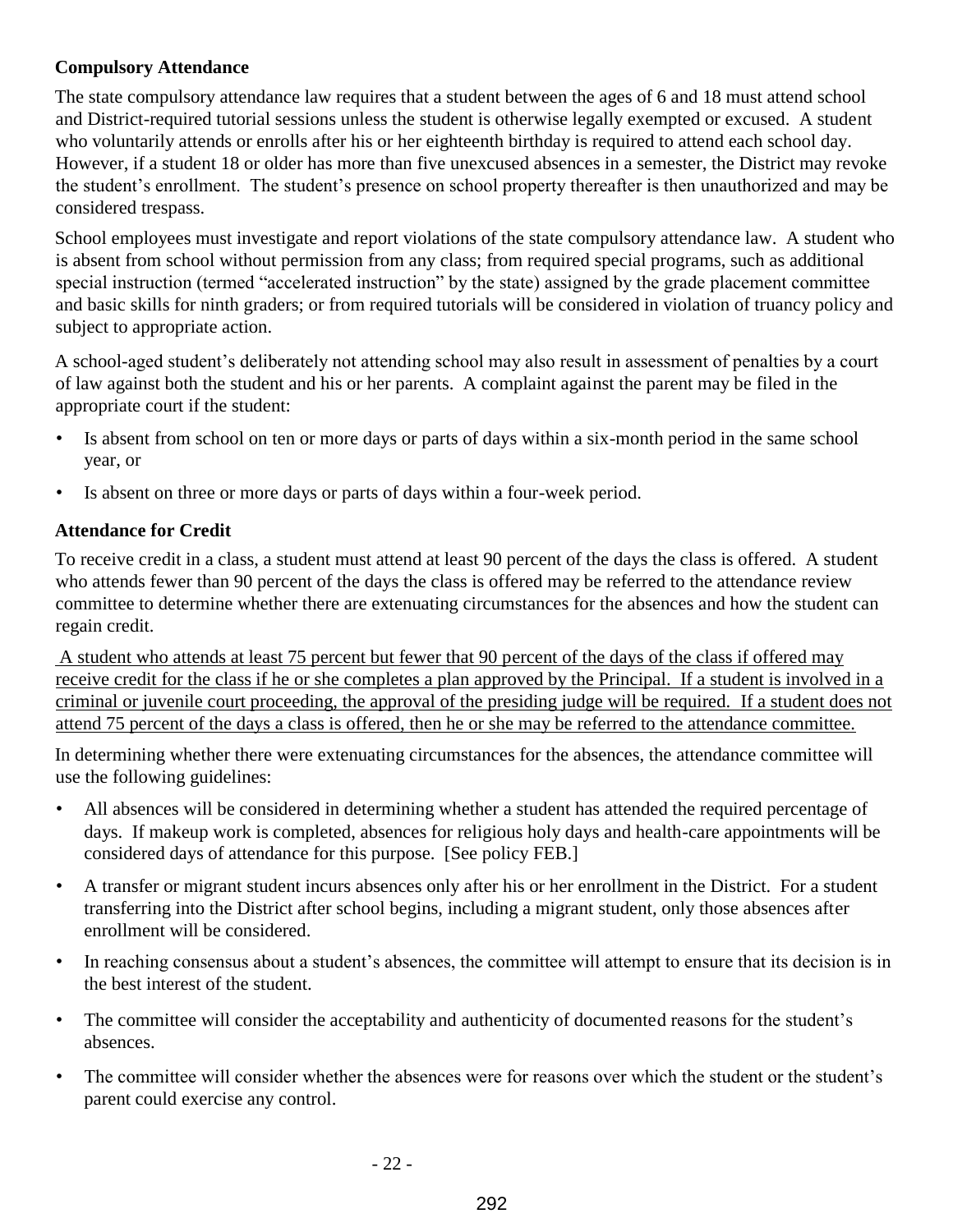**Compulsory Attendance**

The state compulsory attendance law requires that a student between the ages of 6 and 18 must attend school and District-required tutorial sessions unless the student is otherwise legally exempted or excused. A student who voluntarily attends or enrolls after his or her eighteenth birthday is required to attend each school day. However, if a student 18 or older has more than five unexcused absences in a semester, the District may revoke the student's enrollment. The student's presence on school property thereafter is then unauthorized and may be considered trespass.

School employees must investigate and report violations of the state compulsory attendance law. A student who is absent from school without permission from any class; from required special programs, such as additional special instruction (termed "accelerated instruction" by the state) assigned by the grade placement committee and basic skills for ninth graders; or from required tutorials will be considered in violation of truancy policy and subject to appropriate action.

A school-aged student's deliberately not attending school may also result in assessment of penalties by a court of law against both the student and his or her parents. A complaint against the parent may be filed in the appropriate court if the student:

- Is absent from school on ten or more days or parts of days within a six-month period in the same school year, or
- Is absent on three or more days or parts of days within a four-week period.

**Attendance for Credit**

To receive credit in a class, a student must attend at least 90 percent of the days the class is offered. A student who attends fewer than 90 percent of the days the class is offered may be referred to the attendance review committee to determine whether there are extenuating circumstances for the absences and how the student can regain credit.

<u>A student who attends at least 75 percent but fewer that 90 percent of the days of the class if offered may receive credit for the class if he or she completes a plan approved by the Principal. If a student is involved in a criminal or juvenile court proceeding, the approval of the presiding judge will be required. If a student does not attend 75 percent of the days a class is offered, then he or she may be referred to the attendance committee.</u>

In determining whether there were extenuating circumstances for the absences, the attendance committee will use the following guidelines:

- All absences will be considered in determining whether a student has attended the required percentage of days. If makeup work is completed, absences for religious holy days and health-care appointments will be considered days of attendance for this purpose. [See policy FEB.]
- A transfer or migrant student incurs absences only after his or her enrollment in the District. For a student transferring into the District after school begins, including a migrant student, only those absences after enrollment will be considered.
- In reaching consensus about a student's absences, the committee will attempt to ensure that its decision is in the best interest of the student.
- The committee will consider the acceptability and authenticity of documented reasons for the student's absences.
- The committee will consider whether the absences were for reasons over which the student or the student's parent could exercise any control.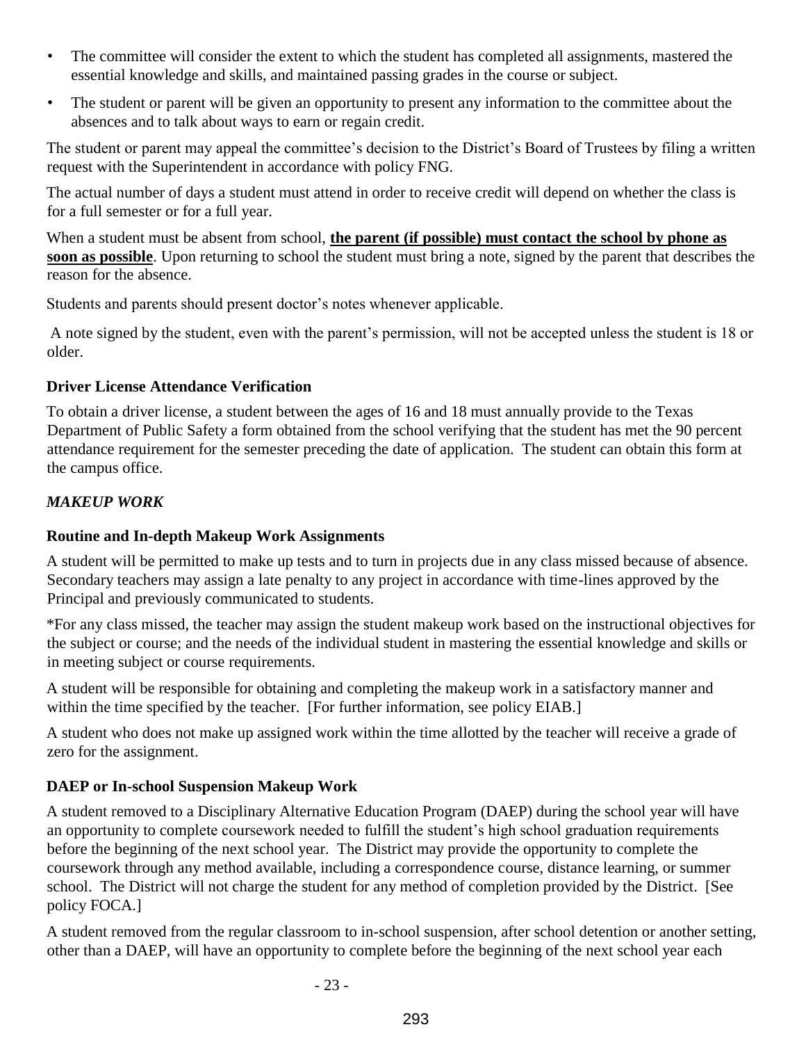- The committee will consider the extent to which the student has completed all assignments, mastered the essential knowledge and skills, and maintained passing grades in the course or subject.
- The student or parent will be given an opportunity to present any information to the committee about the absences and to talk about ways to earn or regain credit.

The student or parent may appeal the committee's decision to the District's Board of Trustees by filing a written request with the Superintendent in accordance with policy FNG.

The actual number of days a student must attend in order to receive credit will depend on whether the class is for a full semester or for a full year.

When a student must be absent from school, **<u>the parent (if possible) must contact the school by phone as soon as possible</u>**. Upon returning to school the student must bring a note, signed by the parent that describes the reason for the absence.

Students and parents should present doctor's notes whenever applicable.

A note signed by the student, even with the parent's permission, will not be accepted unless the student is 18 or older.

### Driver License Attendance Verification

To obtain a driver license, a student between the ages of 16 and 18 must annually provide to the Texas Department of Public Safety a form obtained from the school verifying that the student has met the 90 percent attendance requirement for the semester preceding the date of application. The student can obtain this form at the campus office.

## *MAKEUP WORK*

### Routine and In-depth Makeup Work Assignments

A student will be permitted to make up tests and to turn in projects due in any class missed because of absence. Secondary teachers may assign a late penalty to any project in accordance with time-lines approved by the Principal and previously communicated to students.

*For any class missed, the teacher may assign the student makeup work based on the instructional objectives for the subject or course; and the needs of the individual student in mastering the essential knowledge and skills or in meeting subject or course requirements.

A student will be responsible for obtaining and completing the makeup work in a satisfactory manner and within the time specified by the teacher. [For further information, see policy EIAB.]

A student who does not make up assigned work within the time allotted by the teacher will receive a grade of zero for the assignment.

### DAEP or In-school Suspension Makeup Work

A student removed to a Disciplinary Alternative Education Program (DAEP) during the school year will have an opportunity to complete coursework needed to fulfill the student's high school graduation requirements before the beginning of the next school year. The District may provide the opportunity to complete the coursework through any method available, including a correspondence course, distance learning, or summer school. The District will not charge the student for any method of completion provided by the District. [See policy FOCA.]

A student removed from the regular classroom to in-school suspension, after school detention or another setting, other than a DAEP, will have an opportunity to complete before the beginning of the next school year each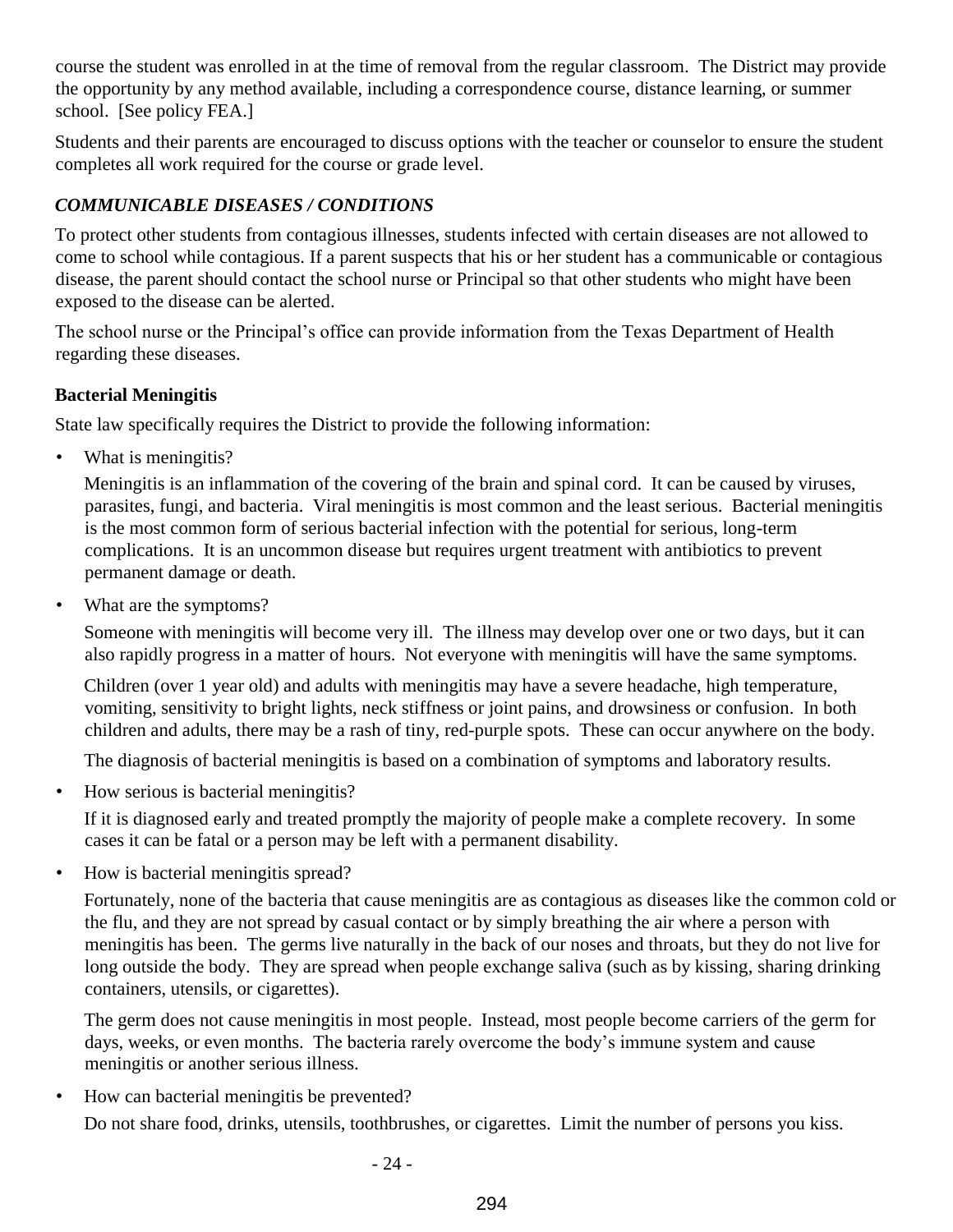course the student was enrolled in at the time of removal from the regular classroom. The District may provide the opportunity by any method available, including a correspondence course, distance learning, or summer school. [See policy FEA.]

Students and their parents are encouraged to discuss options with the teacher or counselor to ensure the student completes all work required for the course or grade level.

### *COMMUNICABLE DISEASES / CONDITIONS*

To protect other students from contagious illnesses, students infected with certain diseases are not allowed to come to school while contagious. If a parent suspects that his or her student has a communicable or contagious disease, the parent should contact the school nurse or Principal so that other students who might have been exposed to the disease can be alerted.

The school nurse or the Principal's office can provide information from the Texas Department of Health regarding these diseases.

#### Bacterial Meningitis

State law specifically requires the District to provide the following information:

- What is meningitis?

  Meningitis is an inflammation of the covering of the brain and spinal cord. It can be caused by viruses, parasites, fungi, and bacteria. Viral meningitis is most common and the least serious. Bacterial meningitis is the most common form of serious bacterial infection with the potential for serious, long-term complications. It is an uncommon disease but requires urgent treatment with antibiotics to prevent permanent damage or death.

- What are the symptoms?

  Someone with meningitis will become very ill. The illness may develop over one or two days, but it can also rapidly progress in a matter of hours. Not everyone with meningitis will have the same symptoms.

  Children (over 1 year old) and adults with meningitis may have a severe headache, high temperature, vomiting, sensitivity to bright lights, neck stiffness or joint pains, and drowsiness or confusion. In both children and adults, there may be a rash of tiny, red-purple spots. These can occur anywhere on the body.

  The diagnosis of bacterial meningitis is based on a combination of symptoms and laboratory results.

- How serious is bacterial meningitis?

  If it is diagnosed early and treated promptly the majority of people make a complete recovery. In some cases it can be fatal or a person may be left with a permanent disability.

- How is bacterial meningitis spread?

  Fortunately, none of the bacteria that cause meningitis are as contagious as diseases like the common cold or the flu, and they are not spread by casual contact or by simply breathing the air where a person with meningitis has been. The germs live naturally in the back of our noses and throats, but they do not live for long outside the body. They are spread when people exchange saliva (such as by kissing, sharing drinking containers, utensils, or cigarettes).

  The germ does not cause meningitis in most people. Instead, most people become carriers of the germ for days, weeks, or even months. The bacteria rarely overcome the body's immune system and cause meningitis or another serious illness.

- How can bacterial meningitis be prevented?

  Do not share food, drinks, utensils, toothbrushes, or cigarettes. Limit the number of persons you kiss.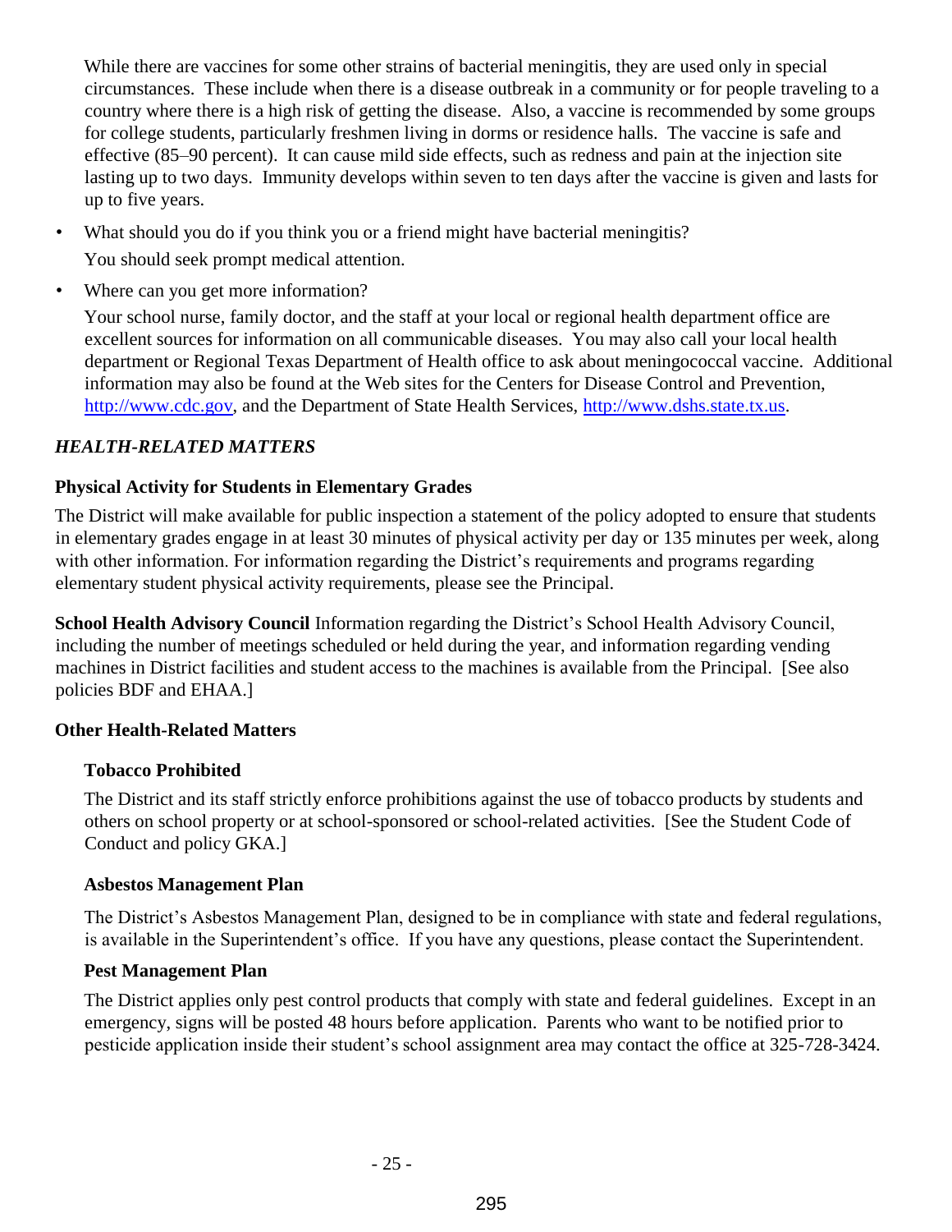While there are vaccines for some other strains of bacterial meningitis, they are used only in special circumstances. These include when there is a disease outbreak in a community or for people traveling to a country where there is a high risk of getting the disease. Also, a vaccine is recommended by some groups for college students, particularly freshmen living in dorms or residence halls. The vaccine is safe and effective (85–90 percent). It can cause mild side effects, such as redness and pain at the injection site lasting up to two days. Immunity develops within seven to ten days after the vaccine is given and lasts for up to five years.

- What should you do if you think you or a friend might have bacterial meningitis?

  You should seek prompt medical attention.

- Where can you get more information?

  Your school nurse, family doctor, and the staff at your local or regional health department office are excellent sources for information on all communicable diseases. You may also call your local health department or Regional Texas Department of Health office to ask about meningococcal vaccine. Additional information may also be found at the Web sites for the Centers for Disease Control and Prevention, http://www.cdc.gov, and the Department of State Health Services, http://www.dshs.state.tx.us.

## *HEALTH-RELATED MATTERS*

### Physical Activity for Students in Elementary Grades

The District will make available for public inspection a statement of the policy adopted to ensure that students in elementary grades engage in at least 30 minutes of physical activity per day or 135 minutes per week, along with other information. For information regarding the District's requirements and programs regarding elementary student physical activity requirements, please see the Principal.

**School Health Advisory Council** Information regarding the District's School Health Advisory Council, including the number of meetings scheduled or held during the year, and information regarding vending machines in District facilities and student access to the machines is available from the Principal. [See also policies BDF and EHAA.]

### Other Health-Related Matters

#### Tobacco Prohibited

The District and its staff strictly enforce prohibitions against the use of tobacco products by students and others on school property or at school-sponsored or school-related activities. [See the Student Code of Conduct and policy GKA.]

#### Asbestos Management Plan

The District's Asbestos Management Plan, designed to be in compliance with state and federal regulations, is available in the Superintendent's office. If you have any questions, please contact the Superintendent.

#### Pest Management Plan

The District applies only pest control products that comply with state and federal guidelines. Except in an emergency, signs will be posted 48 hours before application. Parents who want to be notified prior to pesticide application inside their student's school assignment area may contact the office at 325-728-3424.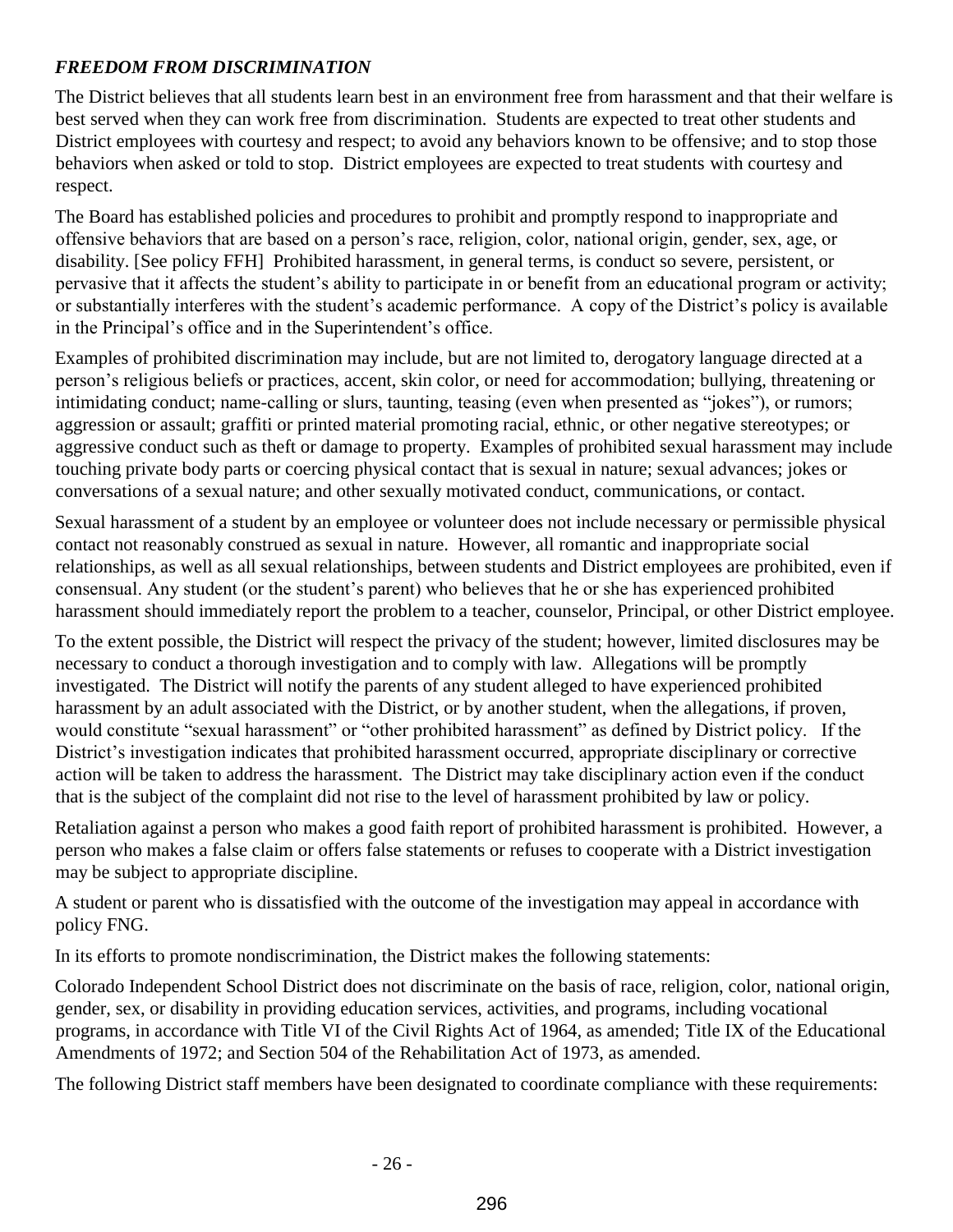***FREEDOM FROM DISCRIMINATION***

The District believes that all students learn best in an environment free from harassment and that their welfare is best served when they can work free from discrimination. Students are expected to treat other students and District employees with courtesy and respect; to avoid any behaviors known to be offensive; and to stop those behaviors when asked or told to stop. District employees are expected to treat students with courtesy and respect.

The Board has established policies and procedures to prohibit and promptly respond to inappropriate and offensive behaviors that are based on a person's race, religion, color, national origin, gender, sex, age, or disability. [See policy FFH] Prohibited harassment, in general terms, is conduct so severe, persistent, or pervasive that it affects the student's ability to participate in or benefit from an educational program or activity; or substantially interferes with the student's academic performance. A copy of the District's policy is available in the Principal's office and in the Superintendent's office.

Examples of prohibited discrimination may include, but are not limited to, derogatory language directed at a person's religious beliefs or practices, accent, skin color, or need for accommodation; bullying, threatening or intimidating conduct; name-calling or slurs, taunting, teasing (even when presented as "jokes"), or rumors; aggression or assault; graffiti or printed material promoting racial, ethnic, or other negative stereotypes; or aggressive conduct such as theft or damage to property. Examples of prohibited sexual harassment may include touching private body parts or coercing physical contact that is sexual in nature; sexual advances; jokes or conversations of a sexual nature; and other sexually motivated conduct, communications, or contact.

Sexual harassment of a student by an employee or volunteer does not include necessary or permissible physical contact not reasonably construed as sexual in nature. However, all romantic and inappropriate social relationships, as well as all sexual relationships, between students and District employees are prohibited, even if consensual. Any student (or the student's parent) who believes that he or she has experienced prohibited harassment should immediately report the problem to a teacher, counselor, Principal, or other District employee.

To the extent possible, the District will respect the privacy of the student; however, limited disclosures may be necessary to conduct a thorough investigation and to comply with law. Allegations will be promptly investigated. The District will notify the parents of any student alleged to have experienced prohibited harassment by an adult associated with the District, or by another student, when the allegations, if proven, would constitute "sexual harassment" or "other prohibited harassment" as defined by District policy. If the District's investigation indicates that prohibited harassment occurred, appropriate disciplinary or corrective action will be taken to address the harassment. The District may take disciplinary action even if the conduct that is the subject of the complaint did not rise to the level of harassment prohibited by law or policy.

Retaliation against a person who makes a good faith report of prohibited harassment is prohibited. However, a person who makes a false claim or offers false statements or refuses to cooperate with a District investigation may be subject to appropriate discipline.

A student or parent who is dissatisfied with the outcome of the investigation may appeal in accordance with policy FNG.

In its efforts to promote nondiscrimination, the District makes the following statements:

Colorado Independent School District does not discriminate on the basis of race, religion, color, national origin, gender, sex, or disability in providing education services, activities, and programs, including vocational programs, in accordance with Title VI of the Civil Rights Act of 1964, as amended; Title IX of the Educational Amendments of 1972; and Section 504 of the Rehabilitation Act of 1973, as amended.

The following District staff members have been designated to coordinate compliance with these requirements: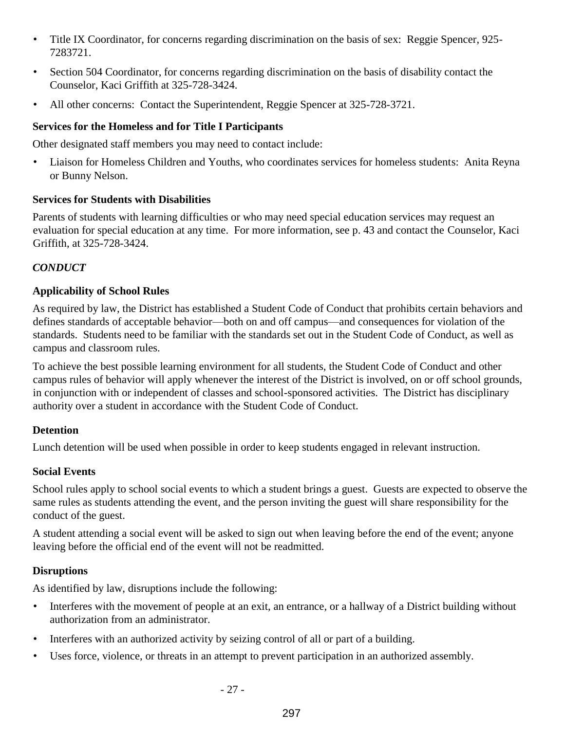- Title IX Coordinator, for concerns regarding discrimination on the basis of sex: Reggie Spencer, 925-7283721.
- Section 504 Coordinator, for concerns regarding discrimination on the basis of disability contact the Counselor, Kaci Griffith at 325-728-3424.
- All other concerns: Contact the Superintendent, Reggie Spencer at 325-728-3721.

**Services for the Homeless and for Title I Participants**

Other designated staff members you may need to contact include:

- Liaison for Homeless Children and Youths, who coordinates services for homeless students: Anita Reyna or Bunny Nelson.

**Services for Students with Disabilities**

Parents of students with learning difficulties or who may need special education services may request an evaluation for special education at any time. For more information, see p. 43 and contact the Counselor, Kaci Griffith, at 325-728-3424.

***CONDUCT***

**Applicability of School Rules**

As required by law, the District has established a Student Code of Conduct that prohibits certain behaviors and defines standards of acceptable behavior—both on and off campus—and consequences for violation of the standards. Students need to be familiar with the standards set out in the Student Code of Conduct, as well as campus and classroom rules.

To achieve the best possible learning environment for all students, the Student Code of Conduct and other campus rules of behavior will apply whenever the interest of the District is involved, on or off school grounds, in conjunction with or independent of classes and school-sponsored activities. The District has disciplinary authority over a student in accordance with the Student Code of Conduct.

**Detention**

Lunch detention will be used when possible in order to keep students engaged in relevant instruction.

**Social Events**

School rules apply to school social events to which a student brings a guest. Guests are expected to observe the same rules as students attending the event, and the person inviting the guest will share responsibility for the conduct of the guest.

A student attending a social event will be asked to sign out when leaving before the end of the event; anyone leaving before the official end of the event will not be readmitted.

**Disruptions**

As identified by law, disruptions include the following:

- Interferes with the movement of people at an exit, an entrance, or a hallway of a District building without authorization from an administrator.
- Interferes with an authorized activity by seizing control of all or part of a building.
- Uses force, violence, or threats in an attempt to prevent participation in an authorized assembly.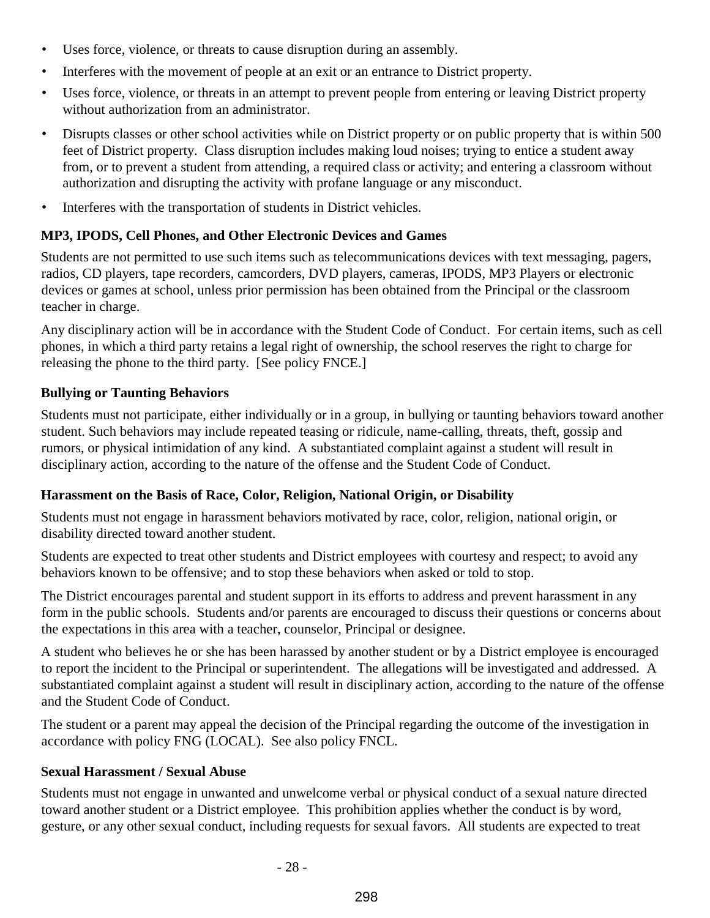- Uses force, violence, or threats to cause disruption during an assembly.
- Interferes with the movement of people at an exit or an entrance to District property.
- Uses force, violence, or threats in an attempt to prevent people from entering or leaving District property without authorization from an administrator.
- Disrupts classes or other school activities while on District property or on public property that is within 500 feet of District property. Class disruption includes making loud noises; trying to entice a student away from, or to prevent a student from attending, a required class or activity; and entering a classroom without authorization and disrupting the activity with profane language or any misconduct.
- Interferes with the transportation of students in District vehicles.

### MP3, IPODS, Cell Phones, and Other Electronic Devices and Games

Students are not permitted to use such items such as telecommunications devices with text messaging, pagers, radios, CD players, tape recorders, camcorders, DVD players, cameras, IPODS, MP3 Players or electronic devices or games at school, unless prior permission has been obtained from the Principal or the classroom teacher in charge.

Any disciplinary action will be in accordance with the Student Code of Conduct. For certain items, such as cell phones, in which a third party retains a legal right of ownership, the school reserves the right to charge for releasing the phone to the third party. [See policy FNCE.]

### Bullying or Taunting Behaviors

Students must not participate, either individually or in a group, in bullying or taunting behaviors toward another student. Such behaviors may include repeated teasing or ridicule, name-calling, threats, theft, gossip and rumors, or physical intimidation of any kind. A substantiated complaint against a student will result in disciplinary action, according to the nature of the offense and the Student Code of Conduct.

### Harassment on the Basis of Race, Color, Religion, National Origin, or Disability

Students must not engage in harassment behaviors motivated by race, color, religion, national origin, or disability directed toward another student.

Students are expected to treat other students and District employees with courtesy and respect; to avoid any behaviors known to be offensive; and to stop these behaviors when asked or told to stop.

The District encourages parental and student support in its efforts to address and prevent harassment in any form in the public schools. Students and/or parents are encouraged to discuss their questions or concerns about the expectations in this area with a teacher, counselor, Principal or designee.

A student who believes he or she has been harassed by another student or by a District employee is encouraged to report the incident to the Principal or superintendent. The allegations will be investigated and addressed. A substantiated complaint against a student will result in disciplinary action, according to the nature of the offense and the Student Code of Conduct.

The student or a parent may appeal the decision of the Principal regarding the outcome of the investigation in accordance with policy FNG (LOCAL). See also policy FNCL.

### Sexual Harassment / Sexual Abuse

Students must not engage in unwanted and unwelcome verbal or physical conduct of a sexual nature directed toward another student or a District employee. This prohibition applies whether the conduct is by word, gesture, or any other sexual conduct, including requests for sexual favors. All students are expected to treat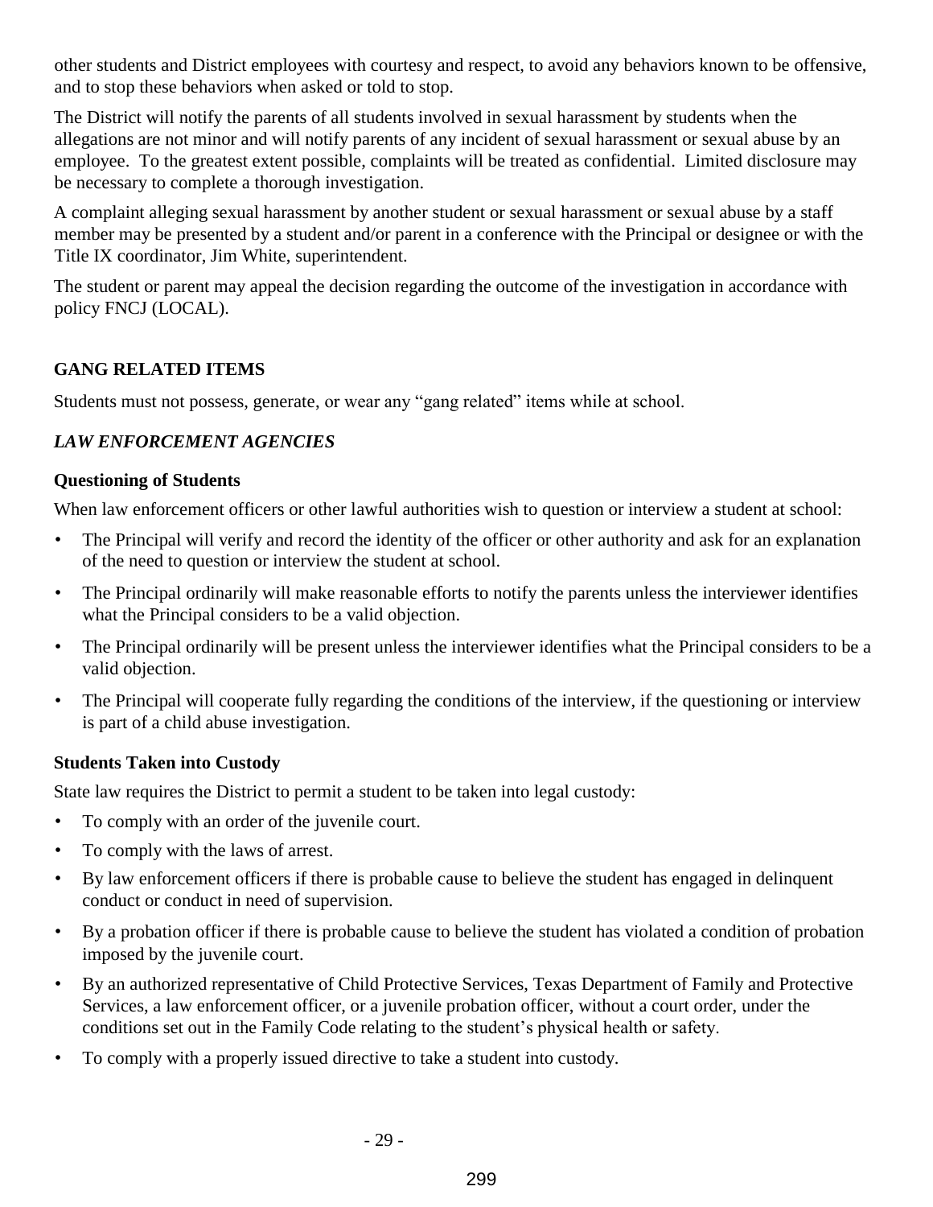other students and District employees with courtesy and respect, to avoid any behaviors known to be offensive, and to stop these behaviors when asked or told to stop.

The District will notify the parents of all students involved in sexual harassment by students when the allegations are not minor and will notify parents of any incident of sexual harassment or sexual abuse by an employee. To the greatest extent possible, complaints will be treated as confidential. Limited disclosure may be necessary to complete a thorough investigation.

A complaint alleging sexual harassment by another student or sexual harassment or sexual abuse by a staff member may be presented by a student and/or parent in a conference with the Principal or designee or with the Title IX coordinator, Jim White, superintendent.

The student or parent may appeal the decision regarding the outcome of the investigation in accordance with policy FNCJ (LOCAL).

## GANG RELATED ITEMS

Students must not possess, generate, or wear any "gang related" items while at school.

## *LAW ENFORCEMENT AGENCIES*

### Questioning of Students

When law enforcement officers or other lawful authorities wish to question or interview a student at school:

- The Principal will verify and record the identity of the officer or other authority and ask for an explanation of the need to question or interview the student at school.
- The Principal ordinarily will make reasonable efforts to notify the parents unless the interviewer identifies what the Principal considers to be a valid objection.
- The Principal ordinarily will be present unless the interviewer identifies what the Principal considers to be a valid objection.
- The Principal will cooperate fully regarding the conditions of the interview, if the questioning or interview is part of a child abuse investigation.

### Students Taken into Custody

State law requires the District to permit a student to be taken into legal custody:

- To comply with an order of the juvenile court.
- To comply with the laws of arrest.
- By law enforcement officers if there is probable cause to believe the student has engaged in delinquent conduct or conduct in need of supervision.
- By a probation officer if there is probable cause to believe the student has violated a condition of probation imposed by the juvenile court.
- By an authorized representative of Child Protective Services, Texas Department of Family and Protective Services, a law enforcement officer, or a juvenile probation officer, without a court order, under the conditions set out in the Family Code relating to the student's physical health or safety.
- To comply with a properly issued directive to take a student into custody.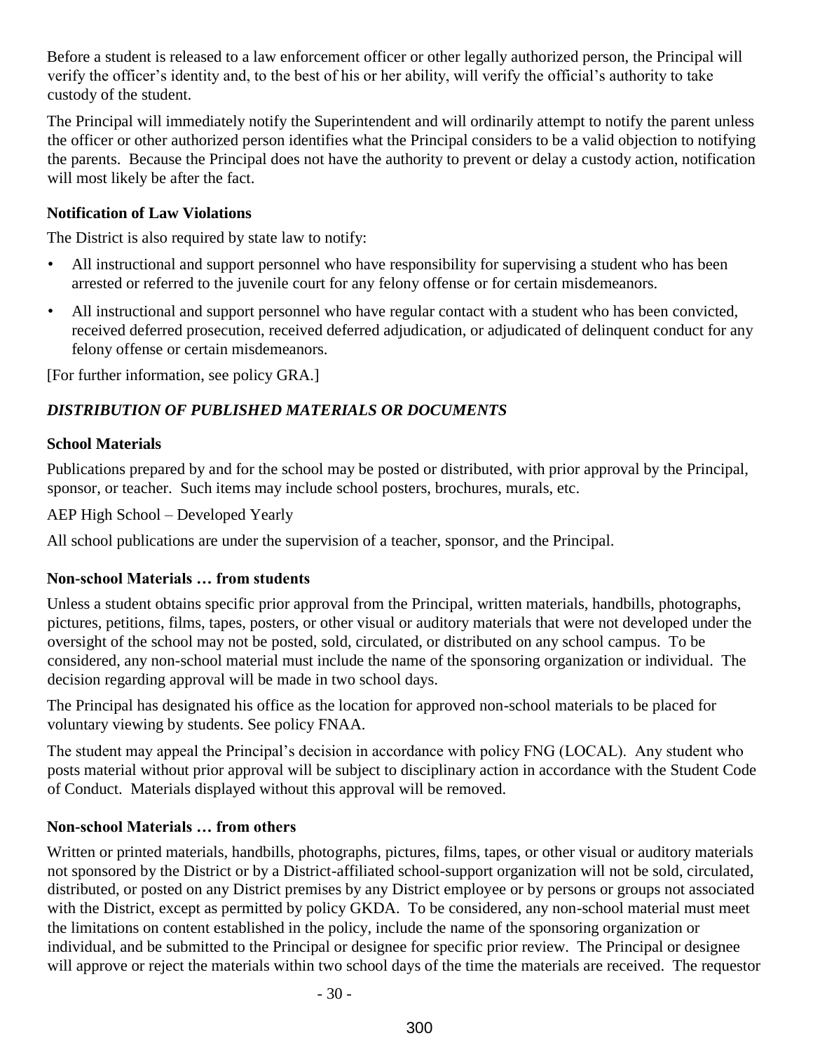Before a student is released to a law enforcement officer or other legally authorized person, the Principal will verify the officer's identity and, to the best of his or her ability, will verify the official's authority to take custody of the student.

The Principal will immediately notify the Superintendent and will ordinarily attempt to notify the parent unless the officer or other authorized person identifies what the Principal considers to be a valid objection to notifying the parents. Because the Principal does not have the authority to prevent or delay a custody action, notification will most likely be after the fact.

**Notification of Law Violations**

The District is also required by state law to notify:

- All instructional and support personnel who have responsibility for supervising a student who has been arrested or referred to the juvenile court for any felony offense or for certain misdemeanors.
- All instructional and support personnel who have regular contact with a student who has been convicted, received deferred prosecution, received deferred adjudication, or adjudicated of delinquent conduct for any felony offense or certain misdemeanors.

[For further information, see policy GRA.]

***DISTRIBUTION OF PUBLISHED MATERIALS OR DOCUMENTS***

**School Materials**

Publications prepared by and for the school may be posted or distributed, with prior approval by the Principal, sponsor, or teacher. Such items may include school posters, brochures, murals, etc.

AEP High School – Developed Yearly

All school publications are under the supervision of a teacher, sponsor, and the Principal.

**Non-school Materials … from students**

Unless a student obtains specific prior approval from the Principal, written materials, handbills, photographs, pictures, petitions, films, tapes, posters, or other visual or auditory materials that were not developed under the oversight of the school may not be posted, sold, circulated, or distributed on any school campus. To be considered, any non-school material must include the name of the sponsoring organization or individual. The decision regarding approval will be made in two school days.

The Principal has designated his office as the location for approved non-school materials to be placed for voluntary viewing by students. See policy FNAA.

The student may appeal the Principal's decision in accordance with policy FNG (LOCAL). Any student who posts material without prior approval will be subject to disciplinary action in accordance with the Student Code of Conduct. Materials displayed without this approval will be removed.

**Non-school Materials … from others**

Written or printed materials, handbills, photographs, pictures, films, tapes, or other visual or auditory materials not sponsored by the District or by a District-affiliated school-support organization will not be sold, circulated, distributed, or posted on any District premises by any District employee or by persons or groups not associated with the District, except as permitted by policy GKDA. To be considered, any non-school material must meet the limitations on content established in the policy, include the name of the sponsoring organization or individual, and be submitted to the Principal or designee for specific prior review. The Principal or designee will approve or reject the materials within two school days of the time the materials are received. The requestor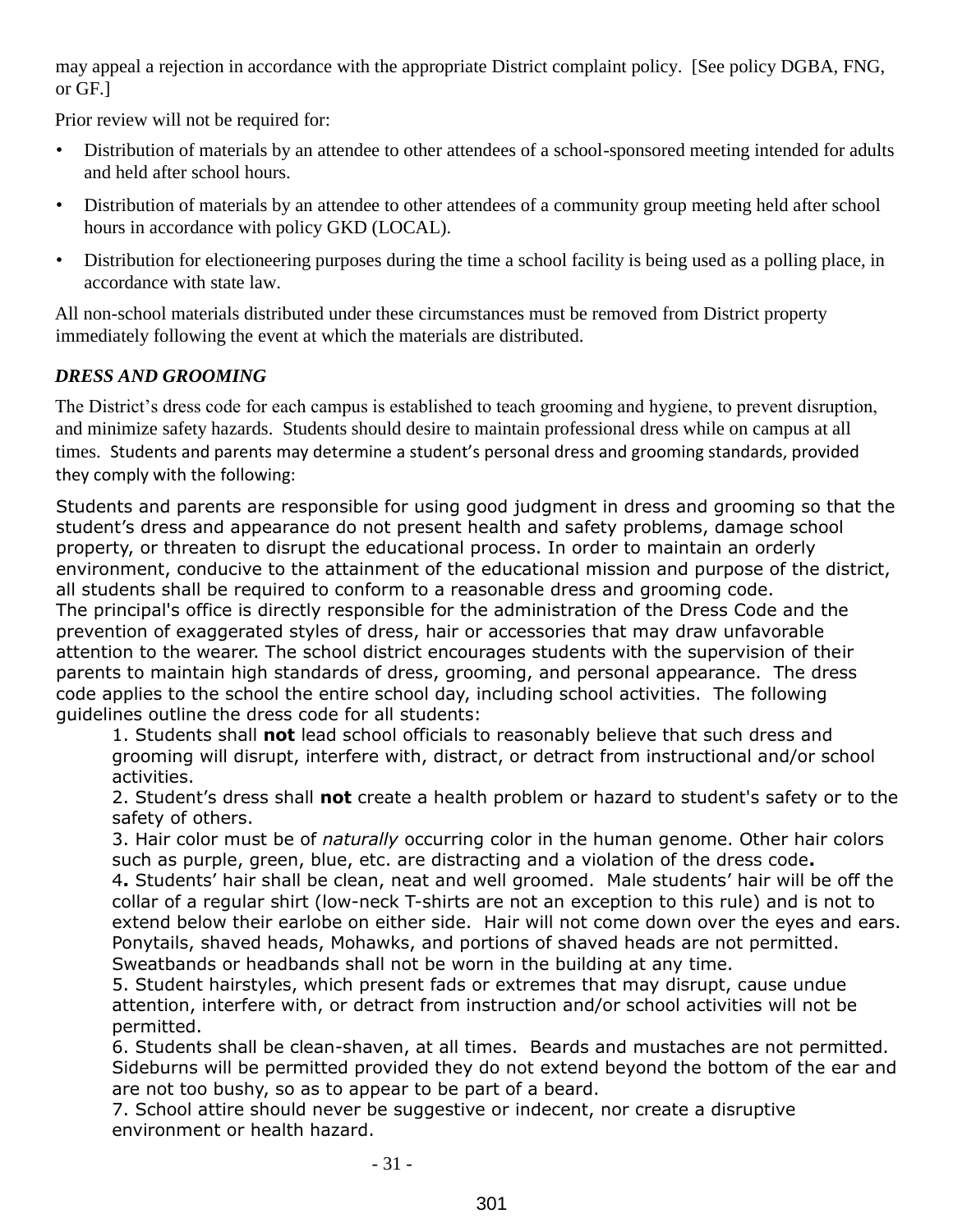may appeal a rejection in accordance with the appropriate District complaint policy. [See policy DGBA, FNG, or GF.]

Prior review will not be required for:

- Distribution of materials by an attendee to other attendees of a school-sponsored meeting intended for adults and held after school hours.
- Distribution of materials by an attendee to other attendees of a community group meeting held after school hours in accordance with policy GKD (LOCAL).
- Distribution for electioneering purposes during the time a school facility is being used as a polling place, in accordance with state law.

All non-school materials distributed under these circumstances must be removed from District property immediately following the event at which the materials are distributed.

### *DRESS AND GROOMING*

The District's dress code for each campus is established to teach grooming and hygiene, to prevent disruption, and minimize safety hazards. Students should desire to maintain professional dress while on campus at all times. Students and parents may determine a student's personal dress and grooming standards, provided they comply with the following:

Students and parents are responsible for using good judgment in dress and grooming so that the student's dress and appearance do not present health and safety problems, damage school property, or threaten to disrupt the educational process. In order to maintain an orderly environment, conducive to the attainment of the educational mission and purpose of the district, all students shall be required to conform to a reasonable dress and grooming code.
The principal's office is directly responsible for the administration of the Dress Code and the prevention of exaggerated styles of dress, hair or accessories that may draw unfavorable attention to the wearer. The school district encourages students with the supervision of their parents to maintain high standards of dress, grooming, and personal appearance. The dress code applies to the school the entire school day, including school activities. The following guidelines outline the dress code for all students:

1. Students shall **not** lead school officials to reasonably believe that such dress and grooming will disrupt, interfere with, distract, or detract from instructional and/or school activities.
2. Student's dress shall **not** create a health problem or hazard to student's safety or to the safety of others.
3. Hair color must be of *naturally* occurring color in the human genome. Other hair colors such as purple, green, blue, etc. are distracting and a violation of the dress code**.**
4**.** Students' hair shall be clean, neat and well groomed. Male students' hair will be off the collar of a regular shirt (low-neck T-shirts are not an exception to this rule) and is not to extend below their earlobe on either side. Hair will not come down over the eyes and ears. Ponytails, shaved heads, Mohawks, and portions of shaved heads are not permitted. Sweatbands or headbands shall not be worn in the building at any time.
5. Student hairstyles, which present fads or extremes that may disrupt, cause undue attention, interfere with, or detract from instruction and/or school activities will not be permitted.
6. Students shall be clean-shaven, at all times. Beards and mustaches are not permitted. Sideburns will be permitted provided they do not extend beyond the bottom of the ear and are not too bushy, so as to appear to be part of a beard.
7. School attire should never be suggestive or indecent, nor create a disruptive environment or health hazard.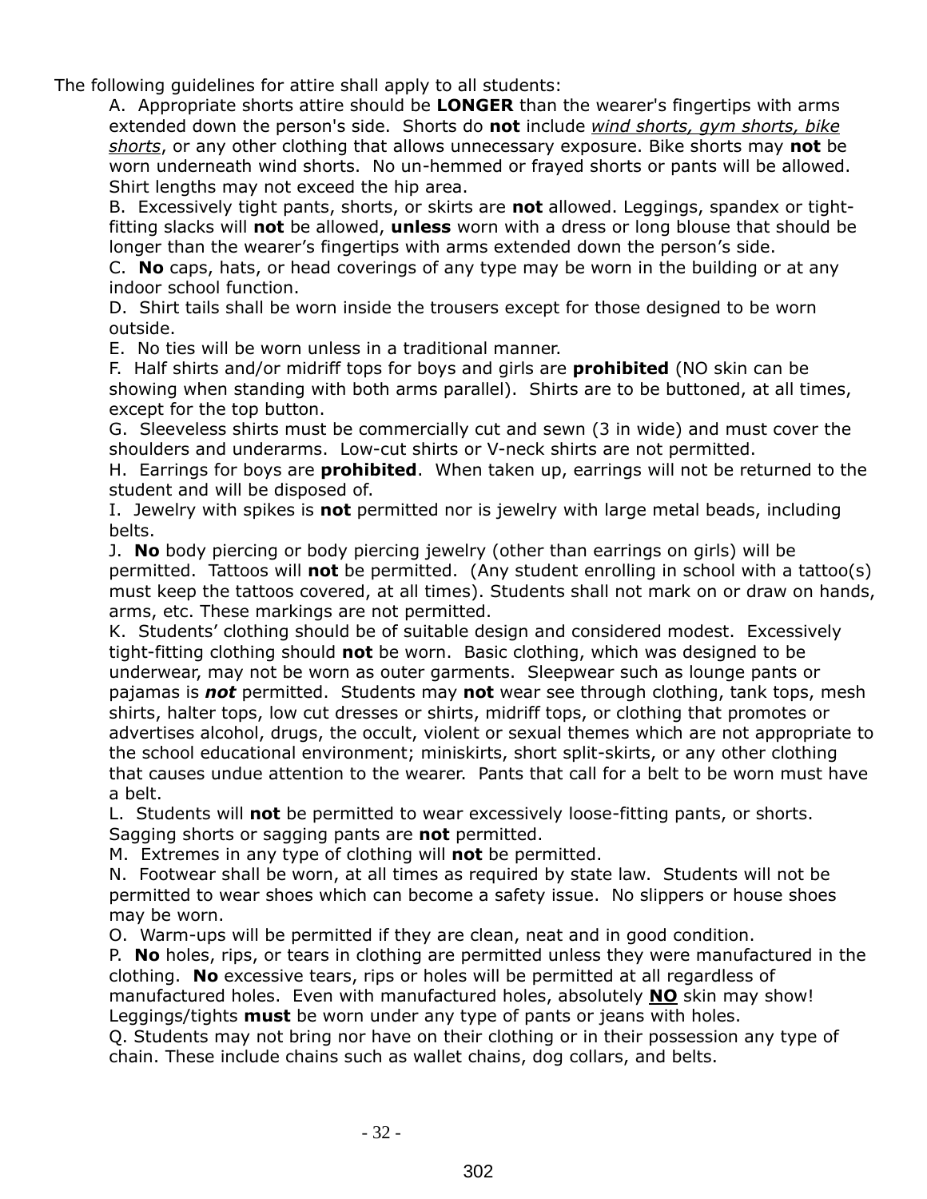The following guidelines for attire shall apply to all students:

A. Appropriate shorts attire should be **LONGER** than the wearer's fingertips with arms extended down the person's side. Shorts do **not** include *wind shorts, gym shorts, bike shorts*, or any other clothing that allows unnecessary exposure. Bike shorts may **not** be worn underneath wind shorts. No un-hemmed or frayed shorts or pants will be allowed. Shirt lengths may not exceed the hip area.

B. Excessively tight pants, shorts, or skirts are **not** allowed. Leggings, spandex or tight-fitting slacks will **not** be allowed, **unless** worn with a dress or long blouse that should be longer than the wearer's fingertips with arms extended down the person's side.

C. **No** caps, hats, or head coverings of any type may be worn in the building or at any indoor school function.

D. Shirt tails shall be worn inside the trousers except for those designed to be worn outside.

E. No ties will be worn unless in a traditional manner.

F. Half shirts and/or midriff tops for boys and girls are **prohibited** (NO skin can be showing when standing with both arms parallel). Shirts are to be buttoned, at all times, except for the top button.

G. Sleeveless shirts must be commercially cut and sewn (3 in wide) and must cover the shoulders and underarms. Low-cut shirts or V-neck shirts are not permitted.

H. Earrings for boys are **prohibited**. When taken up, earrings will not be returned to the student and will be disposed of.

I. Jewelry with spikes is **not** permitted nor is jewelry with large metal beads, including belts.

J. **No** body piercing or body piercing jewelry (other than earrings on girls) will be permitted. Tattoos will **not** be permitted. (Any student enrolling in school with a tattoo(s) must keep the tattoos covered, at all times). Students shall not mark on or draw on hands, arms, etc. These markings are not permitted.

K. Students' clothing should be of suitable design and considered modest. Excessively tight-fitting clothing should **not** be worn. Basic clothing, which was designed to be underwear, may not be worn as outer garments. Sleepwear such as lounge pants or pajamas is ***not*** permitted. Students may **not** wear see through clothing, tank tops, mesh shirts, halter tops, low cut dresses or shirts, midriff tops, or clothing that promotes or advertises alcohol, drugs, the occult, violent or sexual themes which are not appropriate to the school educational environment; miniskirts, short split-skirts, or any other clothing that causes undue attention to the wearer. Pants that call for a belt to be worn must have a belt.

L. Students will **not** be permitted to wear excessively loose-fitting pants, or shorts. Sagging shorts or sagging pants are **not** permitted.

M. Extremes in any type of clothing will **not** be permitted.

N. Footwear shall be worn, at all times as required by state law. Students will not be permitted to wear shoes which can become a safety issue. No slippers or house shoes may be worn.

O. Warm-ups will be permitted if they are clean, neat and in good condition.

P. **No** holes, rips, or tears in clothing are permitted unless they were manufactured in the clothing. **No** excessive tears, rips or holes will be permitted at all regardless of manufactured holes. Even with manufactured holes, absolutely **NO** skin may show! Leggings/tights **must** be worn under any type of pants or jeans with holes.

Q. Students may not bring nor have on their clothing or in their possession any type of chain. These include chains such as wallet chains, dog collars, and belts.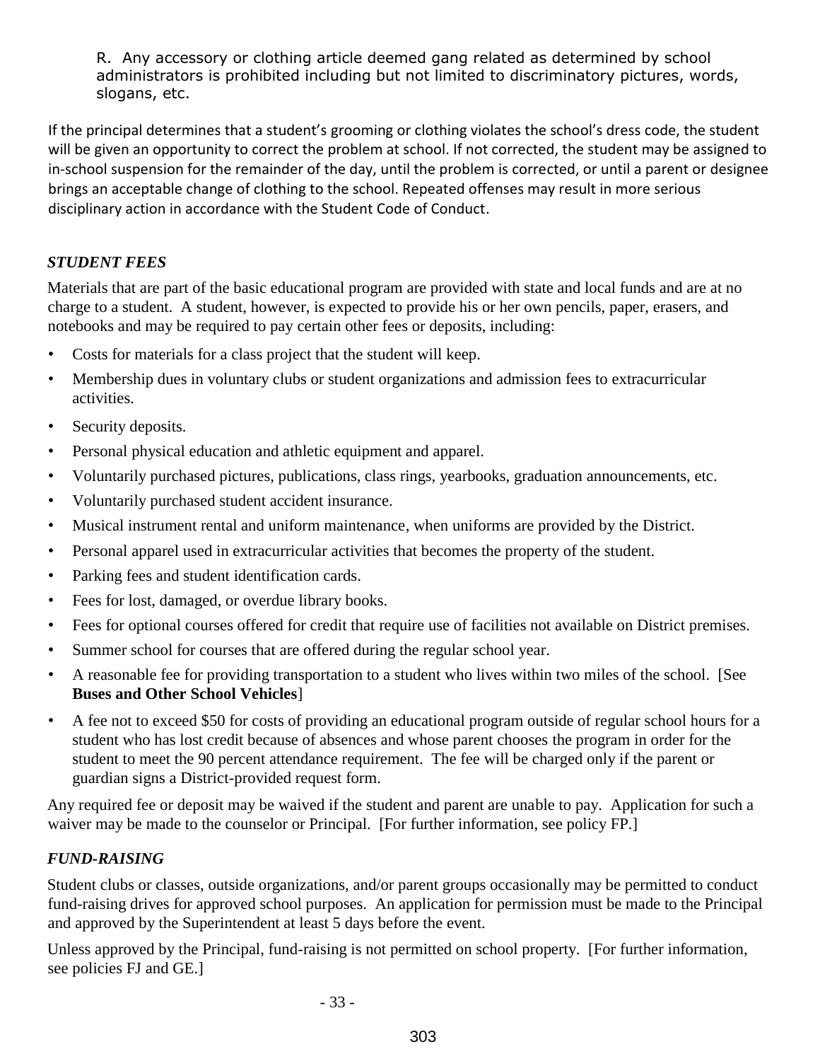R. Any accessory or clothing article deemed gang related as determined by school administrators is prohibited including but not limited to discriminatory pictures, words, slogans, etc.

If the principal determines that a student's grooming or clothing violates the school's dress code, the student will be given an opportunity to correct the problem at school. If not corrected, the student may be assigned to in-school suspension for the remainder of the day, until the problem is corrected, or until a parent or designee brings an acceptable change of clothing to the school. Repeated offenses may result in more serious disciplinary action in accordance with the Student Code of Conduct.

### *STUDENT FEES*

Materials that are part of the basic educational program are provided with state and local funds and are at no charge to a student. A student, however, is expected to provide his or her own pencils, paper, erasers, and notebooks and may be required to pay certain other fees or deposits, including:

- Costs for materials for a class project that the student will keep.
- Membership dues in voluntary clubs or student organizations and admission fees to extracurricular activities.
- Security deposits.
- Personal physical education and athletic equipment and apparel.
- Voluntarily purchased pictures, publications, class rings, yearbooks, graduation announcements, etc.
- Voluntarily purchased student accident insurance.
- Musical instrument rental and uniform maintenance, when uniforms are provided by the District.
- Personal apparel used in extracurricular activities that becomes the property of the student.
- Parking fees and student identification cards.
- Fees for lost, damaged, or overdue library books.
- Fees for optional courses offered for credit that require use of facilities not available on District premises.
- Summer school for courses that are offered during the regular school year.
- A reasonable fee for providing transportation to a student who lives within two miles of the school. [See **Buses and Other School Vehicles**]
- A fee not to exceed $50 for costs of providing an educational program outside of regular school hours for a student who has lost credit because of absences and whose parent chooses the program in order for the student to meet the 90 percent attendance requirement. The fee will be charged only if the parent or guardian signs a District-provided request form.

Any required fee or deposit may be waived if the student and parent are unable to pay. Application for such a waiver may be made to the counselor or Principal. [For further information, see policy FP.]

### *FUND-RAISING*

Student clubs or classes, outside organizations, and/or parent groups occasionally may be permitted to conduct fund-raising drives for approved school purposes. An application for permission must be made to the Principal and approved by the Superintendent at least 5 days before the event.

Unless approved by the Principal, fund-raising is not permitted on school property. [For further information, see policies FJ and GE.]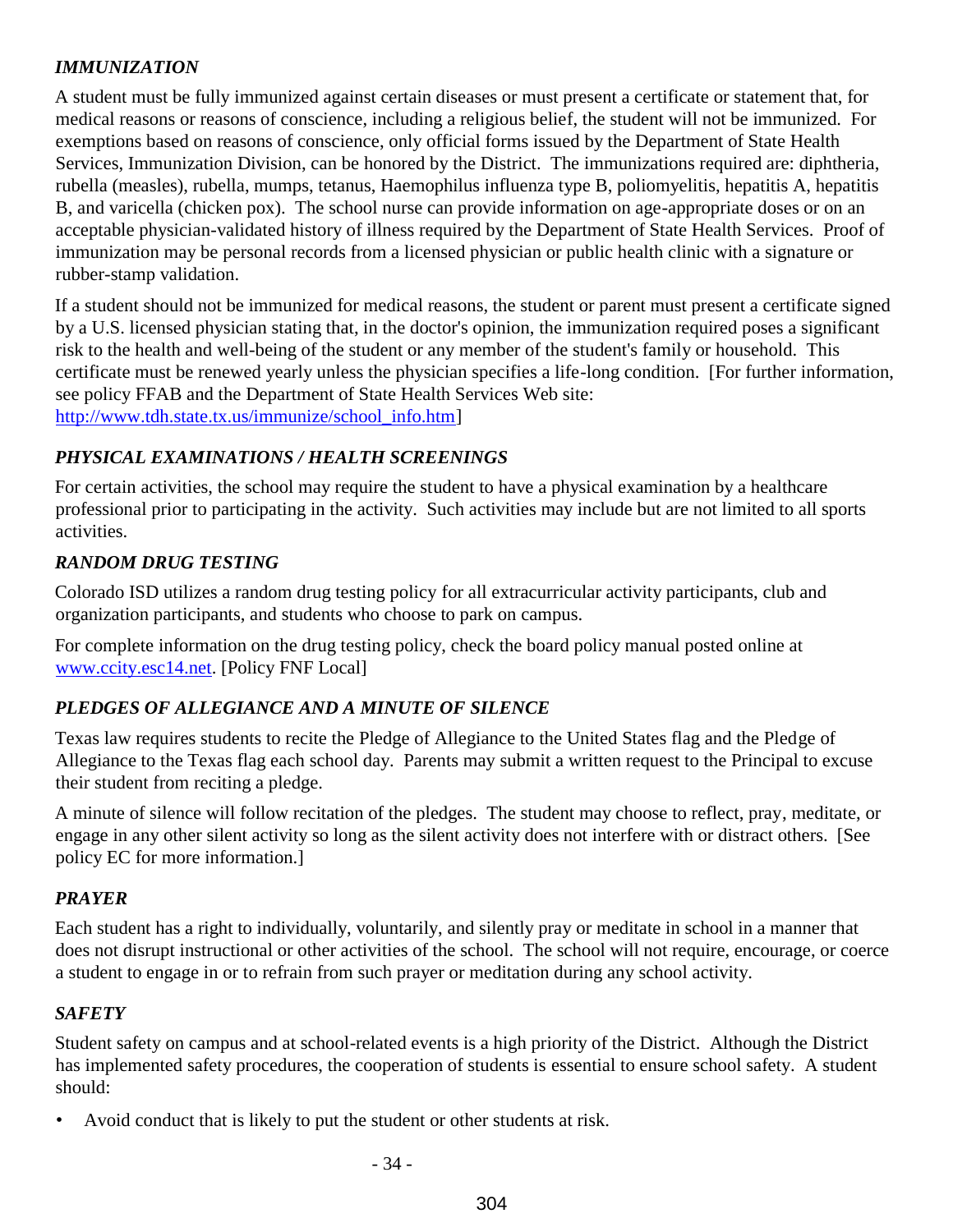### *IMMUNIZATION*

A student must be fully immunized against certain diseases or must present a certificate or statement that, for medical reasons or reasons of conscience, including a religious belief, the student will not be immunized. For exemptions based on reasons of conscience, only official forms issued by the Department of State Health Services, Immunization Division, can be honored by the District. The immunizations required are: diphtheria, rubella (measles), rubella, mumps, tetanus, Haemophilus influenza type B, poliomyelitis, hepatitis A, hepatitis B, and varicella (chicken pox). The school nurse can provide information on age-appropriate doses or on an acceptable physician-validated history of illness required by the Department of State Health Services. Proof of immunization may be personal records from a licensed physician or public health clinic with a signature or rubber-stamp validation.

If a student should not be immunized for medical reasons, the student or parent must present a certificate signed by a U.S. licensed physician stating that, in the doctor's opinion, the immunization required poses a significant risk to the health and well-being of the student or any member of the student's family or household. This certificate must be renewed yearly unless the physician specifies a life-long condition. [For further information, see policy FFAB and the Department of State Health Services Web site: http://www.tdh.state.tx.us/immunize/school_info.htm]

### *PHYSICAL EXAMINATIONS / HEALTH SCREENINGS*

For certain activities, the school may require the student to have a physical examination by a healthcare professional prior to participating in the activity. Such activities may include but are not limited to all sports activities.

### *RANDOM DRUG TESTING*

Colorado ISD utilizes a random drug testing policy for all extracurricular activity participants, club and organization participants, and students who choose to park on campus.

For complete information on the drug testing policy, check the board policy manual posted online at www.ccity.esc14.net. [Policy FNF Local]

### *PLEDGES OF ALLEGIANCE AND A MINUTE OF SILENCE*

Texas law requires students to recite the Pledge of Allegiance to the United States flag and the Pledge of Allegiance to the Texas flag each school day. Parents may submit a written request to the Principal to excuse their student from reciting a pledge.

A minute of silence will follow recitation of the pledges. The student may choose to reflect, pray, meditate, or engage in any other silent activity so long as the silent activity does not interfere with or distract others. [See policy EC for more information.]

### *PRAYER*

Each student has a right to individually, voluntarily, and silently pray or meditate in school in a manner that does not disrupt instructional or other activities of the school. The school will not require, encourage, or coerce a student to engage in or to refrain from such prayer or meditation during any school activity.

### *SAFETY*

Student safety on campus and at school-related events is a high priority of the District. Although the District has implemented safety procedures, the cooperation of students is essential to ensure school safety. A student should:

- Avoid conduct that is likely to put the student or other students at risk.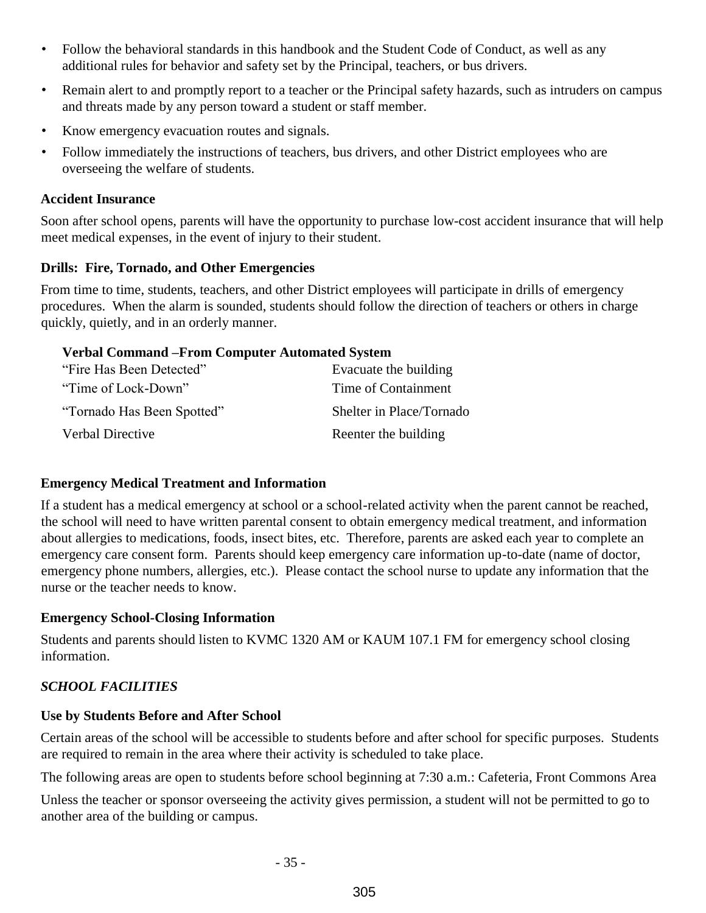- Follow the behavioral standards in this handbook and the Student Code of Conduct, as well as any additional rules for behavior and safety set by the Principal, teachers, or bus drivers.
- Remain alert to and promptly report to a teacher or the Principal safety hazards, such as intruders on campus and threats made by any person toward a student or staff member.
- Know emergency evacuation routes and signals.
- Follow immediately the instructions of teachers, bus drivers, and other District employees who are overseeing the welfare of students.

### Accident Insurance

Soon after school opens, parents will have the opportunity to purchase low-cost accident insurance that will help meet medical expenses, in the event of injury to their student.

### Drills: Fire, Tornado, and Other Emergencies

From time to time, students, teachers, and other District employees will participate in drills of emergency procedures. When the alarm is sounded, students should follow the direction of teachers or others in charge quickly, quietly, and in an orderly manner.

**Verbal Command –From Computer Automated System**

| | |
|---|---|
| "Fire Has Been Detected" | Evacuate the building |
| "Time of Lock-Down" | Time of Containment |
| "Tornado Has Been Spotted" | Shelter in Place/Tornado |
| Verbal Directive | Reenter the building |

### Emergency Medical Treatment and Information

If a student has a medical emergency at school or a school-related activity when the parent cannot be reached, the school will need to have written parental consent to obtain emergency medical treatment, and information about allergies to medications, foods, insect bites, etc. Therefore, parents are asked each year to complete an emergency care consent form. Parents should keep emergency care information up-to-date (name of doctor, emergency phone numbers, allergies, etc.). Please contact the school nurse to update any information that the nurse or the teacher needs to know.

### Emergency School-Closing Information

Students and parents should listen to KVMC 1320 AM or KAUM 107.1 FM for emergency school closing information.

## *SCHOOL FACILITIES*

### Use by Students Before and After School

Certain areas of the school will be accessible to students before and after school for specific purposes. Students are required to remain in the area where their activity is scheduled to take place.

The following areas are open to students before school beginning at 7:30 a.m.: Cafeteria, Front Commons Area

Unless the teacher or sponsor overseeing the activity gives permission, a student will not be permitted to go to another area of the building or campus.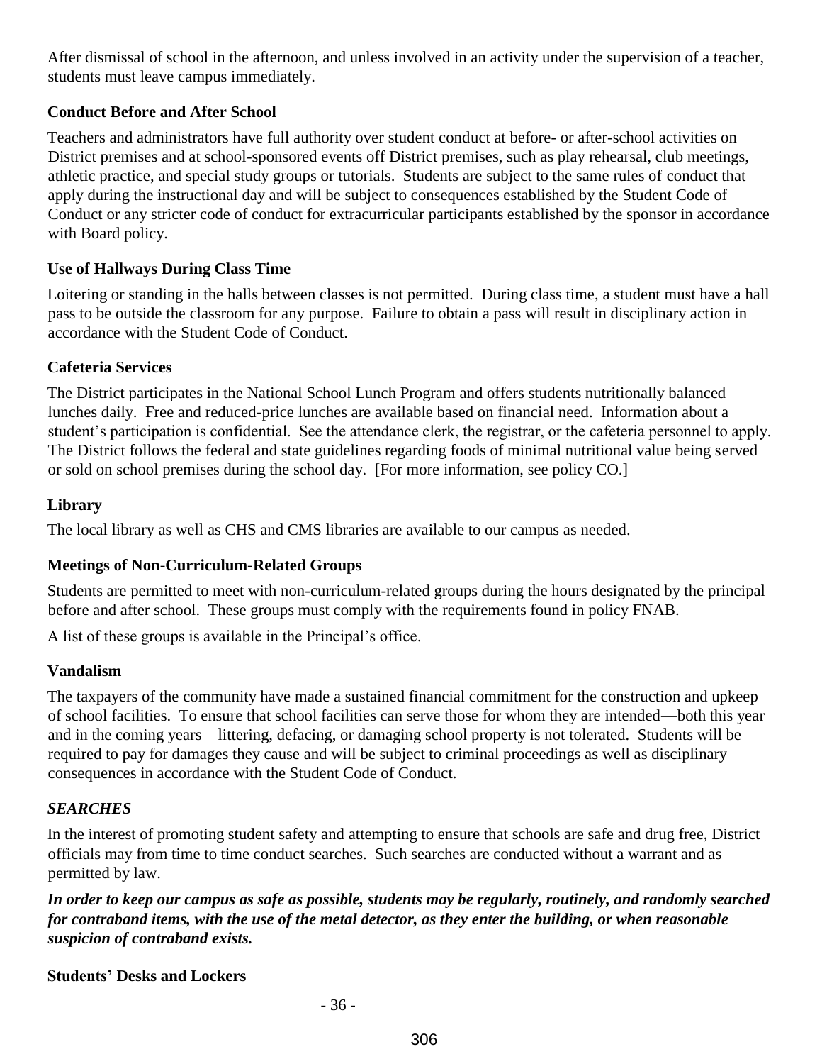After dismissal of school in the afternoon, and unless involved in an activity under the supervision of a teacher, students must leave campus immediately.

### Conduct Before and After School

Teachers and administrators have full authority over student conduct at before- or after-school activities on District premises and at school-sponsored events off District premises, such as play rehearsal, club meetings, athletic practice, and special study groups or tutorials. Students are subject to the same rules of conduct that apply during the instructional day and will be subject to consequences established by the Student Code of Conduct or any stricter code of conduct for extracurricular participants established by the sponsor in accordance with Board policy.

### Use of Hallways During Class Time

Loitering or standing in the halls between classes is not permitted. During class time, a student must have a hall pass to be outside the classroom for any purpose. Failure to obtain a pass will result in disciplinary action in accordance with the Student Code of Conduct.

### Cafeteria Services

The District participates in the National School Lunch Program and offers students nutritionally balanced lunches daily. Free and reduced-price lunches are available based on financial need. Information about a student's participation is confidential. See the attendance clerk, the registrar, or the cafeteria personnel to apply. The District follows the federal and state guidelines regarding foods of minimal nutritional value being served or sold on school premises during the school day. [For more information, see policy CO.]

### Library

The local library as well as CHS and CMS libraries are available to our campus as needed.

### Meetings of Non-Curriculum-Related Groups

Students are permitted to meet with non-curriculum-related groups during the hours designated by the principal before and after school. These groups must comply with the requirements found in policy FNAB.

A list of these groups is available in the Principal's office.

### Vandalism

The taxpayers of the community have made a sustained financial commitment for the construction and upkeep of school facilities. To ensure that school facilities can serve those for whom they are intended—both this year and in the coming years—littering, defacing, or damaging school property is not tolerated. Students will be required to pay for damages they cause and will be subject to criminal proceedings as well as disciplinary consequences in accordance with the Student Code of Conduct.

### *SEARCHES*

In the interest of promoting student safety and attempting to ensure that schools are safe and drug free, District officials may from time to time conduct searches. Such searches are conducted without a warrant and as permitted by law.

***In order to keep our campus as safe as possible, students may be regularly, routinely, and randomly searched for contraband items, with the use of the metal detector, as they enter the building, or when reasonable suspicion of contraband exists.***

### Students' Desks and Lockers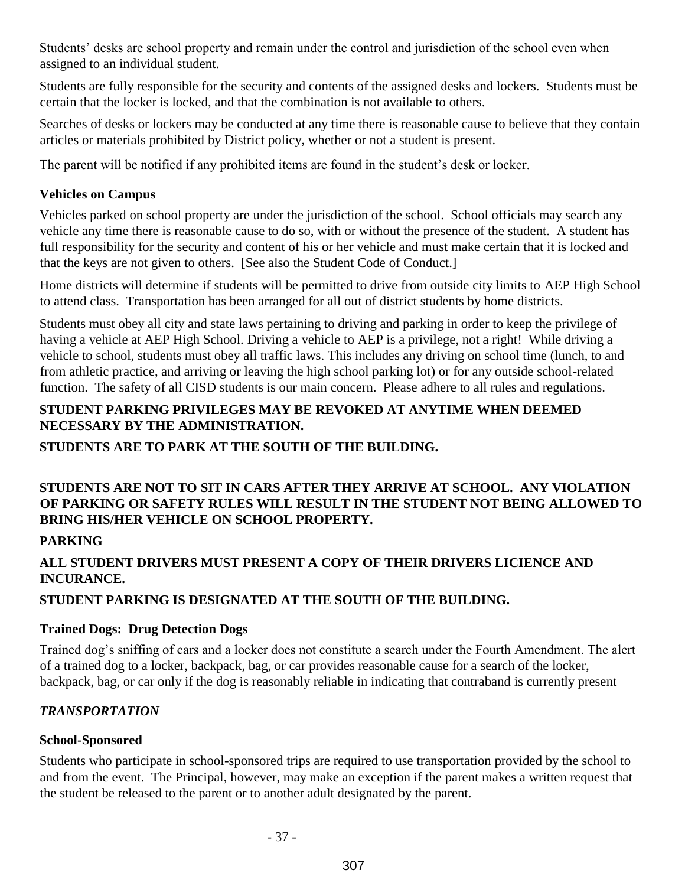Students' desks are school property and remain under the control and jurisdiction of the school even when assigned to an individual student.

Students are fully responsible for the security and contents of the assigned desks and lockers. Students must be certain that the locker is locked, and that the combination is not available to others.

Searches of desks or lockers may be conducted at any time there is reasonable cause to believe that they contain articles or materials prohibited by District policy, whether or not a student is present.

The parent will be notified if any prohibited items are found in the student's desk or locker.

**Vehicles on Campus**

Vehicles parked on school property are under the jurisdiction of the school. School officials may search any vehicle any time there is reasonable cause to do so, with or without the presence of the student. A student has full responsibility for the security and content of his or her vehicle and must make certain that it is locked and that the keys are not given to others. [See also the Student Code of Conduct.]

Home districts will determine if students will be permitted to drive from outside city limits to AEP High School to attend class. Transportation has been arranged for all out of district students by home districts.

Students must obey all city and state laws pertaining to driving and parking in order to keep the privilege of having a vehicle at AEP High School. Driving a vehicle to AEP is a privilege, not a right! While driving a vehicle to school, students must obey all traffic laws. This includes any driving on school time (lunch, to and from athletic practice, and arriving or leaving the high school parking lot) or for any outside school-related function. The safety of all CISD students is our main concern. Please adhere to all rules and regulations.

**STUDENT PARKING PRIVILEGES MAY BE REVOKED AT ANYTIME WHEN DEEMED NECESSARY BY THE ADMINISTRATION.**

**STUDENTS ARE TO PARK AT THE SOUTH OF THE BUILDING.**

**STUDENTS ARE NOT TO SIT IN CARS AFTER THEY ARRIVE AT SCHOOL. ANY VIOLATION OF PARKING OR SAFETY RULES WILL RESULT IN THE STUDENT NOT BEING ALLOWED TO BRING HIS/HER VEHICLE ON SCHOOL PROPERTY.**

**PARKING**

**ALL STUDENT DRIVERS MUST PRESENT A COPY OF THEIR DRIVERS LICIENCE AND INCURANCE.**

**STUDENT PARKING IS DESIGNATED AT THE SOUTH OF THE BUILDING.**

**Trained Dogs: Drug Detection Dogs**

Trained dog's sniffing of cars and a locker does not constitute a search under the Fourth Amendment. The alert of a trained dog to a locker, backpack, bag, or car provides reasonable cause for a search of the locker, backpack, bag, or car only if the dog is reasonably reliable in indicating that contraband is currently present

***TRANSPORTATION***

**School-Sponsored**

Students who participate in school-sponsored trips are required to use transportation provided by the school to and from the event. The Principal, however, may make an exception if the parent makes a written request that the student be released to the parent or to another adult designated by the parent.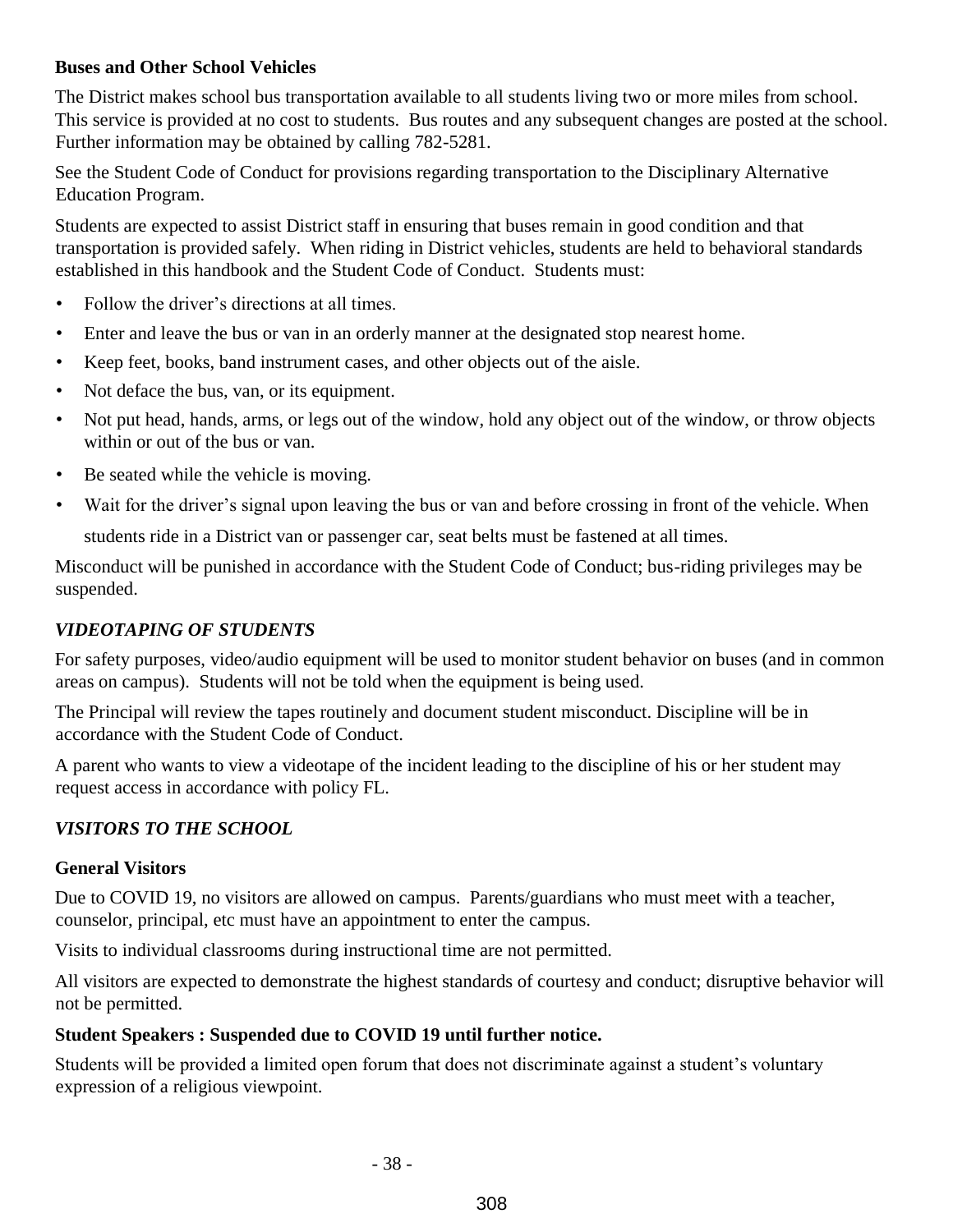### Buses and Other School Vehicles

The District makes school bus transportation available to all students living two or more miles from school. This service is provided at no cost to students. Bus routes and any subsequent changes are posted at the school. Further information may be obtained by calling 782-5281.

See the Student Code of Conduct for provisions regarding transportation to the Disciplinary Alternative Education Program.

Students are expected to assist District staff in ensuring that buses remain in good condition and that transportation is provided safely. When riding in District vehicles, students are held to behavioral standards established in this handbook and the Student Code of Conduct. Students must:

- Follow the driver's directions at all times.
- Enter and leave the bus or van in an orderly manner at the designated stop nearest home.
- Keep feet, books, band instrument cases, and other objects out of the aisle.
- Not deface the bus, van, or its equipment.
- Not put head, hands, arms, or legs out of the window, hold any object out of the window, or throw objects within or out of the bus or van.
- Be seated while the vehicle is moving.
- Wait for the driver's signal upon leaving the bus or van and before crossing in front of the vehicle. When students ride in a District van or passenger car, seat belts must be fastened at all times.

Misconduct will be punished in accordance with the Student Code of Conduct; bus-riding privileges may be suspended.

## *VIDEOTAPING OF STUDENTS*

For safety purposes, video/audio equipment will be used to monitor student behavior on buses (and in common areas on campus). Students will not be told when the equipment is being used.

The Principal will review the tapes routinely and document student misconduct. Discipline will be in accordance with the Student Code of Conduct.

A parent who wants to view a videotape of the incident leading to the discipline of his or her student may request access in accordance with policy FL.

## *VISITORS TO THE SCHOOL*

### General Visitors

Due to COVID 19, no visitors are allowed on campus. Parents/guardians who must meet with a teacher, counselor, principal, etc must have an appointment to enter the campus.

Visits to individual classrooms during instructional time are not permitted.

All visitors are expected to demonstrate the highest standards of courtesy and conduct; disruptive behavior will not be permitted.

### Student Speakers : Suspended due to COVID 19 until further notice.

Students will be provided a limited open forum that does not discriminate against a student's voluntary expression of a religious viewpoint.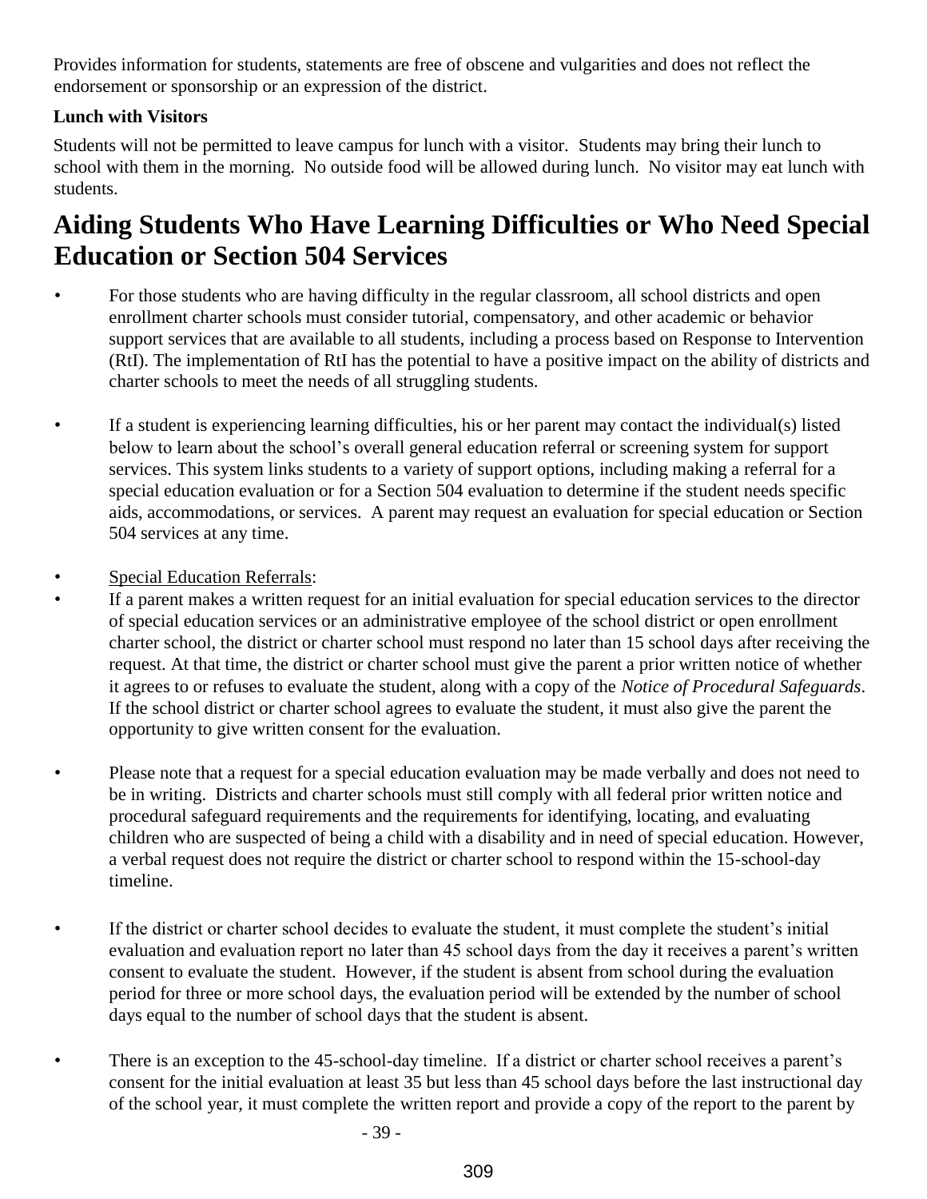Provides information for students, statements are free of obscene and vulgarities and does not reflect the endorsement or sponsorship or an expression of the district.

**Lunch with Visitors**

Students will not be permitted to leave campus for lunch with a visitor. Students may bring their lunch to school with them in the morning. No outside food will be allowed during lunch. No visitor may eat lunch with students.

# Aiding Students Who Have Learning Difficulties or Who Need Special Education or Section 504 Services

- For those students who are having difficulty in the regular classroom, all school districts and open enrollment charter schools must consider tutorial, compensatory, and other academic or behavior support services that are available to all students, including a process based on Response to Intervention (RtI). The implementation of RtI has the potential to have a positive impact on the ability of districts and charter schools to meet the needs of all struggling students.

- If a student is experiencing learning difficulties, his or her parent may contact the individual(s) listed below to learn about the school's overall general education referral or screening system for support services. This system links students to a variety of support options, including making a referral for a special education evaluation or for a Section 504 evaluation to determine if the student needs specific aids, accommodations, or services. A parent may request an evaluation for special education or Section 504 services at any time.

- <u>Special Education Referrals</u>:
- If a parent makes a written request for an initial evaluation for special education services to the director of special education services or an administrative employee of the school district or open enrollment charter school, the district or charter school must respond no later than 15 school days after receiving the request. At that time, the district or charter school must give the parent a prior written notice of whether it agrees to or refuses to evaluate the student, along with a copy of the *Notice of Procedural Safeguards*. If the school district or charter school agrees to evaluate the student, it must also give the parent the opportunity to give written consent for the evaluation.

- Please note that a request for a special education evaluation may be made verbally and does not need to be in writing. Districts and charter schools must still comply with all federal prior written notice and procedural safeguard requirements and the requirements for identifying, locating, and evaluating children who are suspected of being a child with a disability and in need of special education. However, a verbal request does not require the district or charter school to respond within the 15-school-day timeline.

- If the district or charter school decides to evaluate the student, it must complete the student's initial evaluation and evaluation report no later than 45 school days from the day it receives a parent's written consent to evaluate the student. However, if the student is absent from school during the evaluation period for three or more school days, the evaluation period will be extended by the number of school days equal to the number of school days that the student is absent.

- There is an exception to the 45-school-day timeline. If a district or charter school receives a parent's consent for the initial evaluation at least 35 but less than 45 school days before the last instructional day of the school year, it must complete the written report and provide a copy of the report to the parent by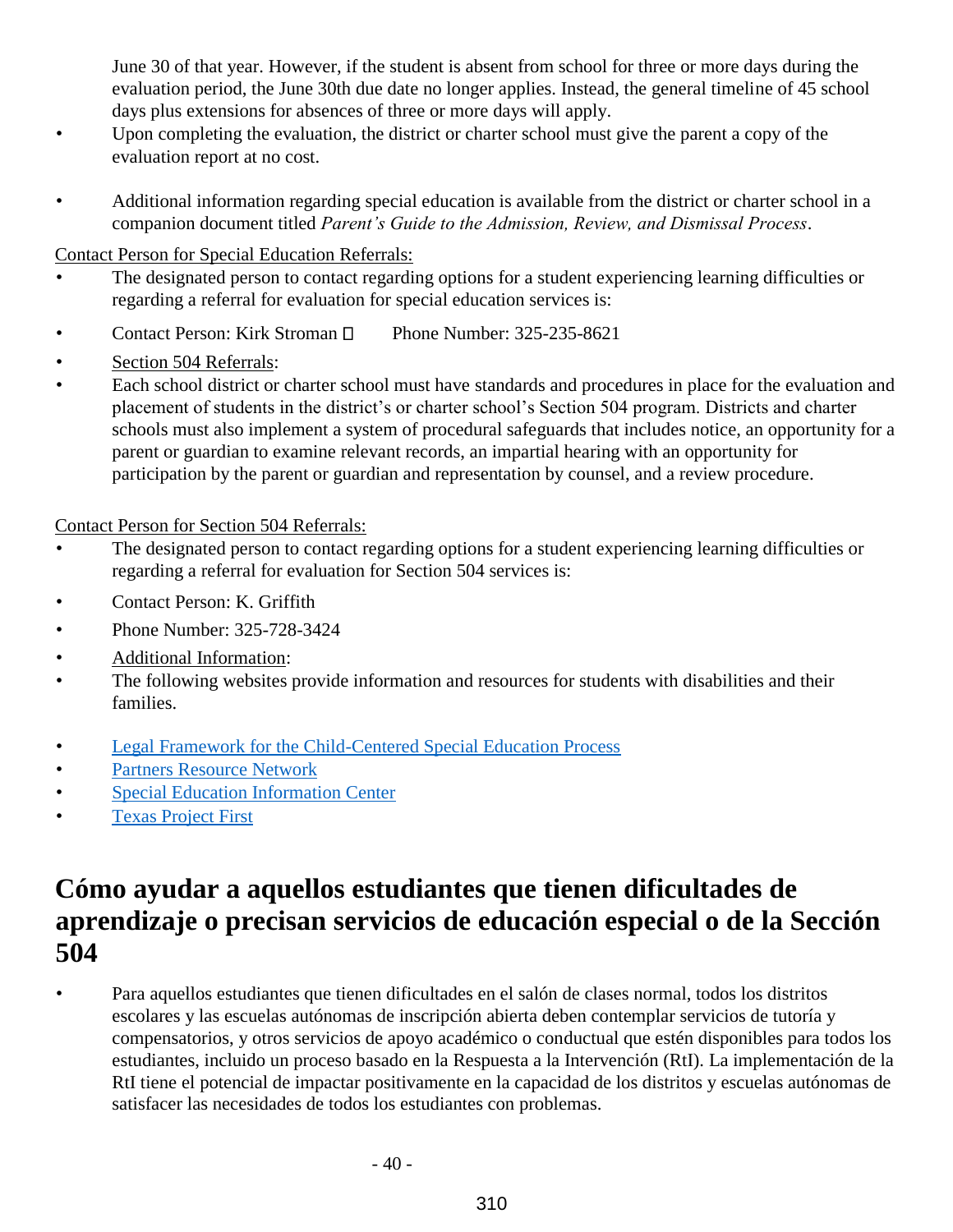June 30 of that year. However, if the student is absent from school for three or more days during the evaluation period, the June 30th due date no longer applies. Instead, the general timeline of 45 school days plus extensions for absences of three or more days will apply.

- Upon completing the evaluation, the district or charter school must give the parent a copy of the evaluation report at no cost.
- Additional information regarding special education is available from the district or charter school in a companion document titled *Parent's Guide to the Admission, Review, and Dismissal Process*.

Contact Person for Special Education Referrals:

- The designated person to contact regarding options for a student experiencing learning difficulties or regarding a referral for evaluation for special education services is:
- Contact Person: Kirk Stroman  Phone Number: 325-235-8621
- Section 504 Referrals:
- Each school district or charter school must have standards and procedures in place for the evaluation and placement of students in the district's or charter school's Section 504 program. Districts and charter schools must also implement a system of procedural safeguards that includes notice, an opportunity for a parent or guardian to examine relevant records, an impartial hearing with an opportunity for participation by the parent or guardian and representation by counsel, and a review procedure.

Contact Person for Section 504 Referrals:

- The designated person to contact regarding options for a student experiencing learning difficulties or regarding a referral for evaluation for Section 504 services is:
- Contact Person: K. Griffith
- Phone Number: 325-728-3424
- Additional Information:
- The following websites provide information and resources for students with disabilities and their families.
- Legal Framework for the Child-Centered Special Education Process
- Partners Resource Network
- Special Education Information Center
- Texas Project First

# Cómo ayudar a aquellos estudiantes que tienen dificultades de aprendizaje o precisan servicios de educación especial o de la Sección 504

- Para aquellos estudiantes que tienen dificultades en el salón de clases normal, todos los distritos escolares y las escuelas autónomas de inscripción abierta deben contemplar servicios de tutoría y compensatorios, y otros servicios de apoyo académico o conductual que estén disponibles para todos los estudiantes, incluido un proceso basado en la Respuesta a la Intervención (RtI). La implementación de la RtI tiene el potencial de impactar positivamente en la capacidad de los distritos y escuelas autónomas de satisfacer las necesidades de todos los estudiantes con problemas.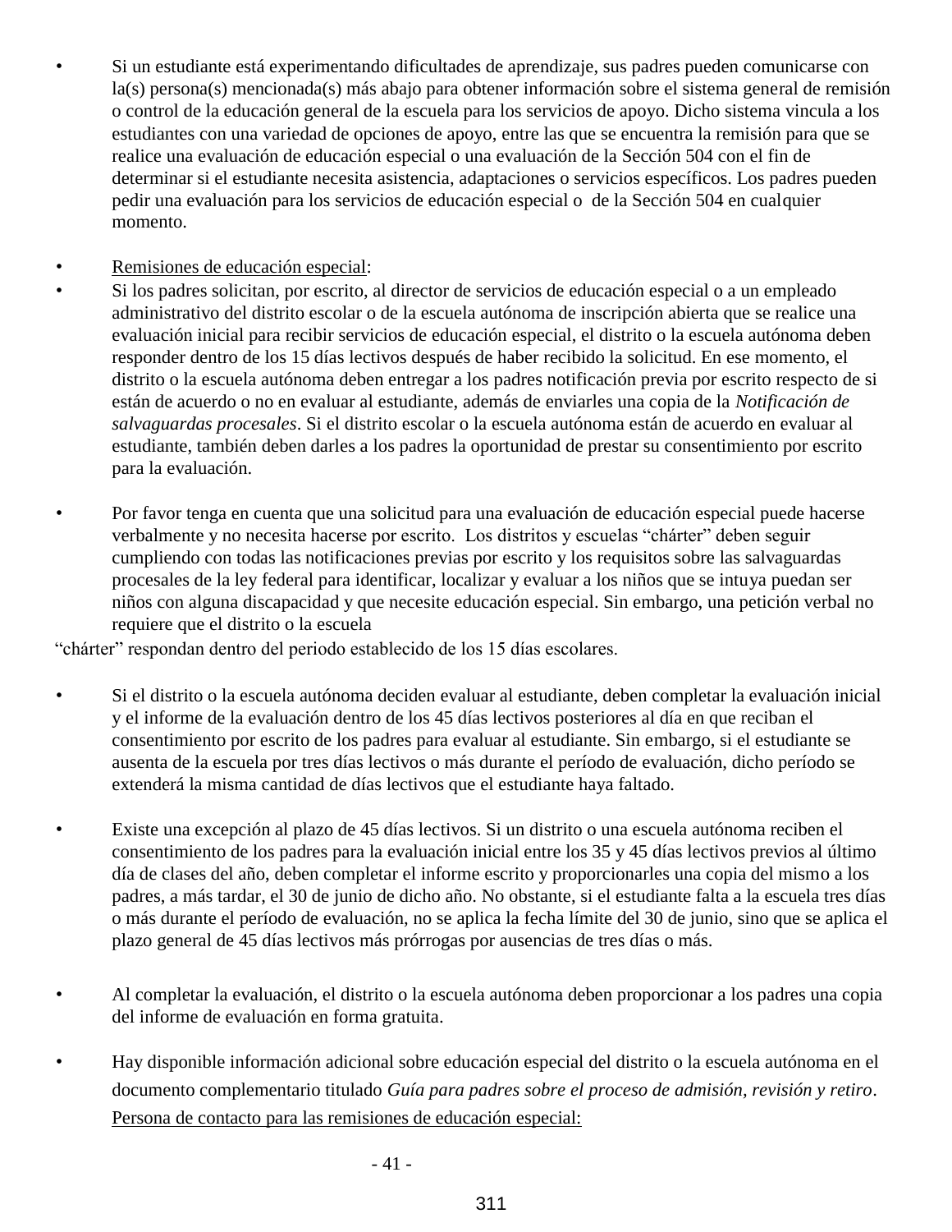- Si un estudiante está experimentando dificultades de aprendizaje, sus padres pueden comunicarse con la(s) persona(s) mencionada(s) más abajo para obtener información sobre el sistema general de remisión o control de la educación general de la escuela para los servicios de apoyo. Dicho sistema vincula a los estudiantes con una variedad de opciones de apoyo, entre las que se encuentra la remisión para que se realice una evaluación de educación especial o una evaluación de la Sección 504 con el fin de determinar si el estudiante necesita asistencia, adaptaciones o servicios específicos. Los padres pueden pedir una evaluación para los servicios de educación especial o de la Sección 504 en cualquier momento.

- Remisiones de educación especial:
- Si los padres solicitan, por escrito, al director de servicios de educación especial o a un empleado administrativo del distrito escolar o de la escuela autónoma de inscripción abierta que se realice una evaluación inicial para recibir servicios de educación especial, el distrito o la escuela autónoma deben responder dentro de los 15 días lectivos después de haber recibido la solicitud. En ese momento, el distrito o la escuela autónoma deben entregar a los padres notificación previa por escrito respecto de si están de acuerdo o no en evaluar al estudiante, además de enviarles una copia de la *Notificación de salvaguardas procesales*. Si el distrito escolar o la escuela autónoma están de acuerdo en evaluar al estudiante, también deben darles a los padres la oportunidad de prestar su consentimiento por escrito para la evaluación.

- Por favor tenga en cuenta que una solicitud para una evaluación de educación especial puede hacerse verbalmente y no necesita hacerse por escrito. Los distritos y escuelas "chárter" deben seguir cumpliendo con todas las notificaciones previas por escrito y los requisitos sobre las salvaguardas procesales de la ley federal para identificar, localizar y evaluar a los niños que se intuya puedan ser niños con alguna discapacidad y que necesite educación especial. Sin embargo, una petición verbal no requiere que el distrito o la escuela "chárter" respondan dentro del periodo establecido de los 15 días escolares.

- Si el distrito o la escuela autónoma deciden evaluar al estudiante, deben completar la evaluación inicial y el informe de la evaluación dentro de los 45 días lectivos posteriores al día en que reciban el consentimiento por escrito de los padres para evaluar al estudiante. Sin embargo, si el estudiante se ausenta de la escuela por tres días lectivos o más durante el período de evaluación, dicho período se extenderá la misma cantidad de días lectivos que el estudiante haya faltado.

- Existe una excepción al plazo de 45 días lectivos. Si un distrito o una escuela autónoma reciben el consentimiento de los padres para la evaluación inicial entre los 35 y 45 días lectivos previos al último día de clases del año, deben completar el informe escrito y proporcionarles una copia del mismo a los padres, a más tardar, el 30 de junio de dicho año. No obstante, si el estudiante falta a la escuela tres días o más durante el período de evaluación, no se aplica la fecha límite del 30 de junio, sino que se aplica el plazo general de 45 días lectivos más prórrogas por ausencias de tres días o más.

- Al completar la evaluación, el distrito o la escuela autónoma deben proporcionar a los padres una copia del informe de evaluación en forma gratuita.

- Hay disponible información adicional sobre educación especial del distrito o la escuela autónoma en el documento complementario titulado *Guía para padres sobre el proceso de admisión, revisión y retiro*.
  Persona de contacto para las remisiones de educación especial: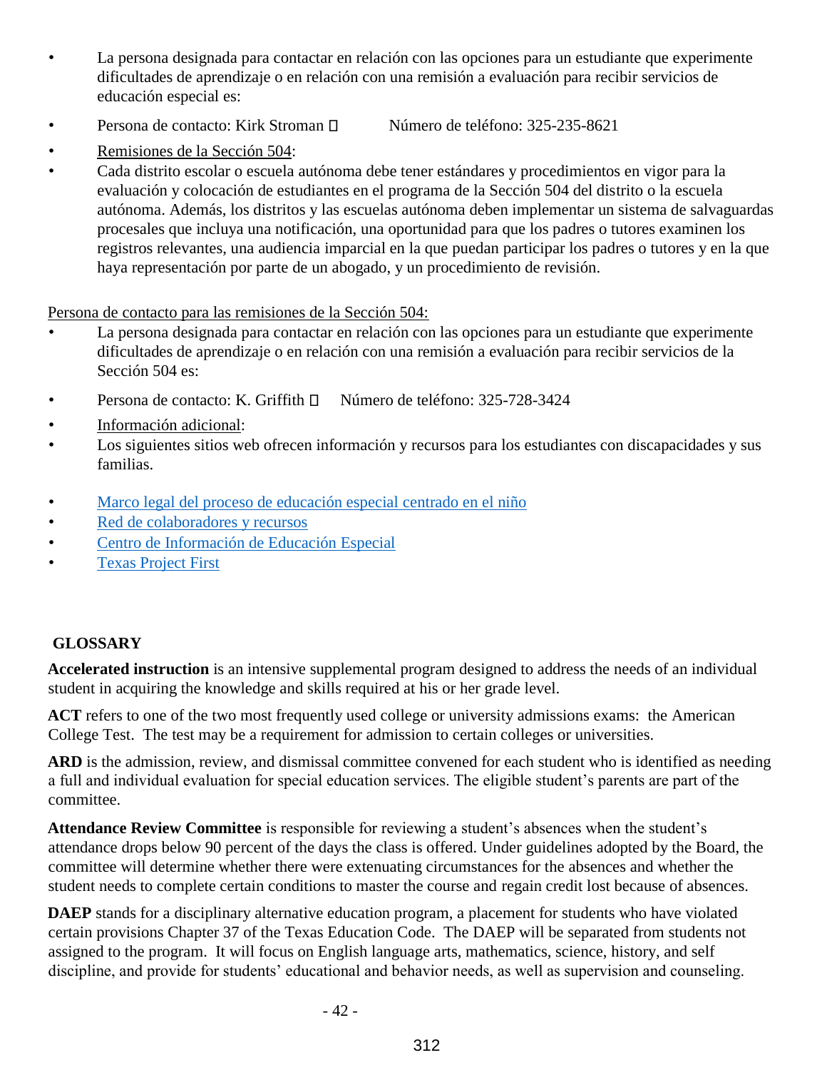- La persona designada para contactar en relación con las opciones para un estudiante que experimente dificultades de aprendizaje o en relación con una remisión a evaluación para recibir servicios de educación especial es:
- Persona de contacto: Kirk Stroman  Número de teléfono: 325-235-8621
- Remisiones de la Sección 504:
- Cada distrito escolar o escuela autónoma debe tener estándares y procedimientos en vigor para la evaluación y colocación de estudiantes en el programa de la Sección 504 del distrito o la escuela autónoma. Además, los distritos y las escuelas autónoma deben implementar un sistema de salvaguardas procesales que incluya una notificación, una oportunidad para que los padres o tutores examinen los registros relevantes, una audiencia imparcial en la que puedan participar los padres o tutores y en la que haya representación por parte de un abogado, y un procedimiento de revisión.

Persona de contacto para las remisiones de la Sección 504:

- La persona designada para contactar en relación con las opciones para un estudiante que experimente dificultades de aprendizaje o en relación con una remisión a evaluación para recibir servicios de la Sección 504 es:
- Persona de contacto: K. Griffith  Número de teléfono: 325-728-3424
- Información adicional:
- Los siguientes sitios web ofrecen información y recursos para los estudiantes con discapacidades y sus familias.

- Marco legal del proceso de educación especial centrado en el niño
- Red de colaboradores y recursos
- Centro de Información de Educación Especial
- Texas Project First

## GLOSSARY

**Accelerated instruction** is an intensive supplemental program designed to address the needs of an individual student in acquiring the knowledge and skills required at his or her grade level.

**ACT** refers to one of the two most frequently used college or university admissions exams: the American College Test. The test may be a requirement for admission to certain colleges or universities.

**ARD** is the admission, review, and dismissal committee convened for each student who is identified as needing a full and individual evaluation for special education services. The eligible student's parents are part of the committee.

**Attendance Review Committee** is responsible for reviewing a student's absences when the student's attendance drops below 90 percent of the days the class is offered. Under guidelines adopted by the Board, the committee will determine whether there were extenuating circumstances for the absences and whether the student needs to complete certain conditions to master the course and regain credit lost because of absences.

**DAEP** stands for a disciplinary alternative education program, a placement for students who have violated certain provisions Chapter 37 of the Texas Education Code. The DAEP will be separated from students not assigned to the program. It will focus on English language arts, mathematics, science, history, and self discipline, and provide for students' educational and behavior needs, as well as supervision and counseling.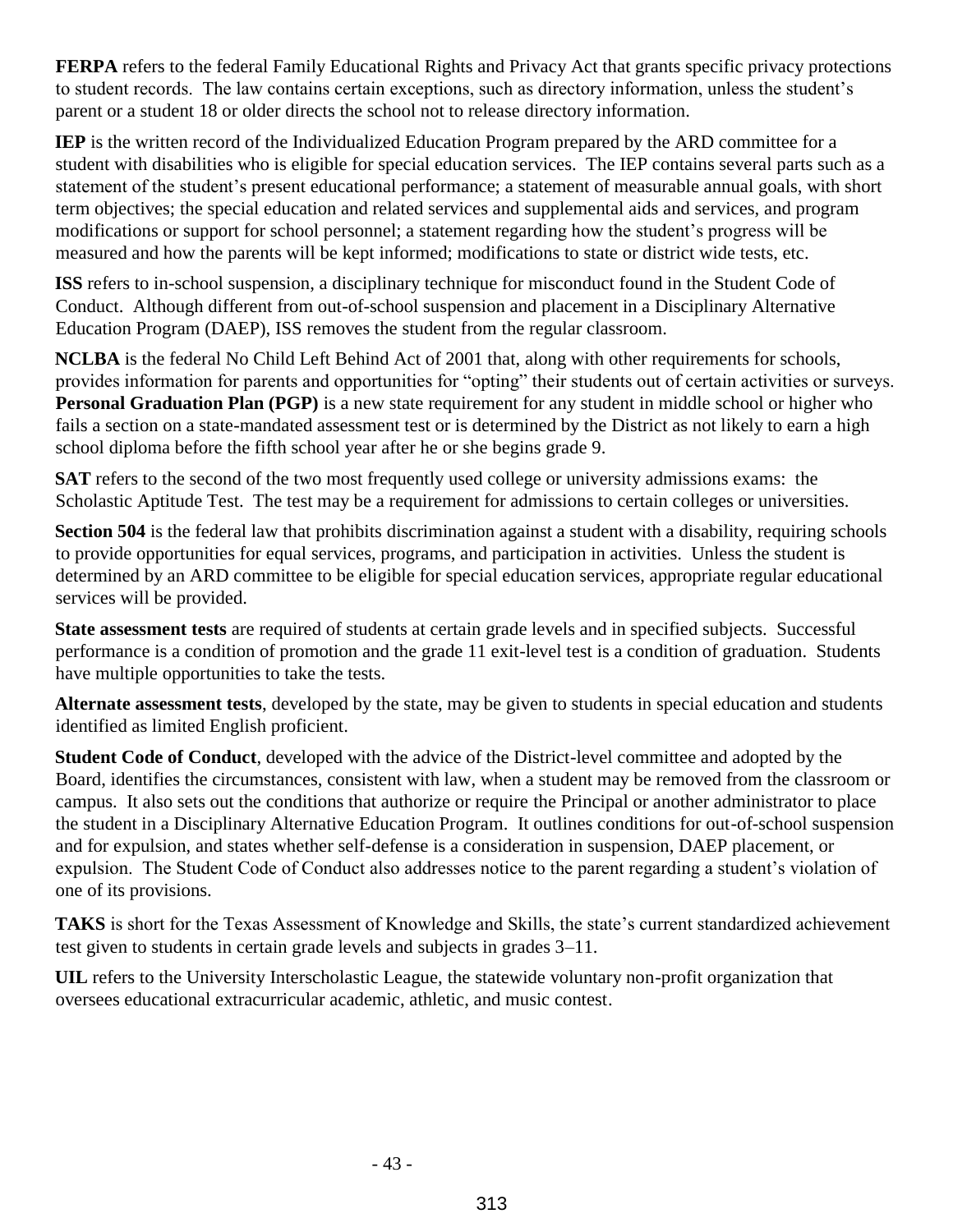**FERPA** refers to the federal Family Educational Rights and Privacy Act that grants specific privacy protections to student records. The law contains certain exceptions, such as directory information, unless the student's parent or a student 18 or older directs the school not to release directory information.

**IEP** is the written record of the Individualized Education Program prepared by the ARD committee for a student with disabilities who is eligible for special education services. The IEP contains several parts such as a statement of the student's present educational performance; a statement of measurable annual goals, with short term objectives; the special education and related services and supplemental aids and services, and program modifications or support for school personnel; a statement regarding how the student's progress will be measured and how the parents will be kept informed; modifications to state or district wide tests, etc.

**ISS** refers to in-school suspension, a disciplinary technique for misconduct found in the Student Code of Conduct. Although different from out-of-school suspension and placement in a Disciplinary Alternative Education Program (DAEP), ISS removes the student from the regular classroom.

**NCLBA** is the federal No Child Left Behind Act of 2001 that, along with other requirements for schools, provides information for parents and opportunities for "opting" their students out of certain activities or surveys.

**Personal Graduation Plan (PGP)** is a new state requirement for any student in middle school or higher who fails a section on a state-mandated assessment test or is determined by the District as not likely to earn a high school diploma before the fifth school year after he or she begins grade 9.

**SAT** refers to the second of the two most frequently used college or university admissions exams: the Scholastic Aptitude Test. The test may be a requirement for admissions to certain colleges or universities.

**Section 504** is the federal law that prohibits discrimination against a student with a disability, requiring schools to provide opportunities for equal services, programs, and participation in activities. Unless the student is determined by an ARD committee to be eligible for special education services, appropriate regular educational services will be provided.

**State assessment tests** are required of students at certain grade levels and in specified subjects. Successful performance is a condition of promotion and the grade 11 exit-level test is a condition of graduation. Students have multiple opportunities to take the tests.

**Alternate assessment tests**, developed by the state, may be given to students in special education and students identified as limited English proficient.

**Student Code of Conduct**, developed with the advice of the District-level committee and adopted by the Board, identifies the circumstances, consistent with law, when a student may be removed from the classroom or campus. It also sets out the conditions that authorize or require the Principal or another administrator to place the student in a Disciplinary Alternative Education Program. It outlines conditions for out-of-school suspension and for expulsion, and states whether self-defense is a consideration in suspension, DAEP placement, or expulsion. The Student Code of Conduct also addresses notice to the parent regarding a student's violation of one of its provisions.

**TAKS** is short for the Texas Assessment of Knowledge and Skills, the state's current standardized achievement test given to students in certain grade levels and subjects in grades 3–11.

**UIL** refers to the University Interscholastic League, the statewide voluntary non-profit organization that oversees educational extracurricular academic, athletic, and music contest.